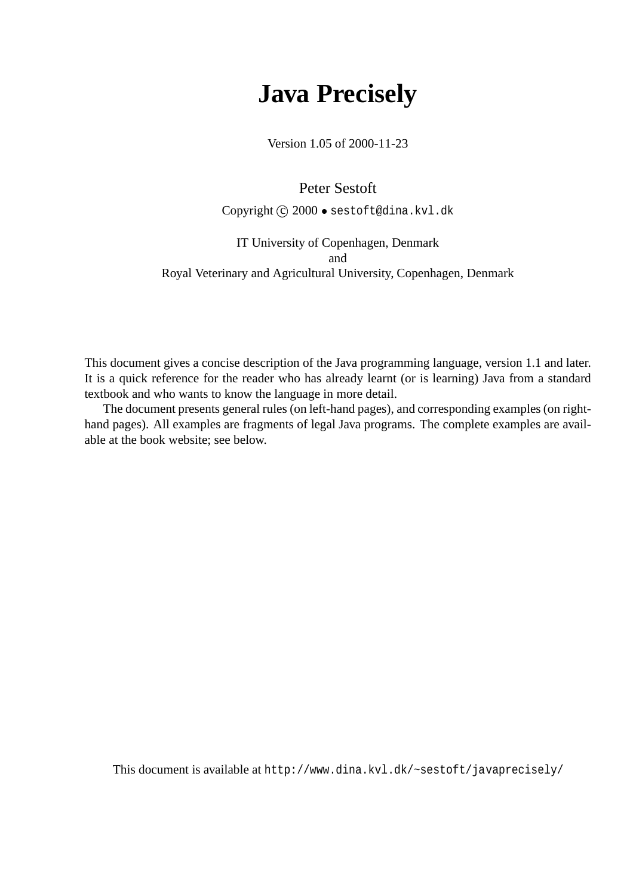# Java Precisely

Version 1.05 of 2000-11-23

Peter Sestoft

Copyright © 2000 • `sestoft@dina.kvl.dk`

IT University of Copenhagen, Denmark
and
Royal Veterinary and Agricultural University, Copenhagen, Denmark

This document gives a concise description of the Java programming language, version 1.1 and later. It is a quick reference for the reader who has already learnt (or is learning) Java from a standard textbook and who wants to know the language in more detail.

The document presents general rules (on left-hand pages), and corresponding examples (on right-hand pages). All examples are fragments of legal Java programs. The complete examples are available at the book website; see below.

This document is available at `http://www.dina.kvl.dk/~sestoft/javaprecisely/`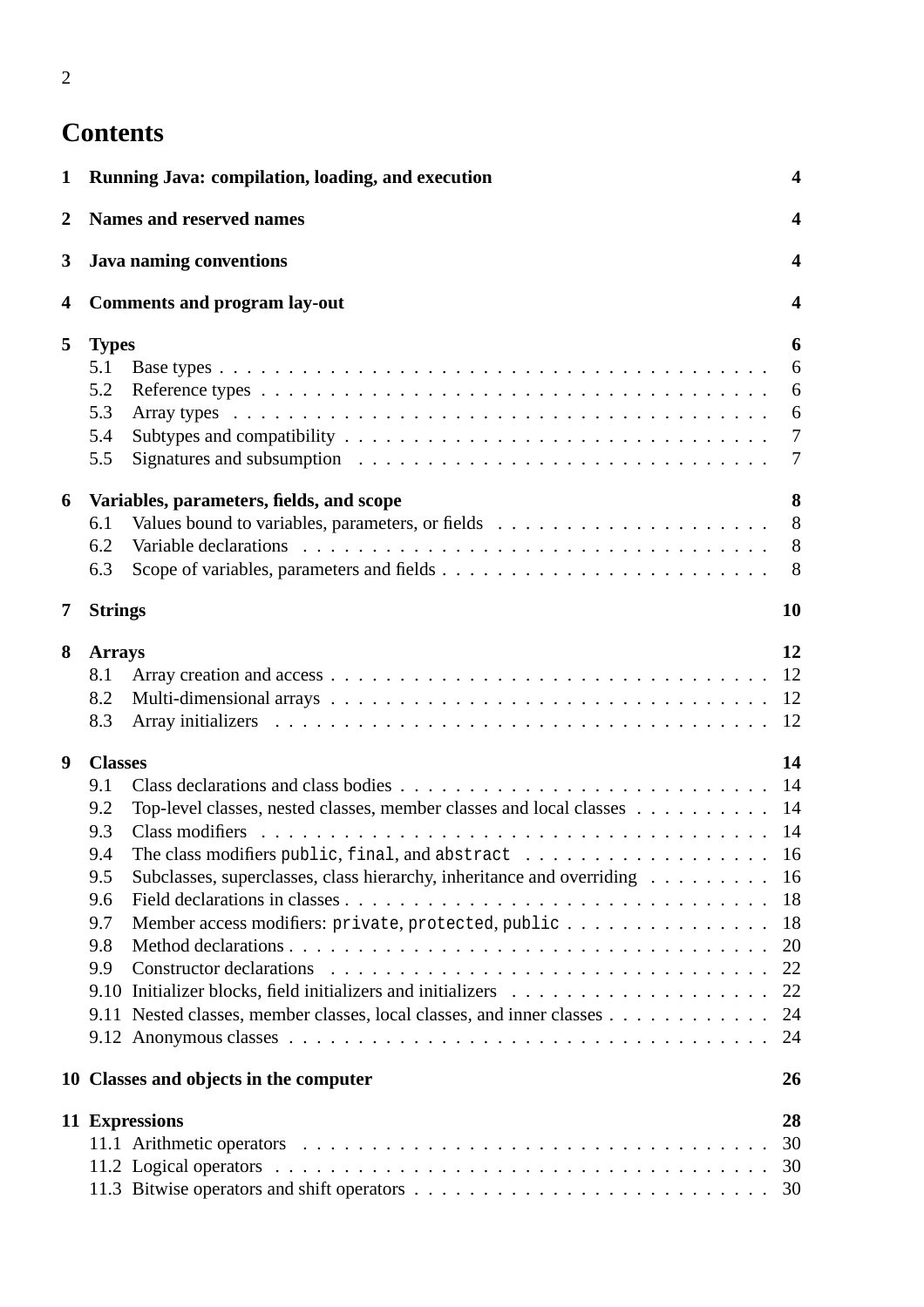# Contents

**1 Running Java: compilation, loading, and execution** **4**

**2 Names and reserved names** **4**

**3 Java naming conventions** **4**

**4 Comments and program lay-out** **4**

**5 Types** **6**

- 5.1 Base types . . . . . . . . . . . . . . . . . . . . . . . . . . . . . . . . . . . . . . 6
- 5.2 Reference types . . . . . . . . . . . . . . . . . . . . . . . . . . . . . . . . . . . 6
- 5.3 Array types . . . . . . . . . . . . . . . . . . . . . . . . . . . . . . . . . . . . . 6
- 5.4 Subtypes and compatibility . . . . . . . . . . . . . . . . . . . . . . . . . . . . . 7
- 5.5 Signatures and subsumption . . . . . . . . . . . . . . . . . . . . . . . . . . . . 7

**6 Variables, parameters, fields, and scope** **8**

- 6.1 Values bound to variables, parameters, or fields . . . . . . . . . . . . . . . . . . 8
- 6.2 Variable declarations . . . . . . . . . . . . . . . . . . . . . . . . . . . . . . . . 8
- 6.3 Scope of variables, parameters and fields . . . . . . . . . . . . . . . . . . . . . . 8

**7 Strings** **10**

**8 Arrays** **12**

- 8.1 Array creation and access . . . . . . . . . . . . . . . . . . . . . . . . . . . . . . 12
- 8.2 Multi-dimensional arrays . . . . . . . . . . . . . . . . . . . . . . . . . . . . . . 12
- 8.3 Array initializers . . . . . . . . . . . . . . . . . . . . . . . . . . . . . . . . . . 12

**9 Classes** **14**

- 9.1 Class declarations and class bodies . . . . . . . . . . . . . . . . . . . . . . . . . 14
- 9.2 Top-level classes, nested classes, member classes and local classes . . . . . . . . . 14
- 9.3 Class modifiers . . . . . . . . . . . . . . . . . . . . . . . . . . . . . . . . . . . 14
- 9.4 The class modifiers `public`, `final`, and `abstract` . . . . . . . . . . . . . . . . . 16
- 9.5 Subclasses, superclasses, class hierarchy, inheritance and overriding . . . . . . . . 16
- 9.6 Field declarations in classes . . . . . . . . . . . . . . . . . . . . . . . . . . . . . 18
- 9.7 Member access modifiers: `private`, `protected`, `public` . . . . . . . . . . . . . . . 18
- 9.8 Method declarations . . . . . . . . . . . . . . . . . . . . . . . . . . . . . . . . . 20
- 9.9 Constructor declarations . . . . . . . . . . . . . . . . . . . . . . . . . . . . . . 22
- 9.10 Initializer blocks, field initializers and initializers . . . . . . . . . . . . . . . . . 22
- 9.11 Nested classes, member classes, local classes, and inner classes . . . . . . . . . . . 24
- 9.12 Anonymous classes . . . . . . . . . . . . . . . . . . . . . . . . . . . . . . . . . 24

**10 Classes and objects in the computer** **26**

**11 Expressions** **28**

- 11.1 Arithmetic operators . . . . . . . . . . . . . . . . . . . . . . . . . . . . . . . . 30
- 11.2 Logical operators . . . . . . . . . . . . . . . . . . . . . . . . . . . . . . . . . . 30
- 11.3 Bitwise operators and shift operators . . . . . . . . . . . . . . . . . . . . . . . . 30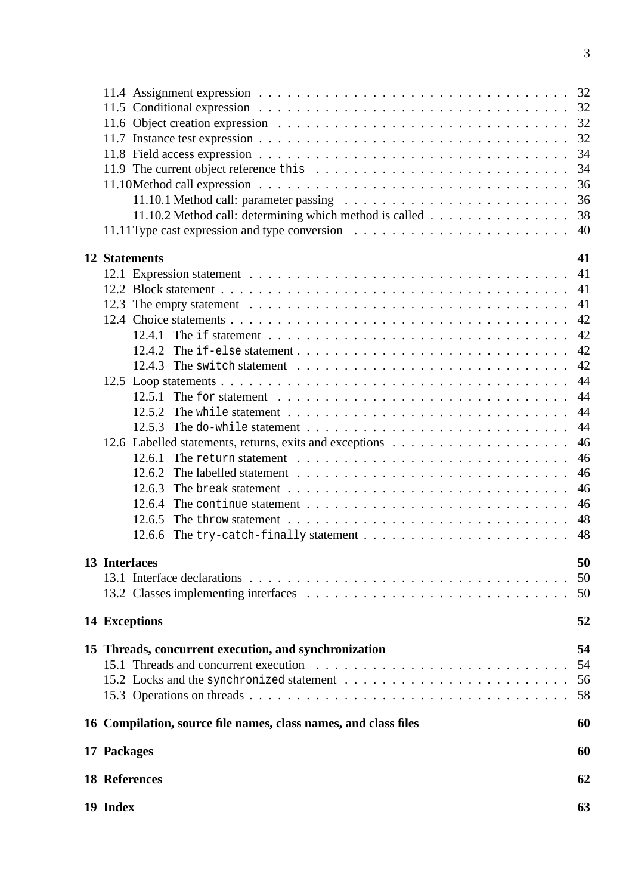- 11.4 Assignment expression . . . 32
- 11.5 Conditional expression . . . 32
- 11.6 Object creation expression . . . 32
- 11.7 Instance test expression . . . 32
- 11.8 Field access expression . . . 34
- 11.9 The current object reference `this` . . . 34
- 11.10 Method call expression . . . 36
  - 11.10.1 Method call: parameter passing . . . 36
  - 11.10.2 Method call: determining which method is called . . . 38
- 11.11 Type cast expression and type conversion . . . 40

**12 Statements** **41**

- 12.1 Expression statement . . . 41
- 12.2 Block statement . . . 41
- 12.3 The empty statement . . . 41
- 12.4 Choice statements . . . 42
  - 12.4.1 The `if` statement . . . 42
  - 12.4.2 The `if-else` statement . . . 42
  - 12.4.3 The `switch` statement . . . 42
- 12.5 Loop statements . . . 44
  - 12.5.1 The `for` statement . . . 44
  - 12.5.2 The `while` statement . . . 44
  - 12.5.3 The `do-while` statement . . . 44
- 12.6 Labelled statements, returns, exits and exceptions . . . 46
  - 12.6.1 The `return` statement . . . 46
  - 12.6.2 The labelled statement . . . 46
  - 12.6.3 The `break` statement . . . 46
  - 12.6.4 The `continue` statement . . . 46
  - 12.6.5 The `throw` statement . . . 48
  - 12.6.6 The `try-catch-finally` statement . . . 48

**13 Interfaces** **50**

- 13.1 Interface declarations . . . 50
- 13.2 Classes implementing interfaces . . . 50

**14 Exceptions** **52**

**15 Threads, concurrent execution, and synchronization** **54**

- 15.1 Threads and concurrent execution . . . 54
- 15.2 Locks and the `synchronized` statement . . . 56
- 15.3 Operations on threads . . . 58

**16 Compilation, source file names, class names, and class files** **60**

**17 Packages** **60**

**18 References** **62**

**19 Index** **63**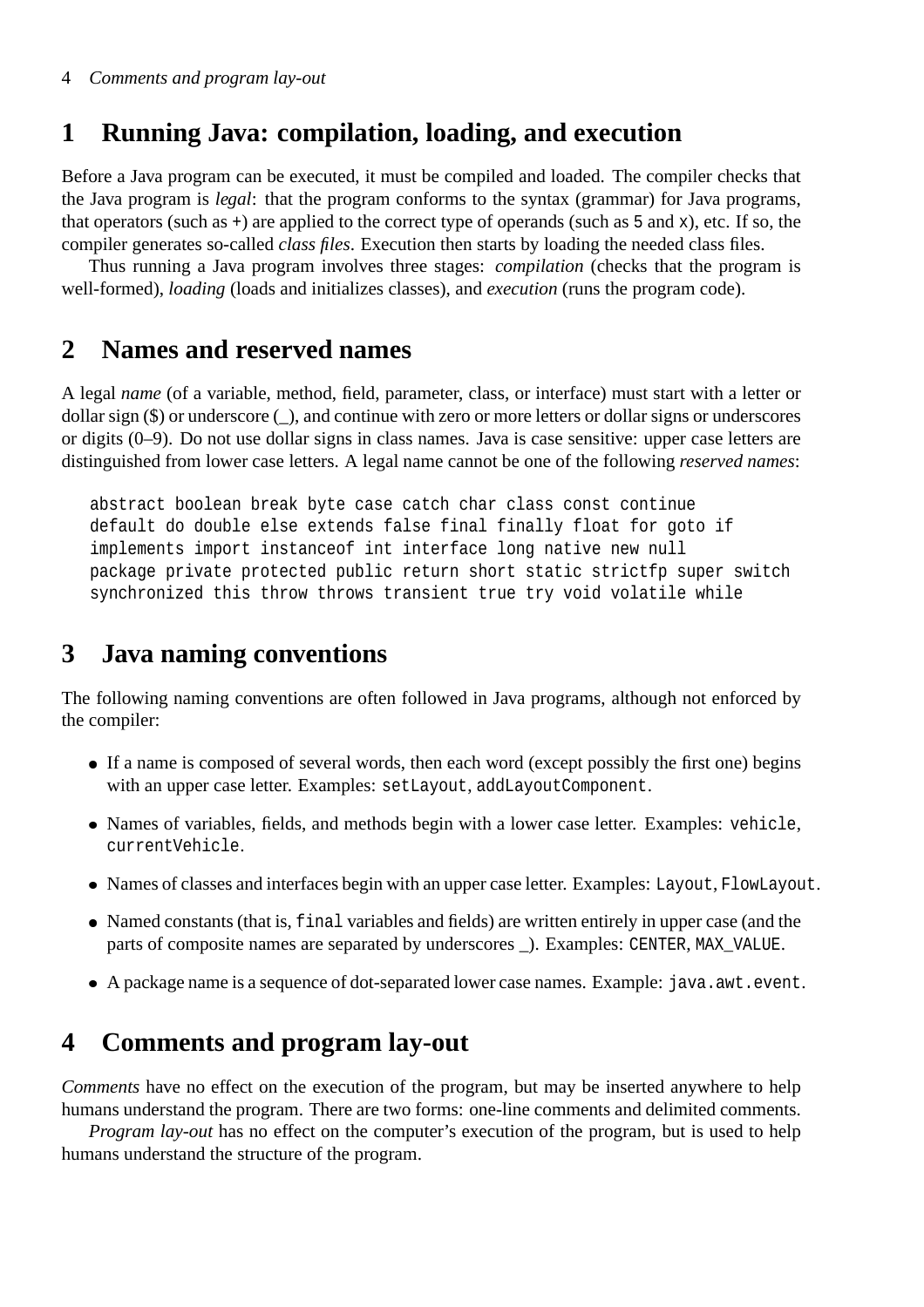# 1 Running Java: compilation, loading, and execution

Before a Java program can be executed, it must be compiled and loaded. The compiler checks that the Java program is *legal*: that the program conforms to the syntax (grammar) for Java programs, that operators (such as `+`) are applied to the correct type of operands (such as `5` and `x`), etc. If so, the compiler generates so-called *class files*. Execution then starts by loading the needed class files.

Thus running a Java program involves three stages: *compilation* (checks that the program is well-formed), *loading* (loads and initializes classes), and *execution* (runs the program code).

# 2 Names and reserved names

A legal *name* (of a variable, method, field, parameter, class, or interface) must start with a letter or dollar sign ($) or underscore (_), and continue with zero or more letters or dollar signs or underscores or digits (0–9). Do not use dollar signs in class names. Java is case sensitive: upper case letters are distinguished from lower case letters. A legal name cannot be one of the following *reserved names*:

```
abstract boolean break byte case catch char class const continue
default do double else extends false final finally float for goto if
implements import instanceof int interface long native new null
package private protected public return short static strictfp super switch
synchronized this throw throws transient true try void volatile while
```

# 3 Java naming conventions

The following naming conventions are often followed in Java programs, although not enforced by the compiler:

- If a name is composed of several words, then each word (except possibly the first one) begins with an upper case letter. Examples: `setLayout`, `addLayoutComponent`.
- Names of variables, fields, and methods begin with a lower case letter. Examples: `vehicle`, `currentVehicle`.
- Names of classes and interfaces begin with an upper case letter. Examples: `Layout`, `FlowLayout`.
- Named constants (that is, `final` variables and fields) are written entirely in upper case (and the parts of composite names are separated by underscores _). Examples: `CENTER`, `MAX_VALUE`.
- A package name is a sequence of dot-separated lower case names. Example: `java.awt.event`.

# 4 Comments and program lay-out

*Comments* have no effect on the execution of the program, but may be inserted anywhere to help humans understand the program. There are two forms: one-line comments and delimited comments.

*Program lay-out* has no effect on the computer's execution of the program, but is used to help humans understand the structure of the program.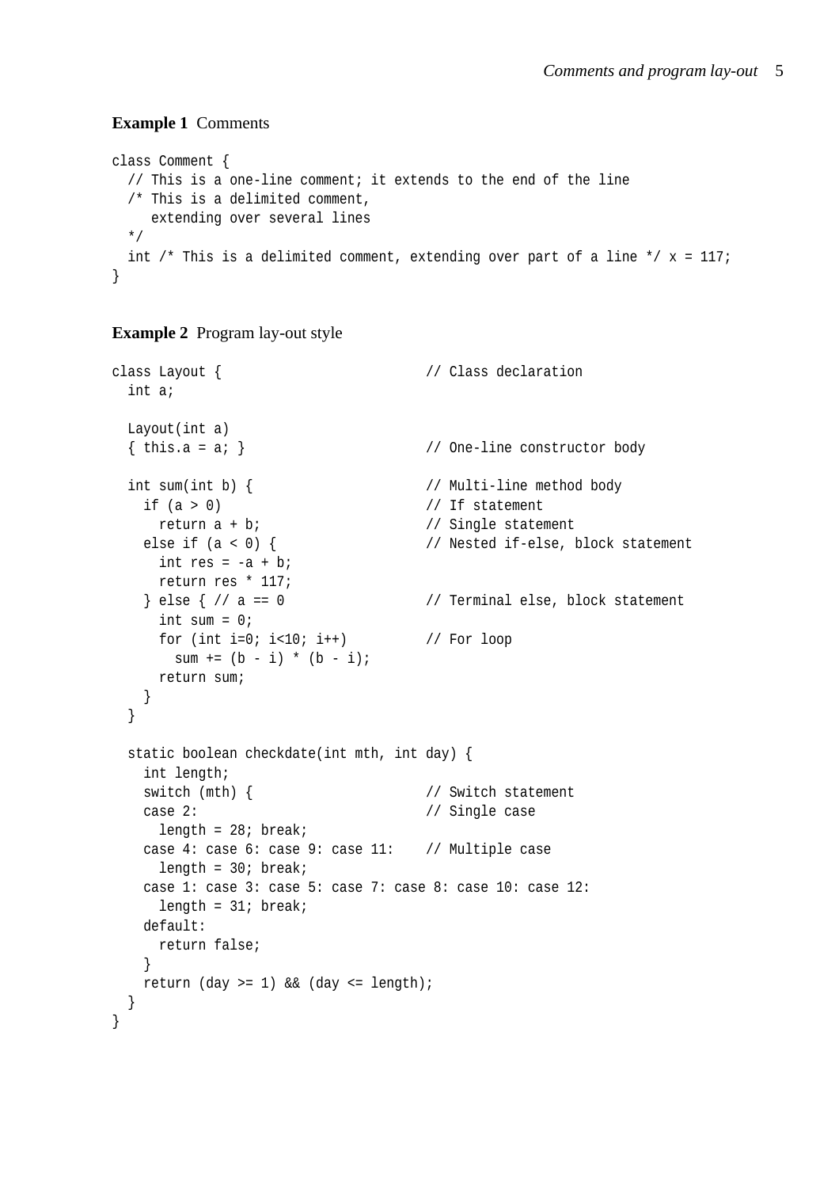**Example 1** Comments

```
class Comment {
  // This is a one-line comment; it extends to the end of the line
  /* This is a delimited comment,
     extending over several lines
  */
  int /* This is a delimited comment, extending over part of a line */ x = 117;
}
```

**Example 2** Program lay-out style

```
class Layout {                          // Class declaration
  int a;

  Layout(int a)
  { this.a = a; }                       // One-line constructor body

  int sum(int b) {                      // Multi-line method body
    if (a > 0)                          // If statement
      return a + b;                     // Single statement
    else if (a < 0) {                   // Nested if-else, block statement
      int res = -a + b;
      return res * 117;
    } else { // a == 0                  // Terminal else, block statement
      int sum = 0;
      for (int i=0; i<10; i++)          // For loop
        sum += (b - i) * (b - i);
      return sum;
    }
  }

  static boolean checkdate(int mth, int day) {
    int length;
    switch (mth) {                      // Switch statement
    case 2:                             // Single case
      length = 28; break;
    case 4: case 6: case 9: case 11:    // Multiple case
      length = 30; break;
    case 1: case 3: case 5: case 7: case 8: case 10: case 12:
      length = 31; break;
    default:
      return false;
    }
    return (day >= 1) && (day <= length);
  }
}
```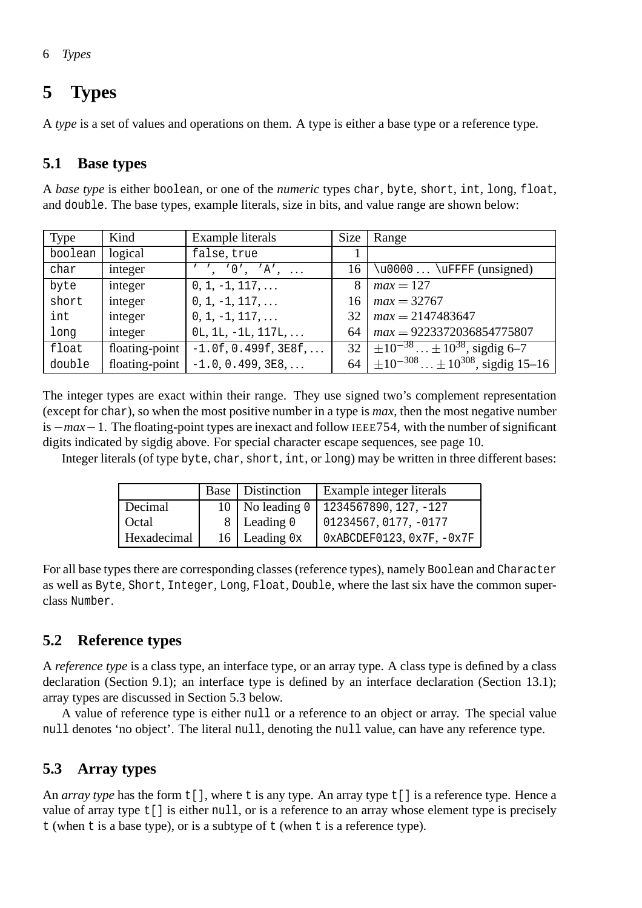# 5 Types

A *type* is a set of values and operations on them. A type is either a base type or a reference type.

## 5.1 Base types

A *base type* is either `boolean`, or one of the *numeric* types `char`, `byte`, `short`, `int`, `long`, `float`, and `double`. The base types, example literals, size in bits, and value range are shown below:

| Type | Kind | Example literals | Size | Range |
|---|---|---|---|---|
| `boolean` | logical | `false`, `true` | 1 | |
| `char` | integer | `' '`, `'0'`, `'A'`, ... | 16 | `\u0000` ... `\uFFFF` (unsigned) |
| `byte` | integer | `0`, `1`, `-1`, `117`, ... | 8 | $max = 127$ |
| `short` | integer | `0`, `1`, `-1`, `117`, ... | 16 | $max = 32767$ |
| `int` | integer | `0`, `1`, `-1`, `117`, ... | 32 | $max = 2147483647$ |
| `long` | integer | `0L`, `1L`, `-1L`, `117L`, ... | 64 | $max = 9223372036854775807$ |
| `float` | floating-point | `-1.0f`, `0.499f`, `3E8f`, ... | 32 | $\pm 10^{-38} \ldots \pm 10^{38}$, sigdig 6–7 |
| `double` | floating-point | `-1.0`, `0.499`, `3E8`, ... | 64 | $\pm 10^{-308} \ldots \pm 10^{308}$, sigdig 15–16 |

The integer types are exact within their range. They use signed two's complement representation (except for `char`), so when the most positive number in a type is *max*, then the most negative number is $-max-1$. The floating-point types are inexact and follow IEEE754, with the number of significant digits indicated by sigdig above. For special character escape sequences, see page 10.

Integer literals (of type `byte`, `char`, `short`, `int`, or `long`) may be written in three different bases:

| | Base | Distinction | Example integer literals |
|---|---|---|---|
| Decimal | 10 | No leading `0` | `1234567890`, `127`, `-127` |
| Octal | 8 | Leading `0` | `01234567`, `0177`, `-0177` |
| Hexadecimal | 16 | Leading `0x` | `0xABCDEF0123`, `0x7F`, `-0x7F` |

For all base types there are corresponding classes (reference types), namely `Boolean` and `Character` as well as `Byte`, `Short`, `Integer`, `Long`, `Float`, `Double`, where the last six have the common superclass `Number`.

## 5.2 Reference types

A *reference type* is a class type, an interface type, or an array type. A class type is defined by a class declaration (Section 9.1); an interface type is defined by an interface declaration (Section 13.1); array types are discussed in Section 5.3 below.

A value of reference type is either `null` or a reference to an object or array. The special value `null` denotes 'no object'. The literal `null`, denoting the `null` value, can have any reference type.

## 5.3 Array types

An *array type* has the form `t[]`, where `t` is any type. An array type `t[]` is a reference type. Hence a value of array type `t[]` is either `null`, or is a reference to an array whose element type is precisely `t` (when `t` is a base type), or is a subtype of `t` (when `t` is a reference type).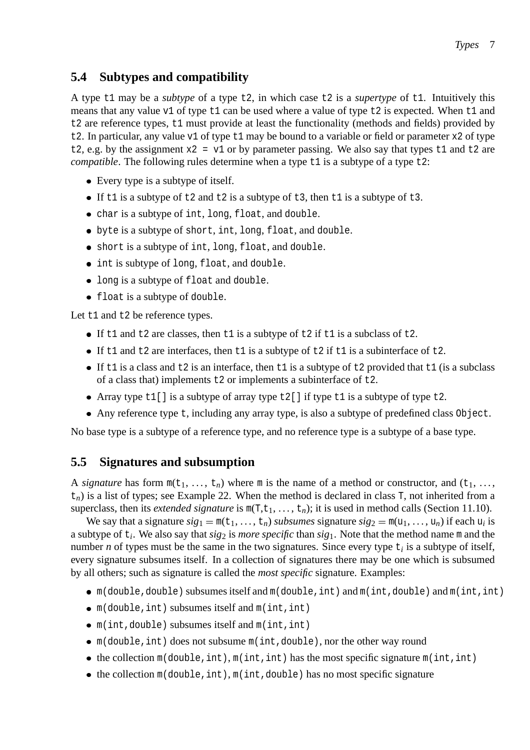## 5.4 Subtypes and compatibility

A type `t1` may be a *subtype* of a type `t2`, in which case `t2` is a *supertype* of `t1`. Intuitively this means that any value `v1` of type `t1` can be used where a value of type `t2` is expected. When `t1` and `t2` are reference types, `t1` must provide at least the functionality (methods and fields) provided by `t2`. In particular, any value `v1` of type `t1` may be bound to a variable or field or parameter `x2` of type `t2`, e.g. by the assignment `x2 = v1` or by parameter passing. We also say that types `t1` and `t2` are *compatible*. The following rules determine when a type `t1` is a subtype of a type `t2`:

- Every type is a subtype of itself.
- If `t1` is a subtype of `t2` and `t2` is a subtype of `t3`, then `t1` is a subtype of `t3`.
- `char` is a subtype of `int`, `long`, `float`, and `double`.
- `byte` is a subtype of `short`, `int`, `long`, `float`, and `double`.
- `short` is a subtype of `int`, `long`, `float`, and `double`.
- `int` is subtype of `long`, `float`, and `double`.
- `long` is a subtype of `float` and `double`.
- `float` is a subtype of `double`.

Let `t1` and `t2` be reference types.

- If `t1` and `t2` are classes, then `t1` is a subtype of `t2` if `t1` is a subclass of `t2`.
- If `t1` and `t2` are interfaces, then `t1` is a subtype of `t2` if `t1` is a subinterface of `t2`.
- If `t1` is a class and `t2` is an interface, then `t1` is a subtype of `t2` provided that `t1` (is a subclass of a class that) implements `t2` or implements a subinterface of `t2`.
- Array type `t1[]` is a subtype of array type `t2[]` if type `t1` is a subtype of type `t2`.
- Any reference type `t`, including any array type, is also a subtype of predefined class `Object`.

No base type is a subtype of a reference type, and no reference type is a subtype of a base type.

## 5.5 Signatures and subsumption

A *signature* has form $\mathtt{m}(\mathtt{t}_1, \ldots, \mathtt{t}_n)$ where `m` is the name of a method or constructor, and $(\mathtt{t}_1, \ldots, \mathtt{t}_n)$ is a list of types; see Example 22. When the method is declared in class `T`, not inherited from a superclass, then its *extended signature* is $\mathtt{m}(\mathtt{T}, \mathtt{t}_1, \ldots, \mathtt{t}_n)$; it is used in method calls (Section 11.10).

We say that a signature $sig_1 = \mathtt{m}(\mathtt{t}_1, \ldots, \mathtt{t}_n)$ *subsumes* signature $sig_2 = \mathtt{m}(\mathtt{u}_1, \ldots, \mathtt{u}_n)$ if each $\mathtt{u}_i$ is a subtype of $\mathtt{t}_i$. We also say that $sig_2$ is *more specific* than $sig_1$. Note that the method name `m` and the number $n$ of types must be the same in the two signatures. Since every type $\mathtt{t}_i$ is a subtype of itself, every signature subsumes itself. In a collection of signatures there may be one which is subsumed by all others; such as signature is called the *most specific* signature. Examples:

- `m(double,double)` subsumes itself and `m(double,int)` and `m(int,double)` and `m(int,int)`
- `m(double,int)` subsumes itself and `m(int,int)`
- `m(int,double)` subsumes itself and `m(int,int)`
- `m(double,int)` does not subsume `m(int,double)`, nor the other way round
- the collection `m(double,int)`, `m(int,int)` has the most specific signature `m(int,int)`
- the collection `m(double,int)`, `m(int,double)` has no most specific signature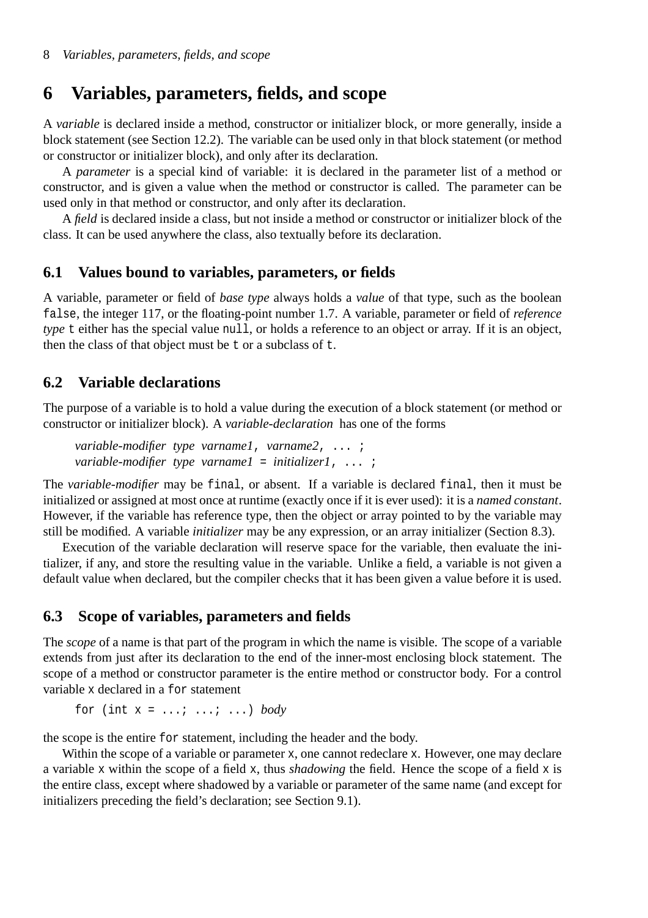# 6 Variables, parameters, fields, and scope

A *variable* is declared inside a method, constructor or initializer block, or more generally, inside a block statement (see Section 12.2). The variable can be used only in that block statement (or method or constructor or initializer block), and only after its declaration.

A *parameter* is a special kind of variable: it is declared in the parameter list of a method or constructor, and is given a value when the method or constructor is called. The parameter can be used only in that method or constructor, and only after its declaration.

A *field* is declared inside a class, but not inside a method or constructor or initializer block of the class. It can be used anywhere the class, also textually before its declaration.

## 6.1 Values bound to variables, parameters, or fields

A variable, parameter or field of *base type* always holds a *value* of that type, such as the boolean `false`, the integer 117, or the floating-point number 1.7. A variable, parameter or field of *reference type* `t` either has the special value `null`, or holds a reference to an object or array. If it is an object, then the class of that object must be `t` or a subclass of `t`.

## 6.2 Variable declarations

The purpose of a variable is to hold a value during the execution of a block statement (or method or constructor or initializer block). A *variable-declaration* has one of the forms

*variable-modifier type varname1*`,` *varname2*`, ... ;`
*variable-modifier type varname1* `=` *initializer1*`, ... ;`

The *variable-modifier* may be `final`, or absent. If a variable is declared `final`, then it must be initialized or assigned at most once at runtime (exactly once if it is ever used): it is a *named constant*. However, if the variable has reference type, then the object or array pointed to by the variable may still be modified. A variable *initializer* may be any expression, or an array initializer (Section 8.3).

Execution of the variable declaration will reserve space for the variable, then evaluate the initializer, if any, and store the resulting value in the variable. Unlike a field, a variable is not given a default value when declared, but the compiler checks that it has been given a value before it is used.

## 6.3 Scope of variables, parameters and fields

The *scope* of a name is that part of the program in which the name is visible. The scope of a variable extends from just after its declaration to the end of the inner-most enclosing block statement. The scope of a method or constructor parameter is the entire method or constructor body. For a control variable `x` declared in a `for` statement

```
for (int x = ...; ...; ...) body
```

the scope is the entire `for` statement, including the header and the body.

Within the scope of a variable or parameter `x`, one cannot redeclare `x`. However, one may declare a variable `x` within the scope of a field `x`, thus *shadowing* the field. Hence the scope of a field `x` is the entire class, except where shadowed by a variable or parameter of the same name (and except for initializers preceding the field's declaration; see Section 9.1).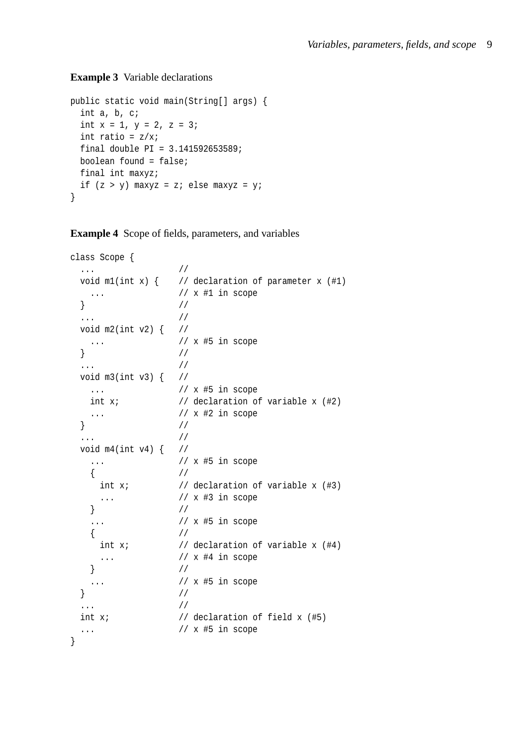**Example 3** Variable declarations

```
public static void main(String[] args) {
  int a, b, c;
  int x = 1, y = 2, z = 3;
  int ratio = z/x;
  final double PI = 3.141592653589;
  boolean found = false;
  final int maxyz;
  if (z > y) maxyz = z; else maxyz = y;
}
```

**Example 4** Scope of fields, parameters, and variables

```
class Scope {
  ...                 //
  void m1(int x) {    // declaration of parameter x (#1)
    ...               // x #1 in scope
  }                   //
  ...                 //
  void m2(int v2) {   //
    ...               // x #5 in scope
  }                   //
  ...                 //
  void m3(int v3) {   //
    ...               // x #5 in scope
    int x;            // declaration of variable x (#2)
    ...               // x #2 in scope
  }                   //
  ...                 //
  void m4(int v4) {   //
    ...               // x #5 in scope
    {                 //
      int x;          // declaration of variable x (#3)
      ...             // x #3 in scope
    }                 //
    ...               // x #5 in scope
    {                 //
      int x;          // declaration of variable x (#4)
      ...             // x #4 in scope
    }                 //
    ...               // x #5 in scope
  }                   //
  ...                 //
  int x;              // declaration of field x (#5)
  ...                 // x #5 in scope
}
```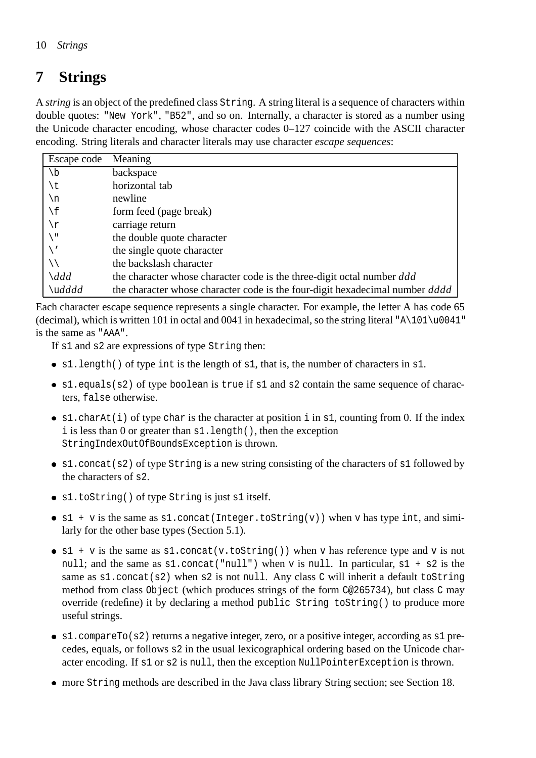# 7 Strings

A *string* is an object of the predefined class `String`. A string literal is a sequence of characters within double quotes: `"New York"`, `"B52"`, and so on. Internally, a character is stored as a number using the Unicode character encoding, whose character codes 0–127 coincide with the ASCII character encoding. String literals and character literals may use character *escape sequences*:

| Escape code | Meaning |
|---|---|
| `\b` | backspace |
| `\t` | horizontal tab |
| `\n` | newline |
| `\f` | form feed (page break) |
| `\r` | carriage return |
| `\"` | the double quote character |
| `\'` | the single quote character |
| `\\` | the backslash character |
| `\`*ddd* | the character whose character code is the three-digit octal number *ddd* |
| `\u`*dddd* | the character whose character code is the four-digit hexadecimal number *dddd* |

Each character escape sequence represents a single character. For example, the letter A has code 65 (decimal), which is written 101 in octal and 0041 in hexadecimal, so the string literal `"A\101\u0041"` is the same as `"AAA"`.

If `s1` and `s2` are expressions of type `String` then:

- `s1.length()` of type `int` is the length of `s1`, that is, the number of characters in `s1`.
- `s1.equals(s2)` of type `boolean` is `true` if `s1` and `s2` contain the same sequence of characters, `false` otherwise.
- `s1.charAt(i)` of type `char` is the character at position `i` in `s1`, counting from 0. If the index `i` is less than 0 or greater than `s1.length()`, then the exception `StringIndexOutOfBoundsException` is thrown.
- `s1.concat(s2)` of type `String` is a new string consisting of the characters of `s1` followed by the characters of `s2`.
- `s1.toString()` of type `String` is just `s1` itself.
- `s1 + v` is the same as `s1.concat(Integer.toString(v))` when `v` has type `int`, and similarly for the other base types (Section 5.1).
- `s1 + v` is the same as `s1.concat(v.toString())` when `v` has reference type and `v` is not `null`; and the same as `s1.concat("null")` when `v` is `null`. In particular, `s1 + s2` is the same as `s1.concat(s2)` when `s2` is not `null`. Any class `C` will inherit a default `toString` method from class `Object` (which produces strings of the form `C@265734`), but class `C` may override (redefine) it by declaring a method `public String toString()` to produce more useful strings.
- `s1.compareTo(s2)` returns a negative integer, zero, or a positive integer, according as `s1` precedes, equals, or follows `s2` in the usual lexicographical ordering based on the Unicode character encoding. If `s1` or `s2` is `null`, then the exception `NullPointerException` is thrown.
- more `String` methods are described in the Java class library String section; see Section 18.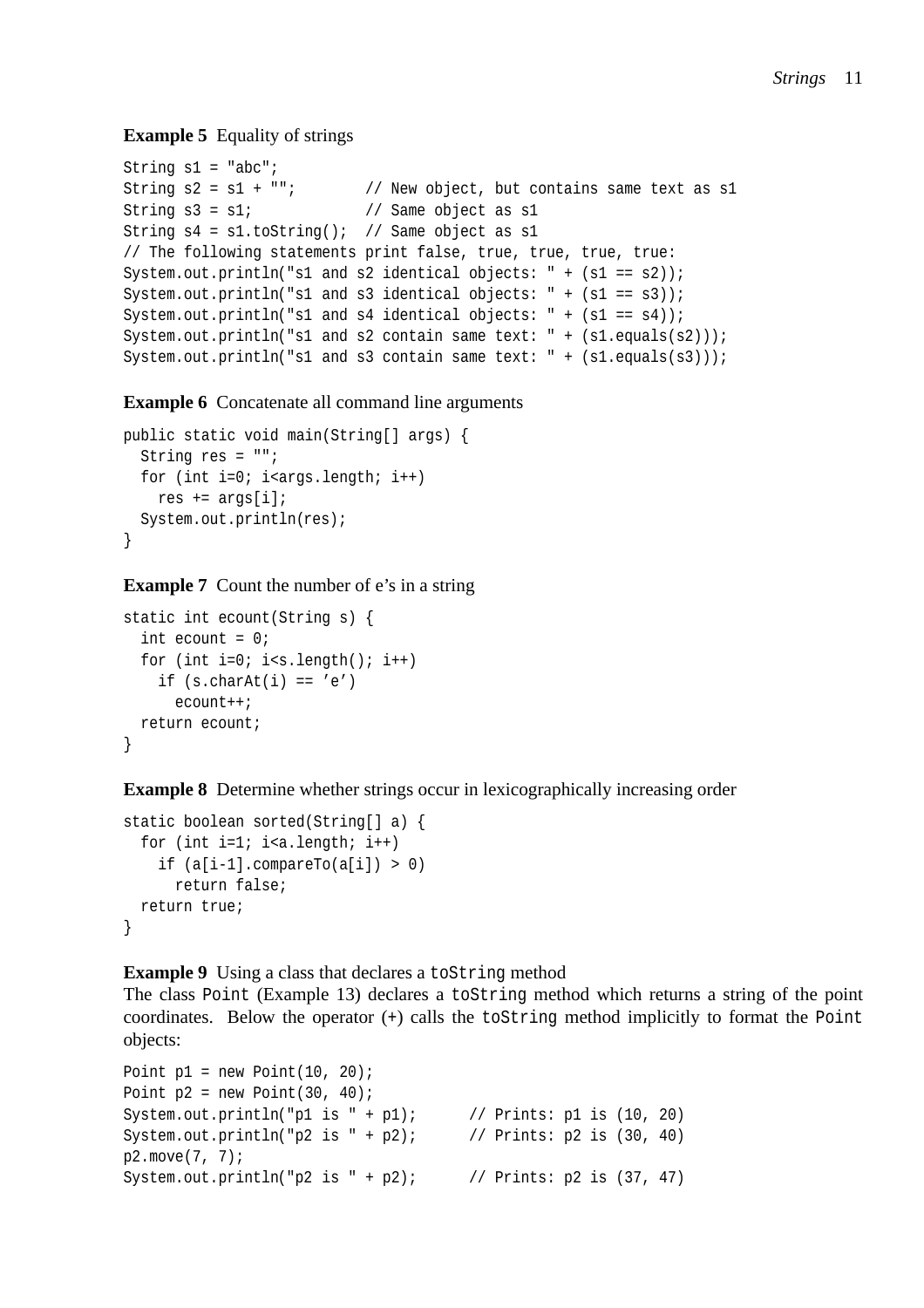**Example 5** Equality of strings

```
String s1 = "abc";
String s2 = s1 + "";        // New object, but contains same text as s1
String s3 = s1;             // Same object as s1
String s4 = s1.toString();  // Same object as s1
// The following statements print false, true, true, true, true:
System.out.println("s1 and s2 identical objects: " + (s1 == s2));
System.out.println("s1 and s3 identical objects: " + (s1 == s3));
System.out.println("s1 and s4 identical objects: " + (s1 == s4));
System.out.println("s1 and s2 contain same text: " + (s1.equals(s2)));
System.out.println("s1 and s3 contain same text: " + (s1.equals(s3)));
```

**Example 6** Concatenate all command line arguments

```
public static void main(String[] args) {
  String res = "";
  for (int i=0; i<args.length; i++)
    res += args[i];
  System.out.println(res);
}
```

**Example 7** Count the number of e's in a string

```
static int ecount(String s) {
  int ecount = 0;
  for (int i=0; i<s.length(); i++)
    if (s.charAt(i) == 'e')
      ecount++;
  return ecount;
}
```

**Example 8** Determine whether strings occur in lexicographically increasing order

```
static boolean sorted(String[] a) {
  for (int i=1; i<a.length; i++)
    if (a[i-1].compareTo(a[i]) > 0)
      return false;
  return true;
}
```

**Example 9** Using a class that declares a `toString` method

The class `Point` (Example 13) declares a `toString` method which returns a string of the point coordinates. Below the operator (+) calls the `toString` method implicitly to format the `Point` objects:

```
Point p1 = new Point(10, 20);
Point p2 = new Point(30, 40);
System.out.println("p1 is " + p1);      // Prints: p1 is (10, 20)
System.out.println("p2 is " + p2);      // Prints: p2 is (30, 40)
p2.move(7, 7);
System.out.println("p2 is " + p2);      // Prints: p2 is (37, 47)
```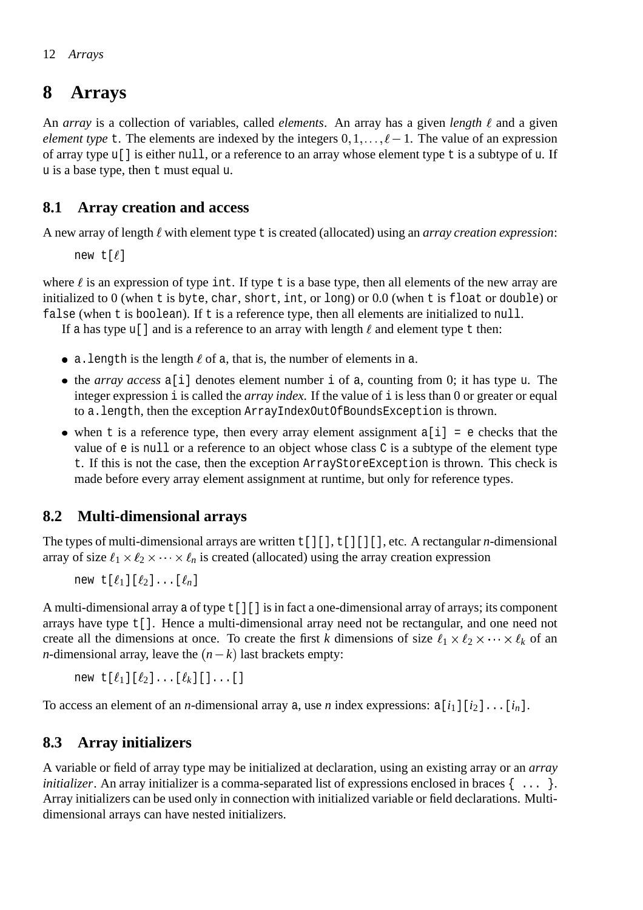# 8 Arrays

An *array* is a collection of variables, called *elements*. An array has a given *length* $\ell$ and a given *element type* `t`. The elements are indexed by the integers $0, 1, \ldots, \ell - 1$. The value of an expression of array type `u[]` is either `null`, or a reference to an array whose element type `t` is a subtype of `u`. If `u` is a base type, then `t` must equal `u`.

## 8.1 Array creation and access

A new array of length $\ell$ with element type `t` is created (allocated) using an *array creation expression*:

```
new t[ℓ]
```

where $\ell$ is an expression of type `int`. If type `t` is a base type, then all elements of the new array are initialized to 0 (when `t` is `byte`, `char`, `short`, `int`, or `long`) or 0.0 (when `t` is `float` or `double`) or `false` (when `t` is `boolean`). If `t` is a reference type, then all elements are initialized to `null`.

If `a` has type `u[]` and is a reference to an array with length $\ell$ and element type `t` then:

- `a.length` is the length $\ell$ of `a`, that is, the number of elements in `a`.
- the *array access* `a[i]` denotes element number `i` of `a`, counting from 0; it has type `u`. The integer expression `i` is called the *array index*. If the value of `i` is less than 0 or greater or equal to `a.length`, then the exception `ArrayIndexOutOfBoundsException` is thrown.
- when `t` is a reference type, then every array element assignment `a[i] = e` checks that the value of `e` is `null` or a reference to an object whose class `C` is a subtype of the element type `t`. If this is not the case, then the exception `ArrayStoreException` is thrown. This check is made before every array element assignment at runtime, but only for reference types.

## 8.2 Multi-dimensional arrays

The types of multi-dimensional arrays are written `t[][]`, `t[][][]`, etc. A rectangular *n*-dimensional array of size $\ell_1 \times \ell_2 \times \cdots \times \ell_n$ is created (allocated) using the array creation expression

```
new t[ℓ1][ℓ2]...[ℓn]
```

A multi-dimensional array `a` of type `t[][]` is in fact a one-dimensional array of arrays; its component arrays have type `t[]`. Hence a multi-dimensional array need not be rectangular, and one need not create all the dimensions at once. To create the first *k* dimensions of size $\ell_1 \times \ell_2 \times \cdots \times \ell_k$ of an *n*-dimensional array, leave the $(n-k)$ last brackets empty:

```
new t[ℓ1][ℓ2]...[ℓk][]...[]
```

To access an element of an *n*-dimensional array `a`, use *n* index expressions: `a`$[i_1][i_2]\ldots[i_n]$.

## 8.3 Array initializers

A variable or field of array type may be initialized at declaration, using an existing array or an *array initializer*. An array initializer is a comma-separated list of expressions enclosed in braces `{ ... }`. Array initializers can be used only in connection with initialized variable or field declarations. Multi-dimensional arrays can have nested initializers.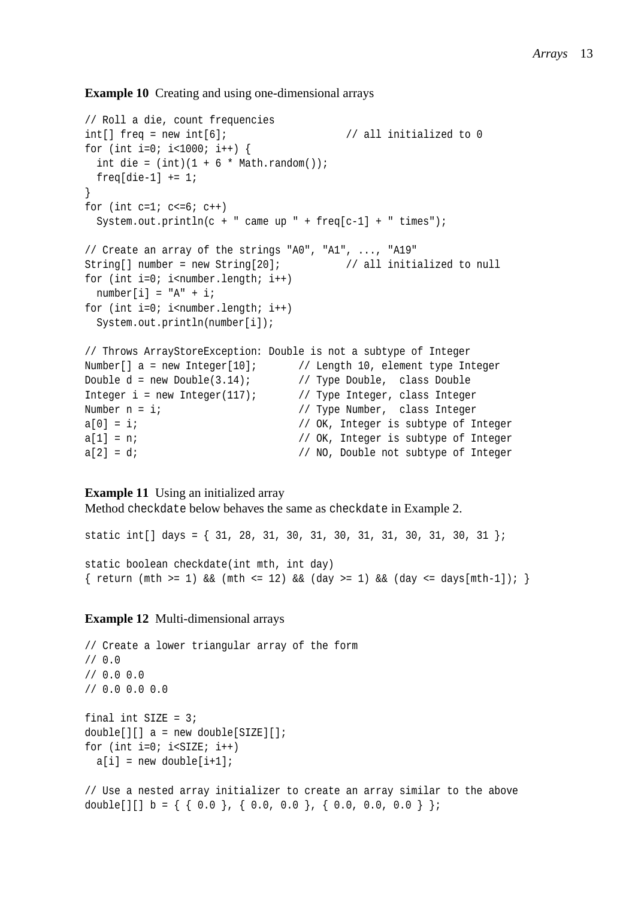**Example 10** Creating and using one-dimensional arrays

```
// Roll a die, count frequencies
int[] freq = new int[6];                   // all initialized to 0
for (int i=0; i<1000; i++) {
  int die = (int)(1 + 6 * Math.random());
  freq[die-1] += 1;
}
for (int c=1; c<=6; c++)
  System.out.println(c + " came up " + freq[c-1] + " times");

// Create an array of the strings "A0", "A1", ..., "A19"
String[] number = new String[20];          // all initialized to null
for (int i=0; i<number.length; i++)
  number[i] = "A" + i;
for (int i=0; i<number.length; i++)
  System.out.println(number[i]);

// Throws ArrayStoreException: Double is not a subtype of Integer
Number[] a = new Integer[10];       // Length 10, element type Integer
Double d = new Double(3.14);        // Type Double,  class Double
Integer i = new Integer(117);       // Type Integer, class Integer
Number n = i;                       // Type Number,  class Integer
a[0] = i;                           // OK, Integer is subtype of Integer
a[1] = n;                           // OK, Integer is subtype of Integer
a[2] = d;                           // NO, Double not subtype of Integer
```

**Example 11** Using an initialized array

Method `checkdate` below behaves the same as `checkdate` in Example 2.

```
static int[] days = { 31, 28, 31, 30, 31, 30, 31, 31, 30, 31, 30, 31 };

static boolean checkdate(int mth, int day)
{ return (mth >= 1) && (mth <= 12) && (day >= 1) && (day <= days[mth-1]); }
```

**Example 12** Multi-dimensional arrays

```
// Create a lower triangular array of the form
// 0.0
// 0.0 0.0
// 0.0 0.0 0.0

final int SIZE = 3;
double[][] a = new double[SIZE][];
for (int i=0; i<SIZE; i++)
  a[i] = new double[i+1];

// Use a nested array initializer to create an array similar to the above
double[][] b = { { 0.0 }, { 0.0, 0.0 }, { 0.0, 0.0, 0.0 } };
```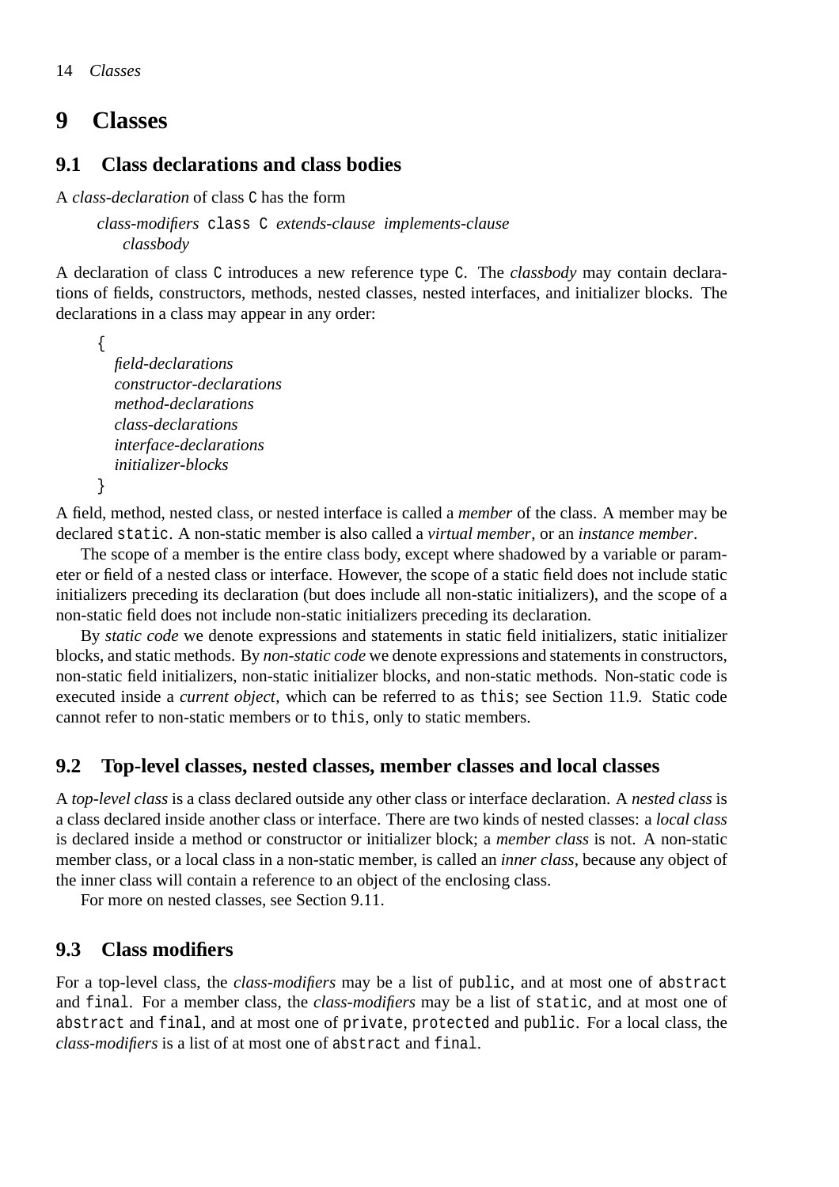# 9 Classes

## 9.1 Class declarations and class bodies

A *class-declaration* of class `C` has the form

> *class-modifiers* `class C` *extends-clause implements-clause*
> *classbody*

A declaration of class `C` introduces a new reference type `C`. The *classbody* may contain declarations of fields, constructors, methods, nested classes, nested interfaces, and initializer blocks. The declarations in a class may appear in any order:

> {
> *field-declarations*
> *constructor-declarations*
> *method-declarations*
> *class-declarations*
> *interface-declarations*
> *initializer-blocks*
> }

A field, method, nested class, or nested interface is called a *member* of the class. A member may be declared `static`. A non-static member is also called a *virtual member*, or an *instance member*.

The scope of a member is the entire class body, except where shadowed by a variable or parameter or field of a nested class or interface. However, the scope of a static field does not include static initializers preceding its declaration (but does include all non-static initializers), and the scope of a non-static field does not include non-static initializers preceding its declaration.

By *static code* we denote expressions and statements in static field initializers, static initializer blocks, and static methods. By *non-static code* we denote expressions and statements in constructors, non-static field initializers, non-static initializer blocks, and non-static methods. Non-static code is executed inside a *current object*, which can be referred to as `this`; see Section 11.9. Static code cannot refer to non-static members or to `this`, only to static members.

## 9.2 Top-level classes, nested classes, member classes and local classes

A *top-level class* is a class declared outside any other class or interface declaration. A *nested class* is a class declared inside another class or interface. There are two kinds of nested classes: a *local class* is declared inside a method or constructor or initializer block; a *member class* is not. A non-static member class, or a local class in a non-static member, is called an *inner class*, because any object of the inner class will contain a reference to an object of the enclosing class.

For more on nested classes, see Section 9.11.

## 9.3 Class modifiers

For a top-level class, the *class-modifiers* may be a list of `public`, and at most one of `abstract` and `final`. For a member class, the *class-modifiers* may be a list of `static`, and at most one of `abstract` and `final`, and at most one of `private`, `protected` and `public`. For a local class, the *class-modifiers* is a list of at most one of `abstract` and `final`.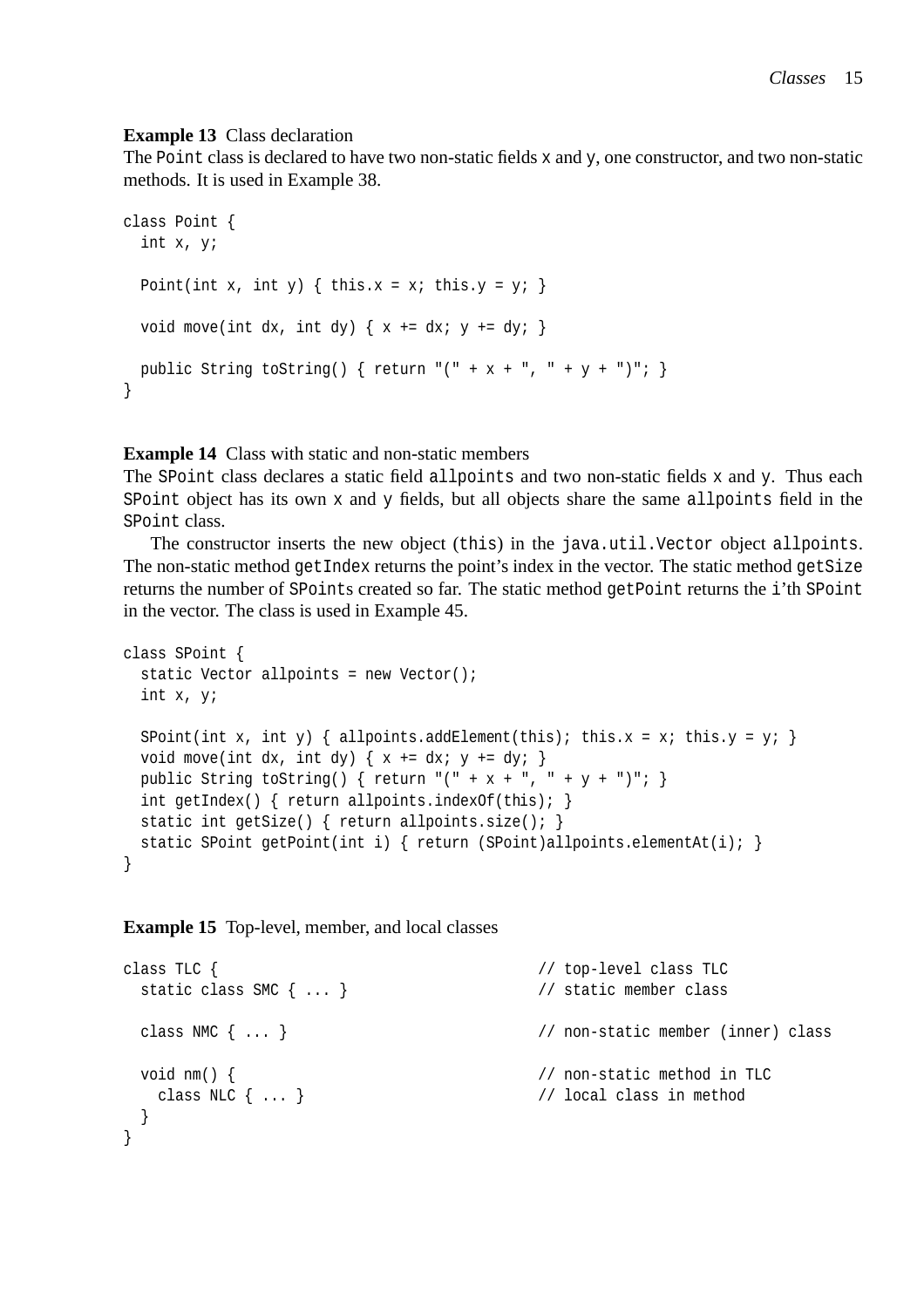**Example 13** Class declaration

The `Point` class is declared to have two non-static fields `x` and `y`, one constructor, and two non-static methods. It is used in Example 38.

```
class Point {
  int x, y;

  Point(int x, int y) { this.x = x; this.y = y; }

  void move(int dx, int dy) { x += dx; y += dy; }

  public String toString() { return "(" + x + ", " + y + ")"; }
}
```

**Example 14** Class with static and non-static members

The `SPoint` class declares a static field `allpoints` and two non-static fields `x` and `y`. Thus each `SPoint` object has its own `x` and `y` fields, but all objects share the same `allpoints` field in the `SPoint` class.

The constructor inserts the new object (`this`) in the `java.util.Vector` object `allpoints`. The non-static method `getIndex` returns the point's index in the vector. The static method `getSize` returns the number of `SPoint`s created so far. The static method `getPoint` returns the `i`'th `SPoint` in the vector. The class is used in Example 45.

```
class SPoint {
  static Vector allpoints = new Vector();
  int x, y;

  SPoint(int x, int y) { allpoints.addElement(this); this.x = x; this.y = y; }
  void move(int dx, int dy) { x += dx; y += dy; }
  public String toString() { return "(" + x + ", " + y + ")"; }
  int getIndex() { return allpoints.indexOf(this); }
  static int getSize() { return allpoints.size(); }
  static SPoint getPoint(int i) { return (SPoint)allpoints.elementAt(i); }
}
```

**Example 15** Top-level, member, and local classes

```
class TLC {                                        // top-level class TLC
  static class SMC { ... }                         // static member class

  class NMC { ... }                                // non-static member (inner) class

  void nm() {                                      // non-static method in TLC
    class NLC { ... }                              // local class in method
  }
}
```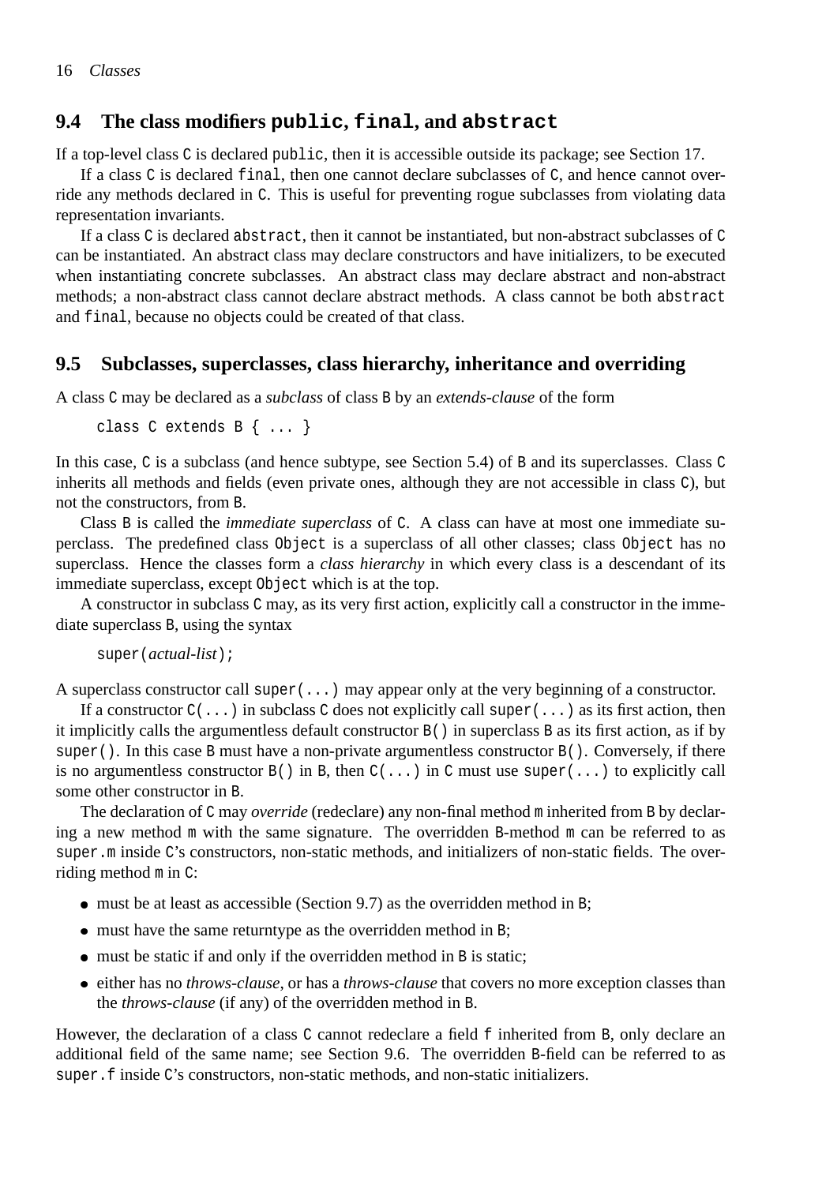## 9.4 The class modifiers `public`, `final`, and `abstract`

If a top-level class `C` is declared `public`, then it is accessible outside its package; see Section 17.

If a class `C` is declared `final`, then one cannot declare subclasses of `C`, and hence cannot override any methods declared in `C`. This is useful for preventing rogue subclasses from violating data representation invariants.

If a class `C` is declared `abstract`, then it cannot be instantiated, but non-abstract subclasses of `C` can be instantiated. An abstract class may declare constructors and have initializers, to be executed when instantiating concrete subclasses. An abstract class may declare abstract and non-abstract methods; a non-abstract class cannot declare abstract methods. A class cannot be both `abstract` and `final`, because no objects could be created of that class.

## 9.5 Subclasses, superclasses, class hierarchy, inheritance and overriding

A class `C` may be declared as a *subclass* of class `B` by an *extends-clause* of the form

```
class C extends B { ... }
```

In this case, `C` is a subclass (and hence subtype, see Section 5.4) of `B` and its superclasses. Class `C` inherits all methods and fields (even private ones, although they are not accessible in class `C`), but not the constructors, from `B`.

Class `B` is called the *immediate superclass* of `C`. A class can have at most one immediate superclass. The predefined class `Object` is a superclass of all other classes; class `Object` has no superclass. Hence the classes form a *class hierarchy* in which every class is a descendant of its immediate superclass, except `Object` which is at the top.

A constructor in subclass `C` may, as its very first action, explicitly call a constructor in the immediate superclass `B`, using the syntax

```
super(actual-list);
```

A superclass constructor call `super(...)` may appear only at the very beginning of a constructor.

If a constructor `C(...)` in subclass `C` does not explicitly call `super(...)` as its first action, then it implicitly calls the argumentless default constructor `B()` in superclass `B` as its first action, as if by `super()`. In this case `B` must have a non-private argumentless constructor `B()`. Conversely, if there is no argumentless constructor `B()` in `B`, then `C(...)` in `C` must use `super(...)` to explicitly call some other constructor in `B`.

The declaration of `C` may *override* (redeclare) any non-final method `m` inherited from `B` by declaring a new method `m` with the same signature. The overridden `B`-method `m` can be referred to as `super.m` inside `C`'s constructors, non-static methods, and initializers of non-static fields. The overriding method `m` in `C`:

- must be at least as accessible (Section 9.7) as the overridden method in `B`;
- must have the same returntype as the overridden method in `B`;
- must be static if and only if the overridden method in `B` is static;
- either has no *throws-clause*, or has a *throws-clause* that covers no more exception classes than the *throws-clause* (if any) of the overridden method in `B`.

However, the declaration of a class `C` cannot redeclare a field `f` inherited from `B`, only declare an additional field of the same name; see Section 9.6. The overridden `B`-field can be referred to as `super.f` inside `C`'s constructors, non-static methods, and non-static initializers.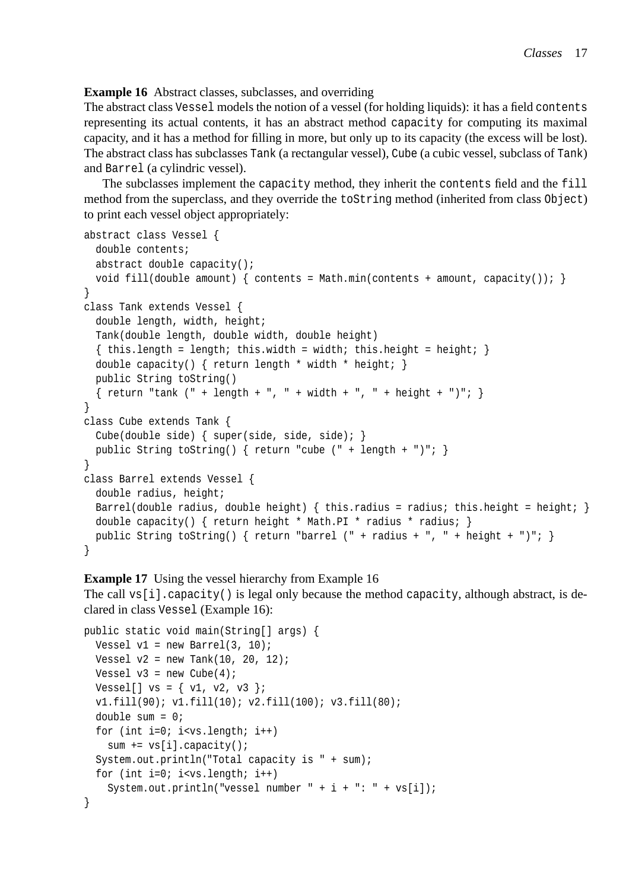**Example 16** Abstract classes, subclasses, and overriding

The abstract class `Vessel` models the notion of a vessel (for holding liquids): it has a field `contents` representing its actual contents, it has an abstract method `capacity` for computing its maximal capacity, and it has a method for filling in more, but only up to its capacity (the excess will be lost). The abstract class has subclasses `Tank` (a rectangular vessel), `Cube` (a cubic vessel, subclass of `Tank`) and `Barrel` (a cylindric vessel).

The subclasses implement the `capacity` method, they inherit the `contents` field and the `fill` method from the superclass, and they override the `toString` method (inherited from class `Object`) to print each vessel object appropriately:

```
abstract class Vessel {
  double contents;
  abstract double capacity();
  void fill(double amount) { contents = Math.min(contents + amount, capacity()); }
}
class Tank extends Vessel {
  double length, width, height;
  Tank(double length, double width, double height)
  { this.length = length; this.width = width; this.height = height; }
  double capacity() { return length * width * height; }
  public String toString()
  { return "tank (" + length + ", " + width + ", " + height + ")"; }
}
class Cube extends Tank {
  Cube(double side) { super(side, side, side); }
  public String toString() { return "cube (" + length + ")"; }
}
class Barrel extends Vessel {
  double radius, height;
  Barrel(double radius, double height) { this.radius = radius; this.height = height; }
  double capacity() { return height * Math.PI * radius * radius; }
  public String toString() { return "barrel (" + radius + ", " + height + ")"; }
}
```

**Example 17** Using the vessel hierarchy from Example 16

The call `vs[i].capacity()` is legal only because the method `capacity`, although abstract, is declared in class `Vessel` (Example 16):

```
public static void main(String[] args) {
  Vessel v1 = new Barrel(3, 10);
  Vessel v2 = new Tank(10, 20, 12);
  Vessel v3 = new Cube(4);
  Vessel[] vs = { v1, v2, v3 };
  v1.fill(90); v1.fill(10); v2.fill(100); v3.fill(80);
  double sum = 0;
  for (int i=0; i<vs.length; i++)
    sum += vs[i].capacity();
  System.out.println("Total capacity is " + sum);
  for (int i=0; i<vs.length; i++)
    System.out.println("vessel number " + i + ": " + vs[i]);
}
```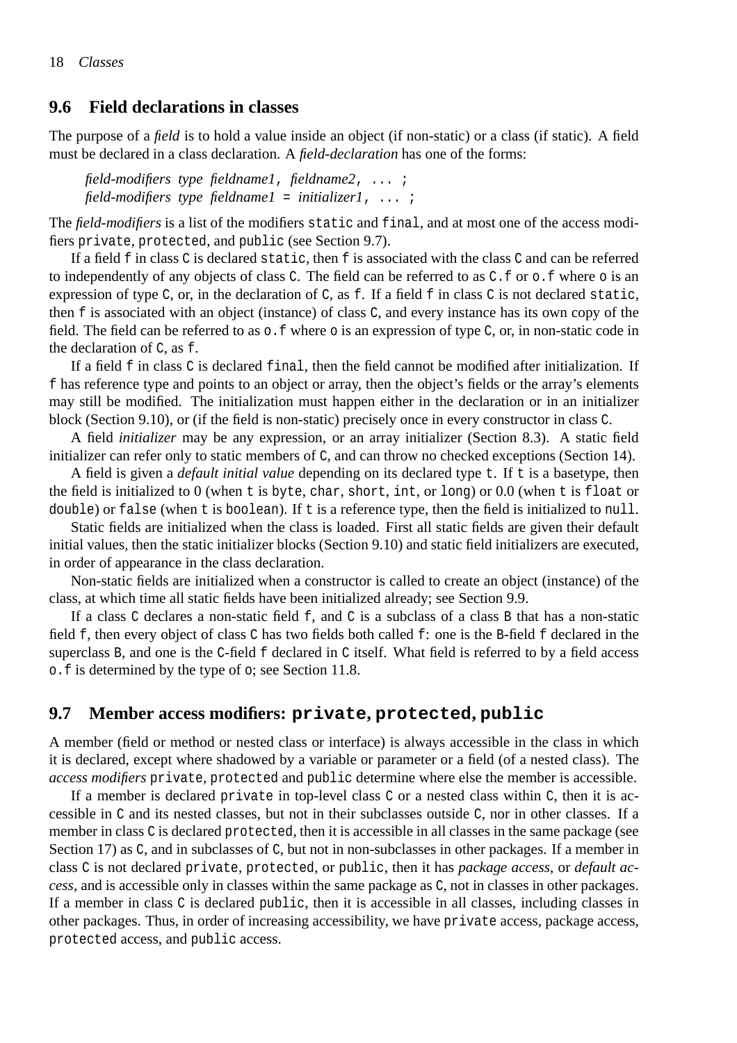## 9.6 Field declarations in classes

The purpose of a *field* is to hold a value inside an object (if non-static) or a class (if static). A field must be declared in a class declaration. A *field-declaration* has one of the forms:

> *field-modifiers type fieldname1*, *fieldname2*, ... ;
> *field-modifiers type fieldname1* = *initializer1*, ... ;

The *field-modifiers* is a list of the modifiers `static` and `final`, and at most one of the access modifiers `private`, `protected`, and `public` (see Section 9.7).

If a field `f` in class `C` is declared `static`, then `f` is associated with the class `C` and can be referred to independently of any objects of class `C`. The field can be referred to as `C.f` or `o.f` where `o` is an expression of type `C`, or, in the declaration of `C`, as `f`. If a field `f` in class `C` is not declared `static`, then `f` is associated with an object (instance) of class `C`, and every instance has its own copy of the field. The field can be referred to as `o.f` where `o` is an expression of type `C`, or, in non-static code in the declaration of `C`, as `f`.

If a field `f` in class `C` is declared `final`, then the field cannot be modified after initialization. If `f` has reference type and points to an object or array, then the object's fields or the array's elements may still be modified. The initialization must happen either in the declaration or in an initializer block (Section 9.10), or (if the field is non-static) precisely once in every constructor in class `C`.

A field *initializer* may be any expression, or an array initializer (Section 8.3). A static field initializer can refer only to static members of `C`, and can throw no checked exceptions (Section 14).

A field is given a *default initial value* depending on its declared type `t`. If `t` is a basetype, then the field is initialized to 0 (when `t` is `byte`, `char`, `short`, `int`, or `long`) or 0.0 (when `t` is `float` or `double`) or `false` (when `t` is `boolean`). If `t` is a reference type, then the field is initialized to `null`.

Static fields are initialized when the class is loaded. First all static fields are given their default initial values, then the static initializer blocks (Section 9.10) and static field initializers are executed, in order of appearance in the class declaration.

Non-static fields are initialized when a constructor is called to create an object (instance) of the class, at which time all static fields have been initialized already; see Section 9.9.

If a class `C` declares a non-static field `f`, and `C` is a subclass of a class `B` that has a non-static field `f`, then every object of class `C` has two fields both called `f`: one is the `B`-field `f` declared in the superclass `B`, and one is the `C`-field `f` declared in `C` itself. What field is referred to by a field access `o.f` is determined by the type of `o`; see Section 11.8.

## 9.7 Member access modifiers: `private`, `protected`, `public`

A member (field or method or nested class or interface) is always accessible in the class in which it is declared, except where shadowed by a variable or parameter or a field (of a nested class). The *access modifiers* `private`, `protected` and `public` determine where else the member is accessible.

If a member is declared `private` in top-level class `C` or a nested class within `C`, then it is accessible in `C` and its nested classes, but not in their subclasses outside `C`, nor in other classes. If a member in class `C` is declared `protected`, then it is accessible in all classes in the same package (see Section 17) as `C`, and in subclasses of `C`, but not in non-subclasses in other packages. If a member in class `C` is not declared `private`, `protected`, or `public`, then it has *package access*, or *default access*, and is accessible only in classes within the same package as `C`, not in classes in other packages. If a member in class `C` is declared `public`, then it is accessible in all classes, including classes in other packages. Thus, in order of increasing accessibility, we have `private` access, package access, `protected` access, and `public` access.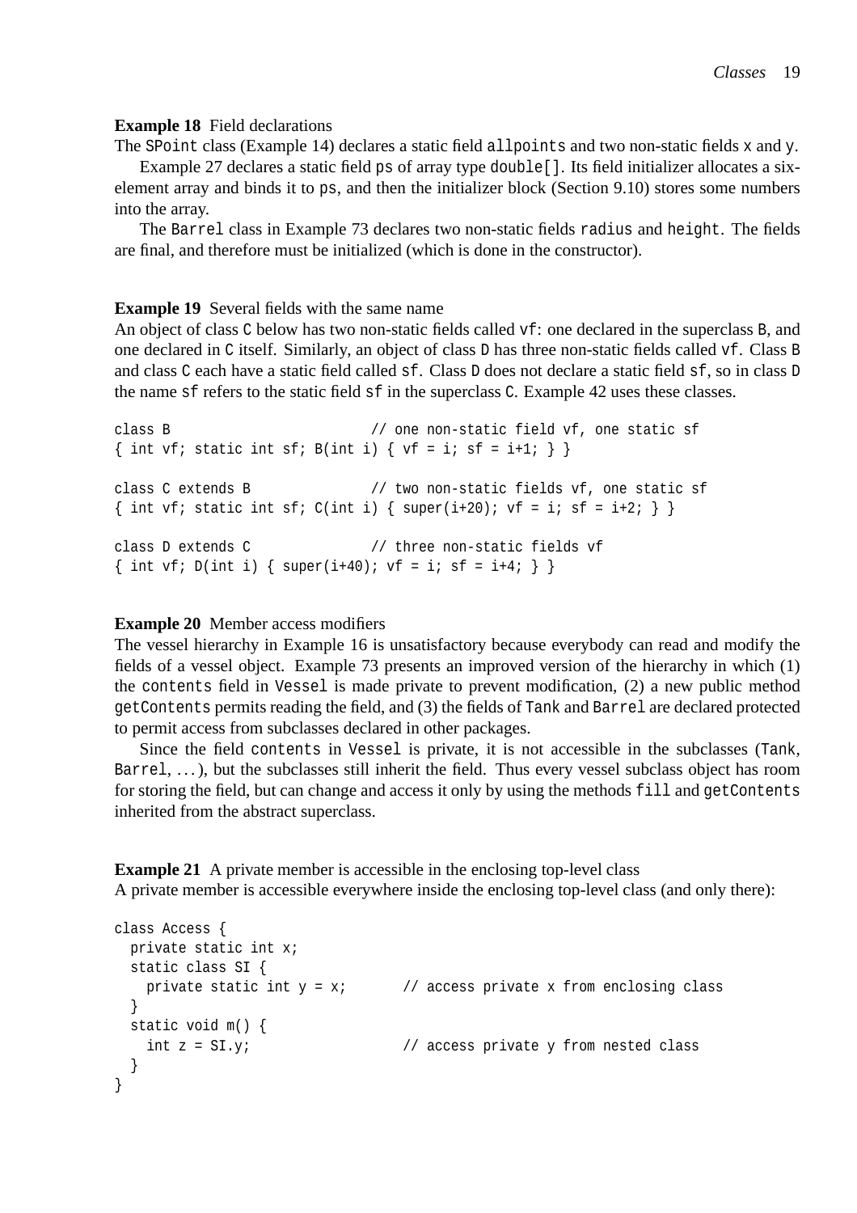**Example 18** Field declarations
The `SPoint` class (Example 14) declares a static field `allpoints` and two non-static fields `x` and `y`.

Example 27 declares a static field `ps` of array type `double[]`. Its field initializer allocates a six-element array and binds it to `ps`, and then the initializer block (Section 9.10) stores some numbers into the array.

The `Barrel` class in Example 73 declares two non-static fields `radius` and `height`. The fields are final, and therefore must be initialized (which is done in the constructor).

**Example 19** Several fields with the same name
An object of class `C` below has two non-static fields called `vf`: one declared in the superclass `B`, and one declared in `C` itself. Similarly, an object of class `D` has three non-static fields called `vf`. Class `B` and class `C` each have a static field called `sf`. Class `D` does not declare a static field `sf`, so in class `D` the name `sf` refers to the static field `sf` in the superclass `C`. Example 42 uses these classes.

```
class B                          // one non-static field vf, one static sf
{ int vf; static int sf; B(int i) { vf = i; sf = i+1; } }

class C extends B                // two non-static fields vf, one static sf
{ int vf; static int sf; C(int i) { super(i+20); vf = i; sf = i+2; } }

class D extends C                // three non-static fields vf
{ int vf; D(int i) { super(i+40); vf = i; sf = i+4; } }
```

**Example 20** Member access modifiers
The vessel hierarchy in Example 16 is unsatisfactory because everybody can read and modify the fields of a vessel object. Example 73 presents an improved version of the hierarchy in which (1) the `contents` field in `Vessel` is made private to prevent modification, (2) a new public method `getContents` permits reading the field, and (3) the fields of `Tank` and `Barrel` are declared protected to permit access from subclasses declared in other packages.

Since the field `contents` in `Vessel` is private, it is not accessible in the subclasses (`Tank`, `Barrel`, ...), but the subclasses still inherit the field. Thus every vessel subclass object has room for storing the field, but can change and access it only by using the methods `fill` and `getContents` inherited from the abstract superclass.

**Example 21** A private member is accessible in the enclosing top-level class
A private member is accessible everywhere inside the enclosing top-level class (and only there):

```
class Access {
  private static int x;
  static class SI {
    private static int y = x;       // access private x from enclosing class
  }
  static void m() {
    int z = SI.y;                   // access private y from nested class
  }
}
```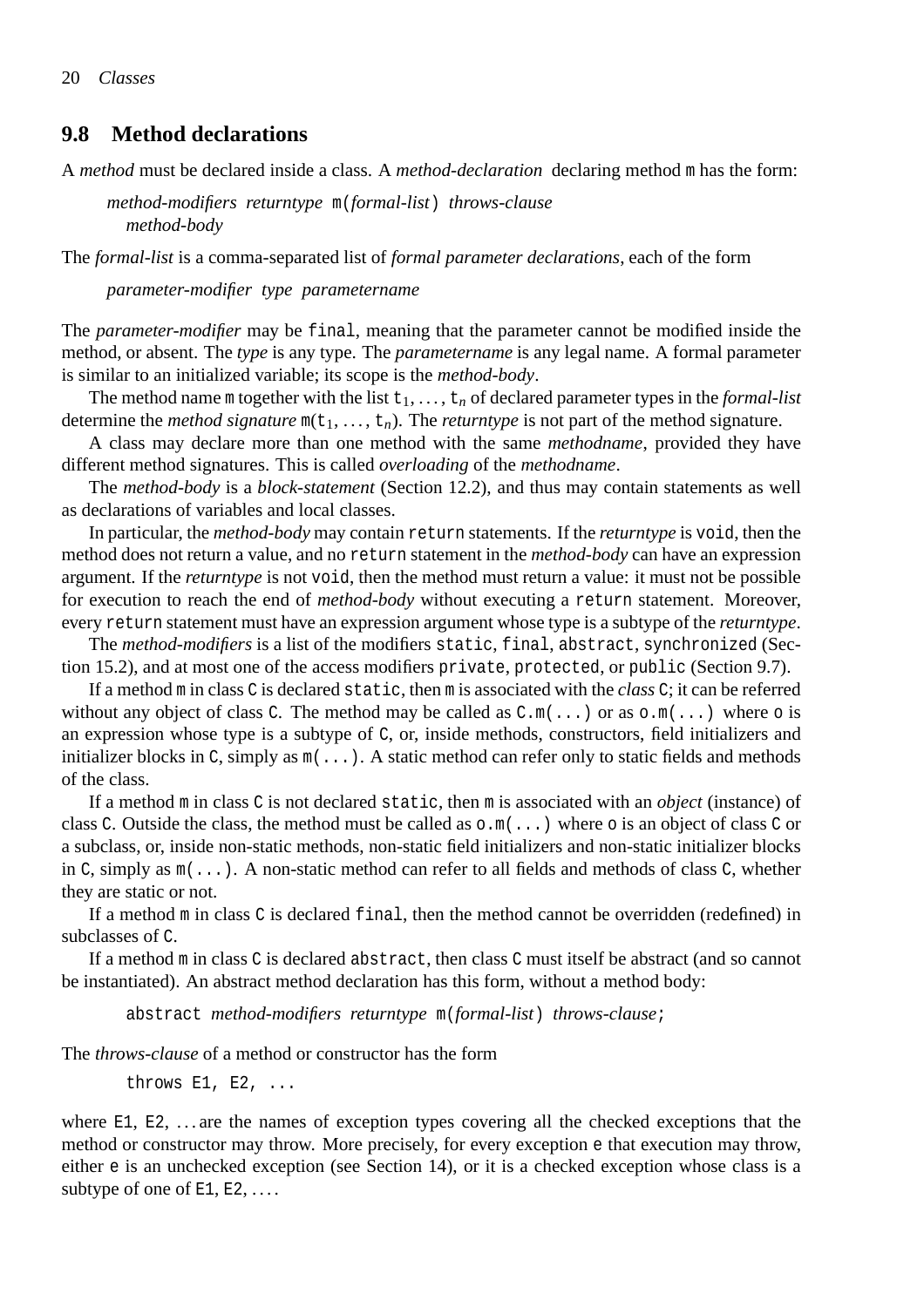## 9.8 Method declarations

A *method* must be declared inside a class. A *method-declaration* declaring method `m` has the form:

> *method-modifiers returntype* `m(`*formal-list*`)` *throws-clause*
> *method-body*

The *formal-list* is a comma-separated list of *formal parameter declarations*, each of the form

> *parameter-modifier type parametername*

The *parameter-modifier* may be `final`, meaning that the parameter cannot be modified inside the method, or absent. The *type* is any type. The *parametername* is any legal name. A formal parameter is similar to an initialized variable; its scope is the *method-body*.

The method name `m` together with the list $t_1, \ldots, t_n$ of declared parameter types in the *formal-list* determine the *method signature* $m(t_1, \ldots, t_n)$. The *returntype* is not part of the method signature.

A class may declare more than one method with the same *methodname*, provided they have different method signatures. This is called *overloading* of the *methodname*.

The *method-body* is a *block-statement* (Section 12.2), and thus may contain statements as well as declarations of variables and local classes.

In particular, the *method-body* may contain `return` statements. If the *returntype* is `void`, then the method does not return a value, and no `return` statement in the *method-body* can have an expression argument. If the *returntype* is not `void`, then the method must return a value: it must not be possible for execution to reach the end of *method-body* without executing a `return` statement. Moreover, every `return` statement must have an expression argument whose type is a subtype of the *returntype*.

The *method-modifiers* is a list of the modifiers `static`, `final`, `abstract`, `synchronized` (Section 15.2), and at most one of the access modifiers `private`, `protected`, or `public` (Section 9.7).

If a method `m` in class `C` is declared `static`, then `m` is associated with the *class* `C`; it can be referred without any object of class `C`. The method may be called as `C.m(...)` or as `o.m(...)` where `o` is an expression whose type is a subtype of `C`, or, inside methods, constructors, field initializers and initializer blocks in `C`, simply as `m(...)`. A static method can refer only to static fields and methods of the class.

If a method `m` in class `C` is not declared `static`, then `m` is associated with an *object* (instance) of class `C`. Outside the class, the method must be called as `o.m(...)` where `o` is an object of class `C` or a subclass, or, inside non-static methods, non-static field initializers and non-static initializer blocks in `C`, simply as `m(...)`. A non-static method can refer to all fields and methods of class `C`, whether they are static or not.

If a method `m` in class `C` is declared `final`, then the method cannot be overridden (redefined) in subclasses of `C`.

If a method `m` in class `C` is declared `abstract`, then class `C` must itself be abstract (and so cannot be instantiated). An abstract method declaration has this form, without a method body:

> `abstract` *method-modifiers returntype* `m(`*formal-list*`)` *throws-clause*`;`

The *throws-clause* of a method or constructor has the form

```
throws E1, E2, ...
```

where `E1`, `E2`, ... are the names of exception types covering all the checked exceptions that the method or constructor may throw. More precisely, for every exception `e` that execution may throw, either `e` is an unchecked exception (see Section 14), or it is a checked exception whose class is a subtype of one of `E1`, `E2`, ....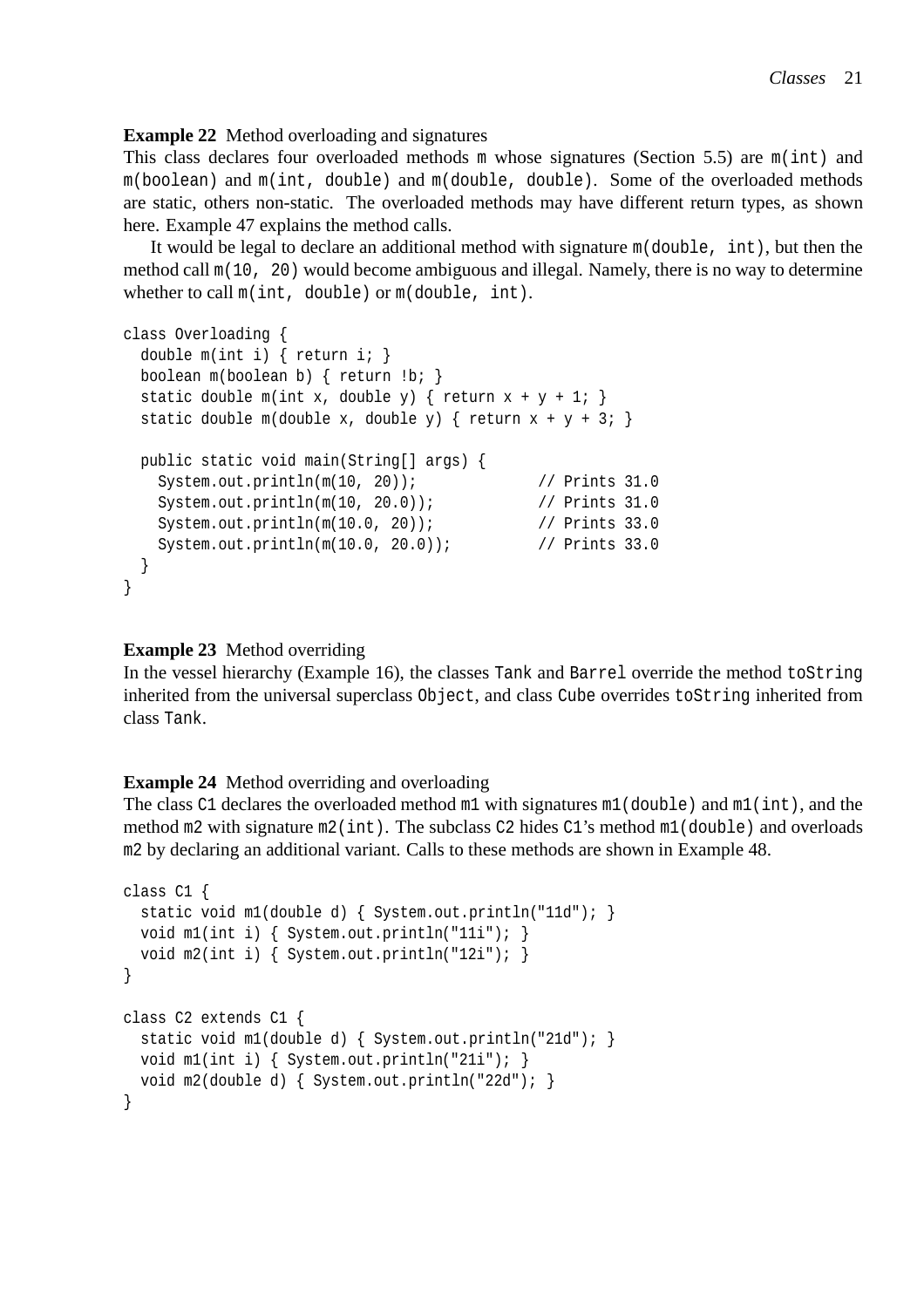**Example 22** Method overloading and signatures

This class declares four overloaded methods `m` whose signatures (Section 5.5) are `m(int)` and `m(boolean)` and `m(int, double)` and `m(double, double)`. Some of the overloaded methods are static, others non-static. The overloaded methods may have different return types, as shown here. Example 47 explains the method calls.

It would be legal to declare an additional method with signature `m(double, int)`, but then the method call `m(10, 20)` would become ambiguous and illegal. Namely, there is no way to determine whether to call `m(int, double)` or `m(double, int)`.

```
class Overloading {
  double m(int i) { return i; }
  boolean m(boolean b) { return !b; }
  static double m(int x, double y) { return x + y + 1; }
  static double m(double x, double y) { return x + y + 3; }

  public static void main(String[] args) {
    System.out.println(m(10, 20));             // Prints 31.0
    System.out.println(m(10, 20.0));           // Prints 31.0
    System.out.println(m(10.0, 20));           // Prints 33.0
    System.out.println(m(10.0, 20.0));         // Prints 33.0
  }
}
```

**Example 23** Method overriding

In the vessel hierarchy (Example 16), the classes `Tank` and `Barrel` override the method `toString` inherited from the universal superclass `Object`, and class `Cube` overrides `toString` inherited from class `Tank`.

**Example 24** Method overriding and overloading

The class `C1` declares the overloaded method `m1` with signatures `m1(double)` and `m1(int)`, and the method `m2` with signature `m2(int)`. The subclass `C2` hides `C1`'s method `m1(double)` and overloads `m2` by declaring an additional variant. Calls to these methods are shown in Example 48.

```
class C1 {
  static void m1(double d) { System.out.println("11d"); }
  void m1(int i) { System.out.println("11i"); }
  void m2(int i) { System.out.println("12i"); }
}

class C2 extends C1 {
  static void m1(double d) { System.out.println("21d"); }
  void m1(int i) { System.out.println("21i"); }
  void m2(double d) { System.out.println("22d"); }
}
```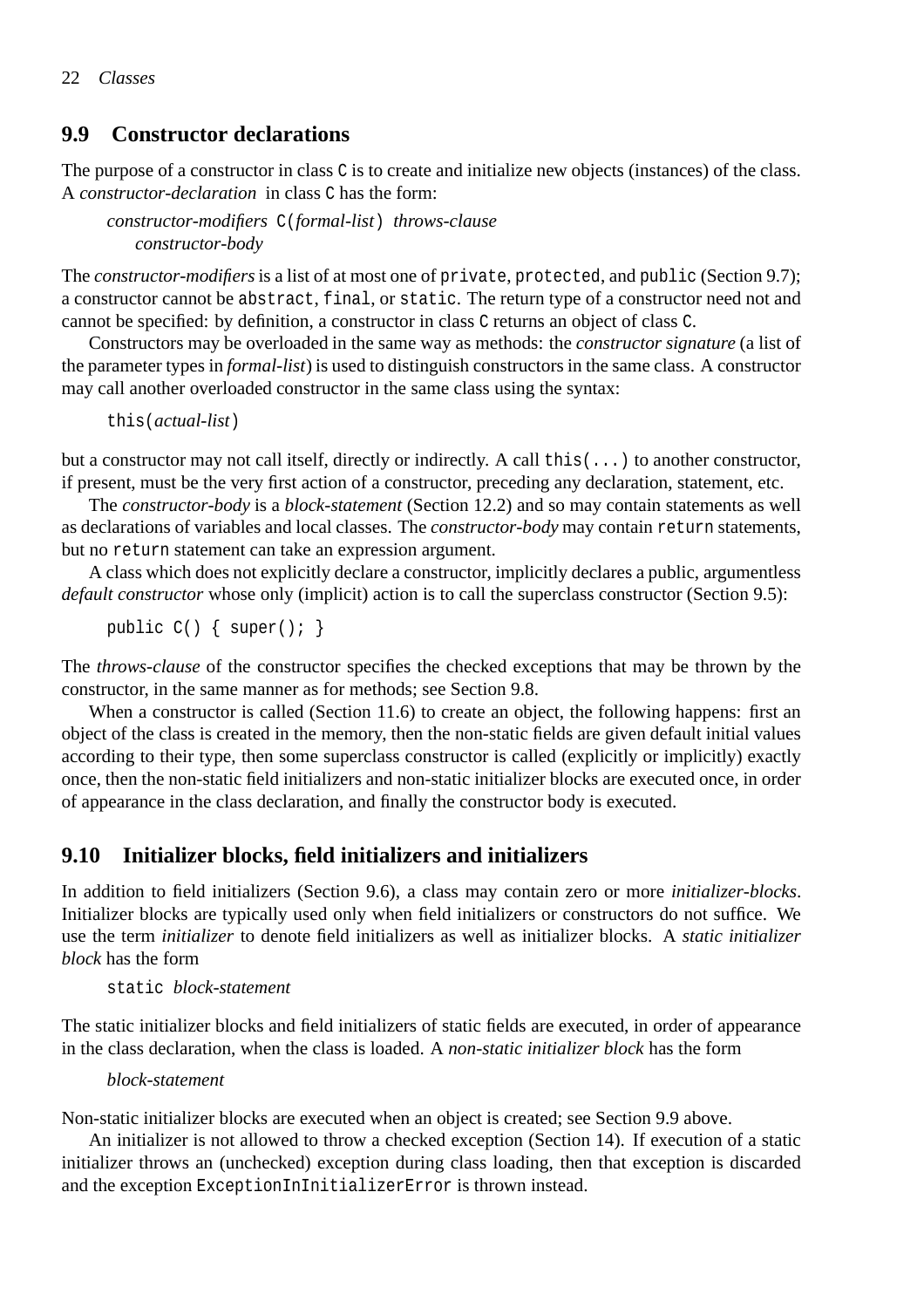## 9.9 Constructor declarations

The purpose of a constructor in class `C` is to create and initialize new objects (instances) of the class. A *constructor-declaration* in class `C` has the form:

> *constructor-modifiers* `C(`*formal-list*`)` *throws-clause*
>     *constructor-body*

The *constructor-modifiers* is a list of at most one of `private`, `protected`, and `public` (Section 9.7); a constructor cannot be `abstract`, `final`, or `static`. The return type of a constructor need not and cannot be specified: by definition, a constructor in class `C` returns an object of class `C`.

Constructors may be overloaded in the same way as methods: the *constructor signature* (a list of the parameter types in *formal-list*) is used to distinguish constructors in the same class. A constructor may call another overloaded constructor in the same class using the syntax:

> `this(`*actual-list*`)`

but a constructor may not call itself, directly or indirectly. A call `this(...)` to another constructor, if present, must be the very first action of a constructor, preceding any declaration, statement, etc.

The *constructor-body* is a *block-statement* (Section 12.2) and so may contain statements as well as declarations of variables and local classes. The *constructor-body* may contain `return` statements, but no `return` statement can take an expression argument.

A class which does not explicitly declare a constructor, implicitly declares a public, argumentless *default constructor* whose only (implicit) action is to call the superclass constructor (Section 9.5):

```
public C() { super(); }
```

The *throws-clause* of the constructor specifies the checked exceptions that may be thrown by the constructor, in the same manner as for methods; see Section 9.8.

When a constructor is called (Section 11.6) to create an object, the following happens: first an object of the class is created in the memory, then the non-static fields are given default initial values according to their type, then some superclass constructor is called (explicitly or implicitly) exactly once, then the non-static field initializers and non-static initializer blocks are executed once, in order of appearance in the class declaration, and finally the constructor body is executed.

## 9.10 Initializer blocks, field initializers and initializers

In addition to field initializers (Section 9.6), a class may contain zero or more *initializer-blocks*. Initializer blocks are typically used only when field initializers or constructors do not suffice. We use the term *initializer* to denote field initializers as well as initializer blocks. A *static initializer block* has the form

> `static` *block-statement*

The static initializer blocks and field initializers of static fields are executed, in order of appearance in the class declaration, when the class is loaded. A *non-static initializer block* has the form

> *block-statement*

Non-static initializer blocks are executed when an object is created; see Section 9.9 above.

An initializer is not allowed to throw a checked exception (Section 14). If execution of a static initializer throws an (unchecked) exception during class loading, then that exception is discarded and the exception `ExceptionInInitializerError` is thrown instead.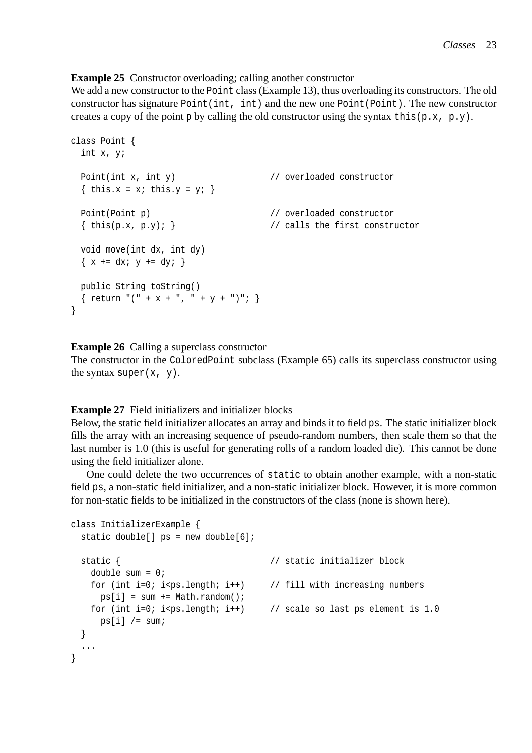**Example 25** Constructor overloading; calling another constructor

We add a new constructor to the `Point` class (Example 13), thus overloading its constructors. The old constructor has signature `Point(int, int)` and the new one `Point(Point)`. The new constructor creates a copy of the point `p` by calling the old constructor using the syntax `this(p.x, p.y)`.

```
class Point {
  int x, y;

  Point(int x, int y)                  // overloaded constructor
  { this.x = x; this.y = y; }

  Point(Point p)                       // overloaded constructor
  { this(p.x, p.y); }                  // calls the first constructor

  void move(int dx, int dy)
  { x += dx; y += dy; }

  public String toString()
  { return "(" + x + ", " + y + ")"; }
}
```

**Example 26** Calling a superclass constructor

The constructor in the `ColoredPoint` subclass (Example 65) calls its superclass constructor using the syntax `super(x, y)`.

**Example 27** Field initializers and initializer blocks

Below, the static field initializer allocates an array and binds it to field `ps`. The static initializer block fills the array with an increasing sequence of pseudo-random numbers, then scale them so that the last number is 1.0 (this is useful for generating rolls of a random loaded die). This cannot be done using the field initializer alone.

One could delete the two occurrences of `static` to obtain another example, with a non-static field `ps`, a non-static field initializer, and a non-static initializer block. However, it is more common for non-static fields to be initialized in the constructors of the class (none is shown here).

```
class InitializerExample {
  static double[] ps = new double[6];

  static {                             // static initializer block
    double sum = 0;
    for (int i=0; i<ps.length; i++)    // fill with increasing numbers
      ps[i] = sum += Math.random();
    for (int i=0; i<ps.length; i++)    // scale so last ps element is 1.0
      ps[i] /= sum;
  }
  ...
}
```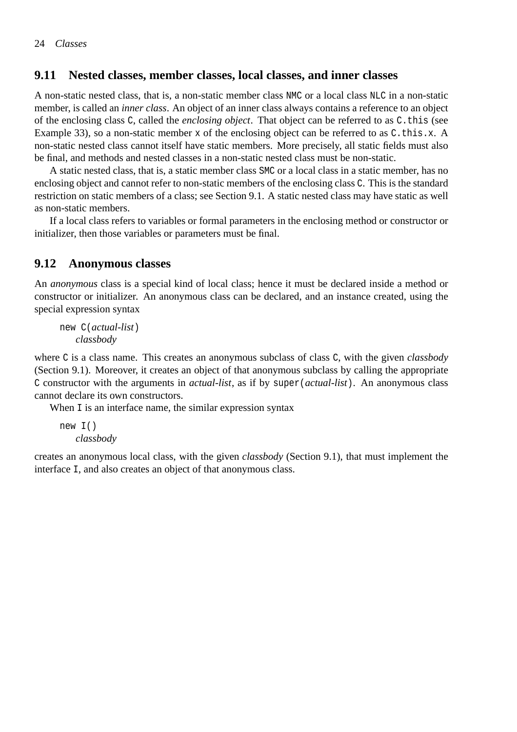## 9.11 Nested classes, member classes, local classes, and inner classes

A non-static nested class, that is, a non-static member class `NMC` or a local class `NLC` in a non-static member, is called an *inner class*. An object of an inner class always contains a reference to an object of the enclosing class `C`, called the *enclosing object*. That object can be referred to as `C.this` (see Example 33), so a non-static member `x` of the enclosing object can be referred to as `C.this.x`. A non-static nested class cannot itself have static members. More precisely, all static fields must also be final, and methods and nested classes in a non-static nested class must be non-static.

A static nested class, that is, a static member class `SMC` or a local class in a static member, has no enclosing object and cannot refer to non-static members of the enclosing class `C`. This is the standard restriction on static members of a class; see Section 9.1. A static nested class may have static as well as non-static members.

If a local class refers to variables or formal parameters in the enclosing method or constructor or initializer, then those variables or parameters must be final.

## 9.12 Anonymous classes

An *anonymous* class is a special kind of local class; hence it must be declared inside a method or constructor or initializer. An anonymous class can be declared, and an instance created, using the special expression syntax

```
new C(actual-list)
    classbody
```

where `C` is a class name. This creates an anonymous subclass of class `C`, with the given *classbody* (Section 9.1). Moreover, it creates an object of that anonymous subclass by calling the appropriate `C` constructor with the arguments in *actual-list*, as if by `super(`*actual-list*`)`. An anonymous class cannot declare its own constructors.

When `I` is an interface name, the similar expression syntax

```
new I()
    classbody
```

creates an anonymous local class, with the given *classbody* (Section 9.1), that must implement the interface `I`, and also creates an object of that anonymous class.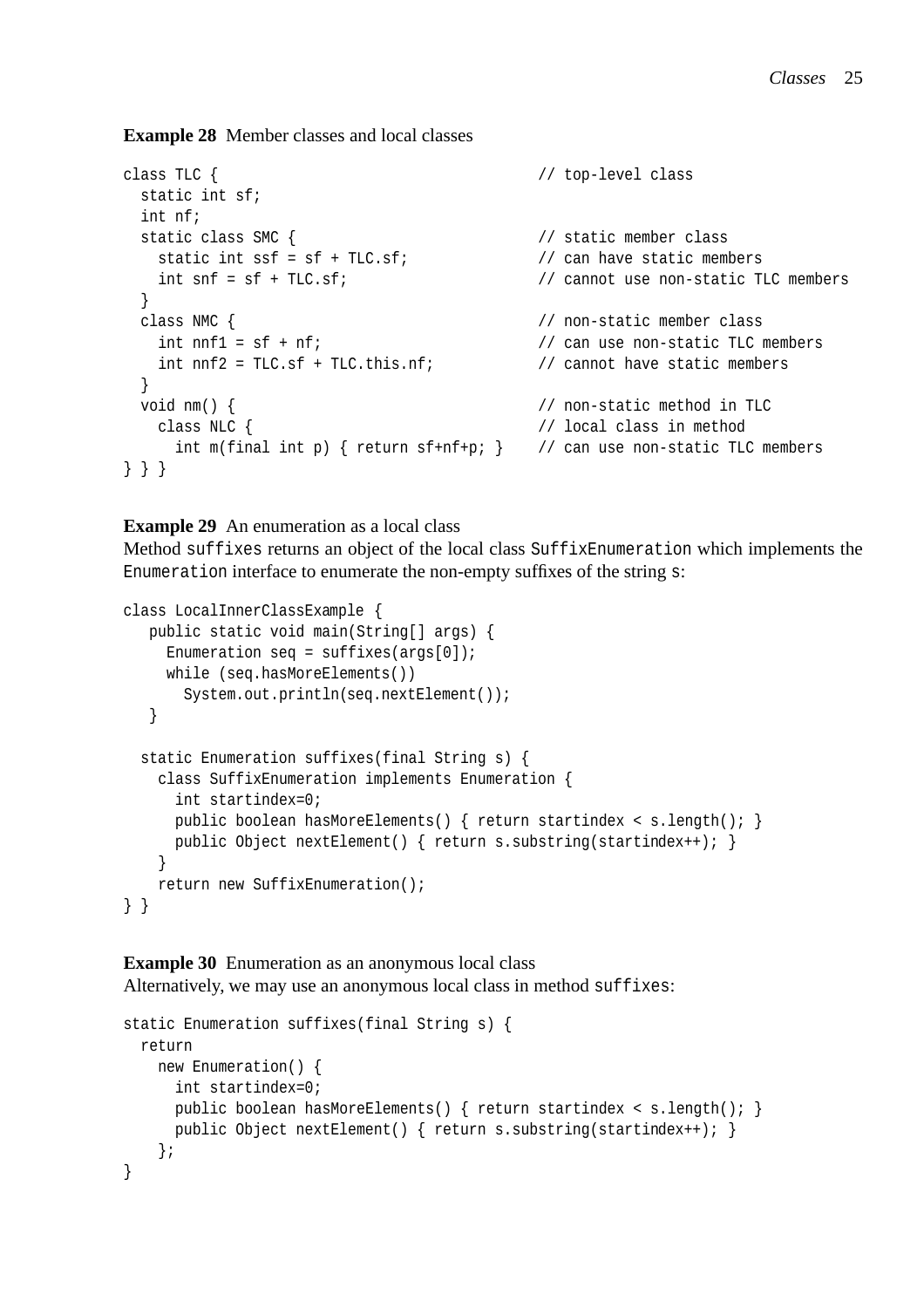**Example 28** Member classes and local classes

```
class TLC {                                     // top-level class
  static int sf;
  int nf;
  static class SMC {                            // static member class
    static int ssf = sf + TLC.sf;               // can have static members
    int snf = sf + TLC.sf;                      // cannot use non-static TLC members
  }
  class NMC {                                   // non-static member class
    int nnf1 = sf + nf;                         // can use non-static TLC members
    int nnf2 = TLC.sf + TLC.this.nf;            // cannot have static members
  }
  void nm() {                                   // non-static method in TLC
    class NLC {                                 // local class in method
      int m(final int p) { return sf+nf+p; }    // can use non-static TLC members
} } }
```

**Example 29** An enumeration as a local class

Method `suffixes` returns an object of the local class `SuffixEnumeration` which implements the `Enumeration` interface to enumerate the non-empty suffixes of the string `s`:

```
class LocalInnerClassExample {
   public static void main(String[] args) {
     Enumeration seq = suffixes(args[0]);
     while (seq.hasMoreElements())
       System.out.println(seq.nextElement());
   }

  static Enumeration suffixes(final String s) {
    class SuffixEnumeration implements Enumeration {
      int startindex=0;
      public boolean hasMoreElements() { return startindex < s.length(); }
      public Object nextElement() { return s.substring(startindex++); }
    }
    return new SuffixEnumeration();
} }
```

**Example 30** Enumeration as an anonymous local class

Alternatively, we may use an anonymous local class in method `suffixes`:

```
static Enumeration suffixes(final String s) {
  return
    new Enumeration() {
      int startindex=0;
      public boolean hasMoreElements() { return startindex < s.length(); }
      public Object nextElement() { return s.substring(startindex++); }
    };
}
```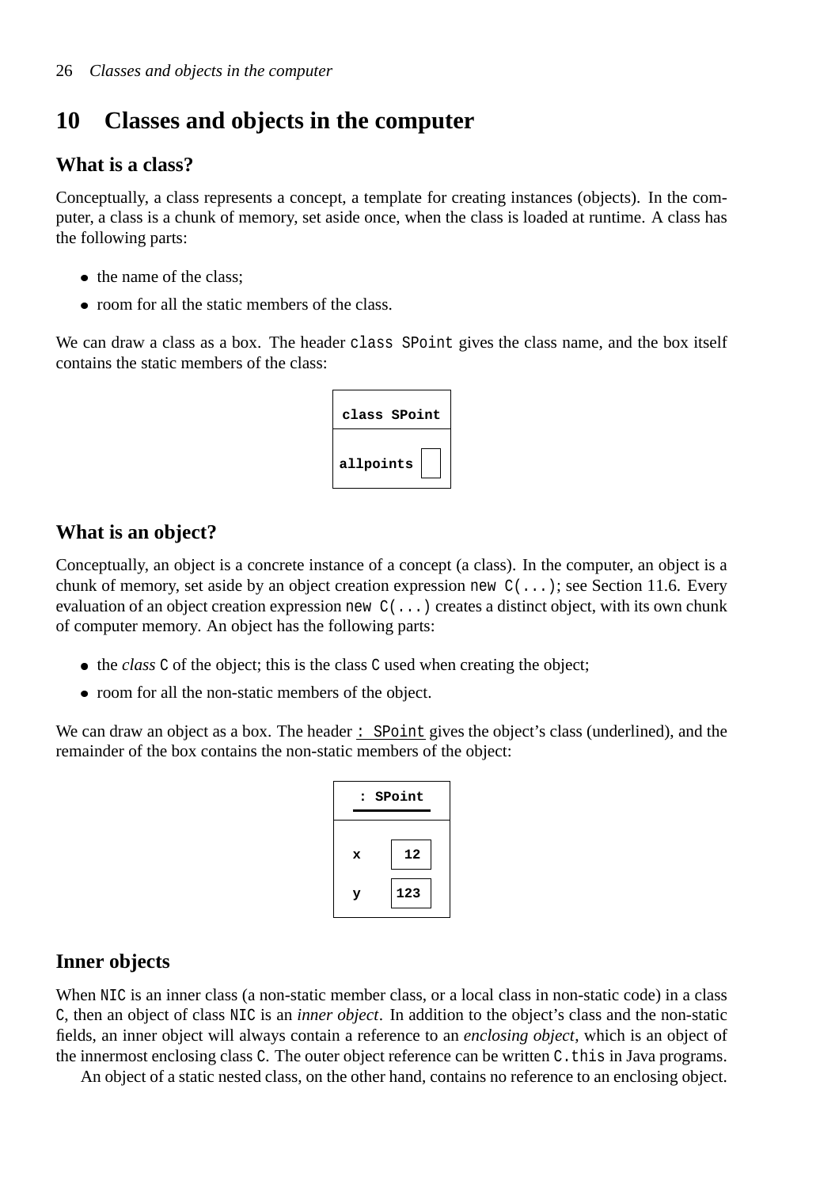# 10 Classes and objects in the computer

## What is a class?

Conceptually, a class represents a concept, a template for creating instances (objects). In the computer, a class is a chunk of memory, set aside once, when the class is loaded at runtime. A class has the following parts:

- the name of the class;
- room for all the static members of the class.

We can draw a class as a box. The header `class SPoint` gives the class name, and the box itself contains the static members of the class:

```
class SPoint
-------------
allpoints [ ]
```

## What is an object?

Conceptually, an object is a concrete instance of a concept (a class). In the computer, an object is a chunk of memory, set aside by an object creation expression `new C(...)`; see Section 11.6. Every evaluation of an object creation expression `new C(...)` creates a distinct object, with its own chunk of computer memory. An object has the following parts:

- the *class* `C` of the object; this is the class `C` used when creating the object;
- room for all the non-static members of the object.

We can draw an object as a box. The header <u>`: SPoint`</u> gives the object's class (underlined), and the remainder of the box contains the non-static members of the object:

```
: SPoint
-------------
x   [ 12]
y   [123]
```

## Inner objects

When `NIC` is an inner class (a non-static member class, or a local class in non-static code) in a class `C`, then an object of class `NIC` is an *inner object*. In addition to the object's class and the non-static fields, an inner object will always contain a reference to an *enclosing object*, which is an object of the innermost enclosing class `C`. The outer object reference can be written `C.this` in Java programs.

An object of a static nested class, on the other hand, contains no reference to an enclosing object.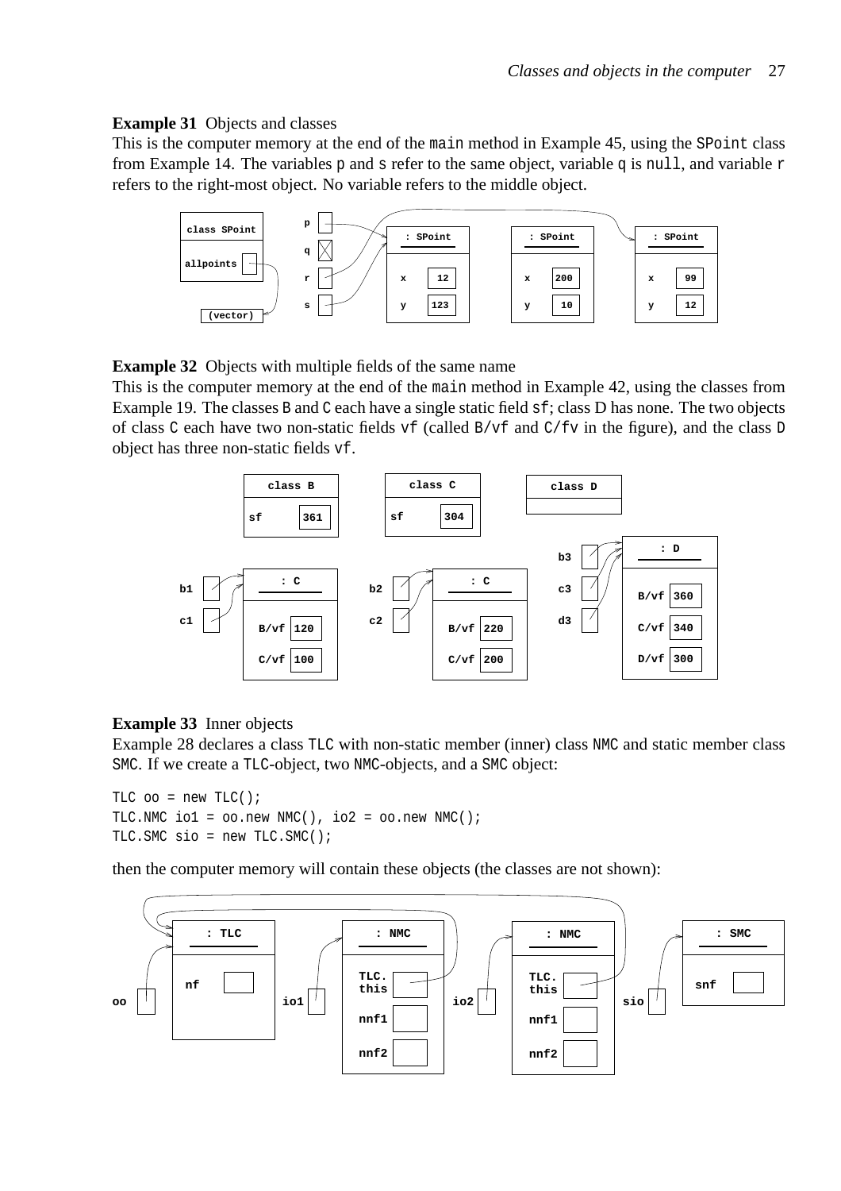**Example 31** Objects and classes

This is the computer memory at the end of the `main` method in Example 45, using the `SPoint` class from Example 14. The variables `p` and `s` refer to the same object, variable `q` is `null`, and variable `r` refers to the right-most object. No variable refers to the middle object.

**Example 32** Objects with multiple fields of the same name

This is the computer memory at the end of the `main` method in Example 42, using the classes from Example 19. The classes `B` and `C` each have a single static field `sf`; class D has none. The two objects of class `C` each have two non-static fields `vf` (called `B/vf` and `C/fv` in the figure), and the class `D` object has three non-static fields `vf`.

**Example 33** Inner objects

Example 28 declares a class `TLC` with non-static member (inner) class `NMC` and static member class `SMC`. If we create a `TLC`-object, two `NMC`-objects, and a `SMC` object:

```
TLC oo = new TLC();
TLC.NMC io1 = oo.new NMC(), io2 = oo.new NMC();
TLC.SMC sio = new TLC.SMC();
```

then the computer memory will contain these objects (the classes are not shown):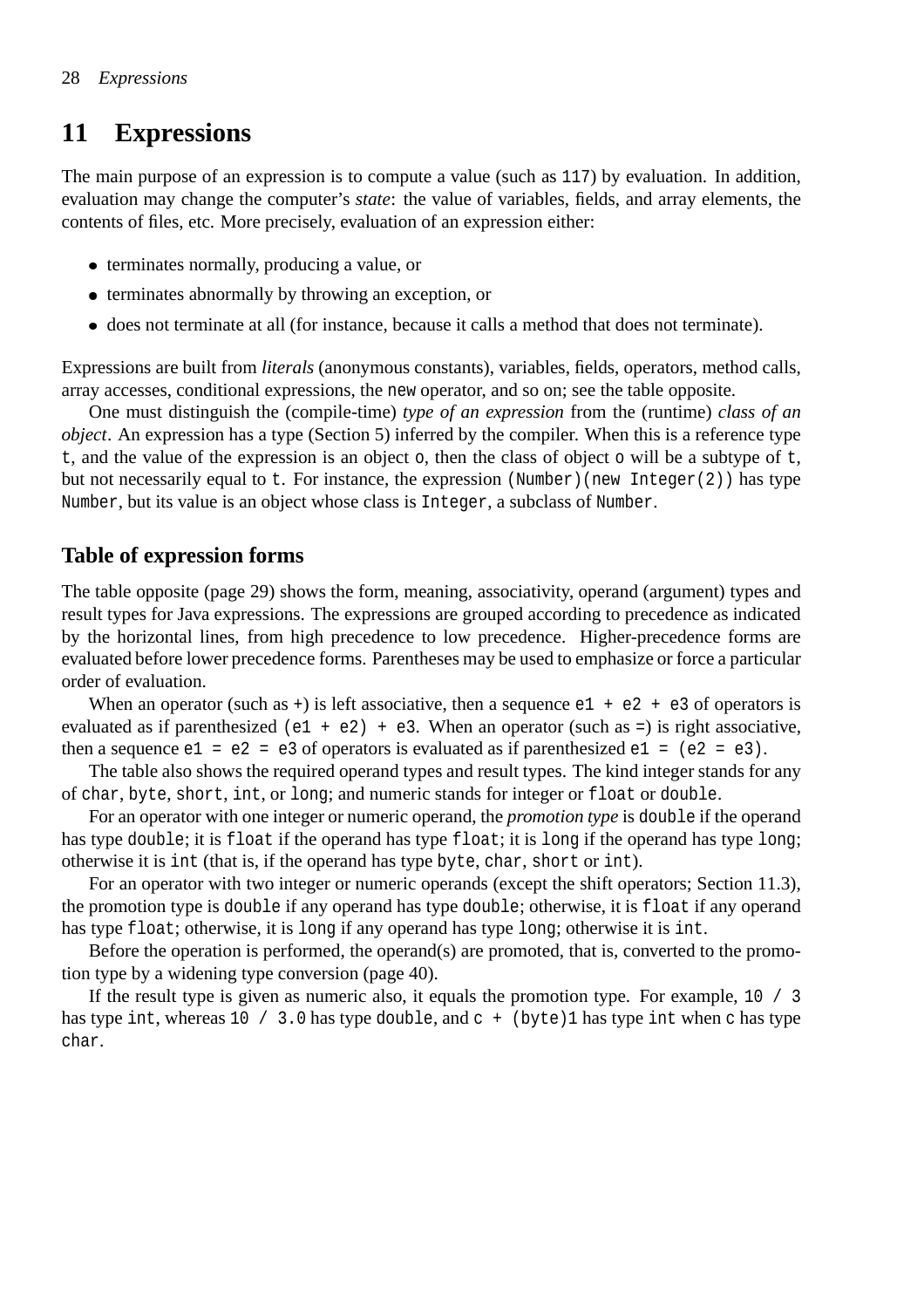# 11 Expressions

The main purpose of an expression is to compute a value (such as `117`) by evaluation. In addition, evaluation may change the computer's *state*: the value of variables, fields, and array elements, the contents of files, etc. More precisely, evaluation of an expression either:

- terminates normally, producing a value, or
- terminates abnormally by throwing an exception, or
- does not terminate at all (for instance, because it calls a method that does not terminate).

Expressions are built from *literals* (anonymous constants), variables, fields, operators, method calls, array accesses, conditional expressions, the `new` operator, and so on; see the table opposite.

One must distinguish the (compile-time) *type of an expression* from the (runtime) *class of an object*. An expression has a type (Section 5) inferred by the compiler. When this is a reference type `t`, and the value of the expression is an object `o`, then the class of object `o` will be a subtype of `t`, but not necessarily equal to `t`. For instance, the expression `(Number)(new Integer(2))` has type `Number`, but its value is an object whose class is `Integer`, a subclass of `Number`.

## Table of expression forms

The table opposite (page 29) shows the form, meaning, associativity, operand (argument) types and result types for Java expressions. The expressions are grouped according to precedence as indicated by the horizontal lines, from high precedence to low precedence. Higher-precedence forms are evaluated before lower precedence forms. Parentheses may be used to emphasize or force a particular order of evaluation.

When an operator (such as `+`) is left associative, then a sequence `e1 + e2 + e3` of operators is evaluated as if parenthesized `(e1 + e2) + e3`. When an operator (such as `=`) is right associative, then a sequence `e1 = e2 = e3` of operators is evaluated as if parenthesized `e1 = (e2 = e3)`.

The table also shows the required operand types and result types. The kind integer stands for any of `char`, `byte`, `short`, `int`, or `long`; and numeric stands for integer or `float` or `double`.

For an operator with one integer or numeric operand, the *promotion type* is `double` if the operand has type `double`; it is `float` if the operand has type `float`; it is `long` if the operand has type `long`; otherwise it is `int` (that is, if the operand has type `byte`, `char`, `short` or `int`).

For an operator with two integer or numeric operands (except the shift operators; Section 11.3), the promotion type is `double` if any operand has type `double`; otherwise, it is `float` if any operand has type `float`; otherwise, it is `long` if any operand has type `long`; otherwise it is `int`.

Before the operation is performed, the operand(s) are promoted, that is, converted to the promotion type by a widening type conversion (page 40).

If the result type is given as numeric also, it equals the promotion type. For example, `10 / 3` has type `int`, whereas `10 / 3.0` has type `double`, and `c + (byte)1` has type `int` when `c` has type `char`.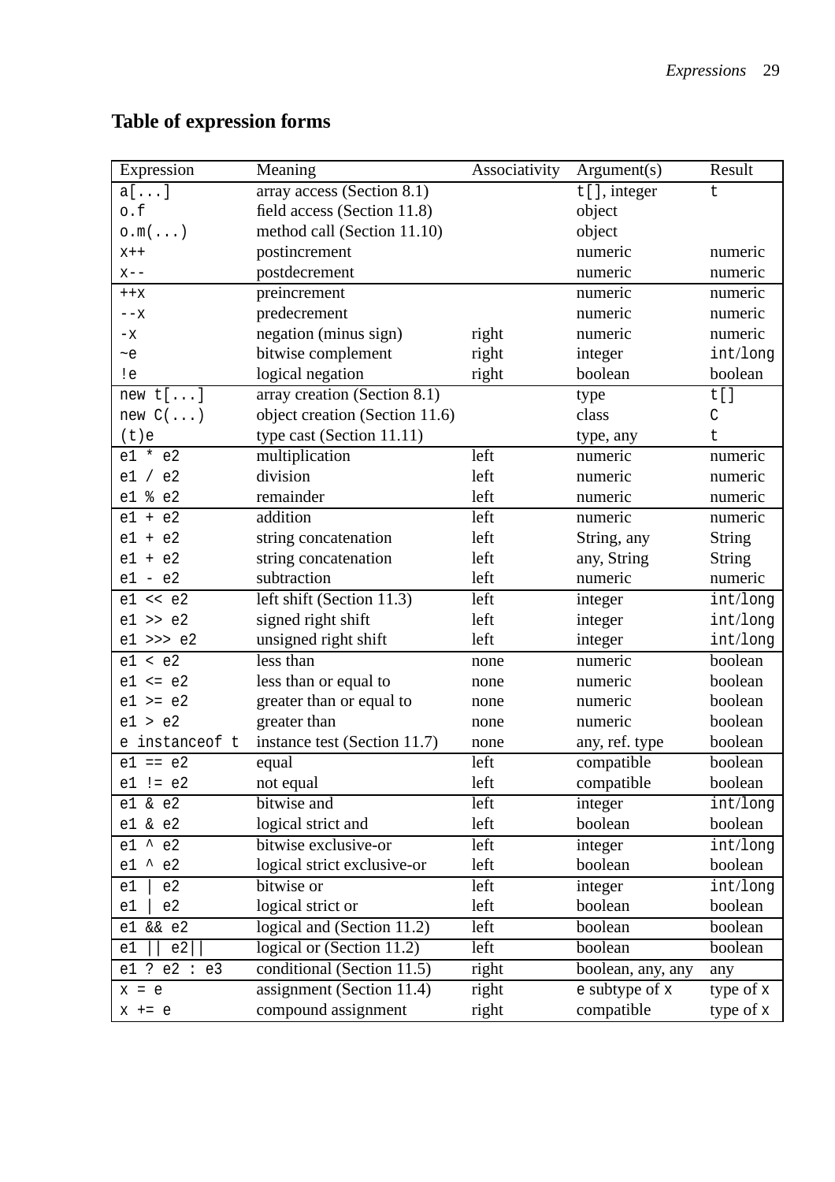## Table of expression forms

| Expression | Meaning | Associativity | Argument(s) | Result |
|---|---|---|---|---|
| `a[...]` | array access (Section 8.1) | | `t[]`, integer | `t` |
| `o.f` | field access (Section 11.8) | | object | |
| `o.m(...)` | method call (Section 11.10) | | object | |
| `x++` | postincrement | | numeric | numeric |
| `x--` | postdecrement | | numeric | numeric |
| `++x` | preincrement | | numeric | numeric |
| `--x` | predecrement | | numeric | numeric |
| `-x` | negation (minus sign) | right | numeric | numeric |
| `~e` | bitwise complement | right | integer | `int`/`long` |
| `!e` | logical negation | right | boolean | boolean |
| `new t[...]` | array creation (Section 8.1) | | type | `t[]` |
| `new C(...)` | object creation (Section 11.6) | | class | `C` |
| `(t)e` | type cast (Section 11.11) | | type, any | `t` |
| `e1 * e2` | multiplication | left | numeric | numeric |
| `e1 / e2` | division | left | numeric | numeric |
| `e1 % e2` | remainder | left | numeric | numeric |
| `e1 + e2` | addition | left | numeric | numeric |
| `e1 + e2` | string concatenation | left | String, any | String |
| `e1 + e2` | string concatenation | left | any, String | String |
| `e1 - e2` | subtraction | left | numeric | numeric |
| `e1 << e2` | left shift (Section 11.3) | left | integer | `int`/`long` |
| `e1 >> e2` | signed right shift | left | integer | `int`/`long` |
| `e1 >>> e2` | unsigned right shift | left | integer | `int`/`long` |
| `e1 < e2` | less than | none | numeric | boolean |
| `e1 <= e2` | less than or equal to | none | numeric | boolean |
| `e1 >= e2` | greater than or equal to | none | numeric | boolean |
| `e1 > e2` | greater than | none | numeric | boolean |
| `e instanceof t` | instance test (Section 11.7) | none | any, ref. type | boolean |
| `e1 == e2` | equal | left | compatible | boolean |
| `e1 != e2` | not equal | left | compatible | boolean |
| `e1 & e2` | bitwise and | left | integer | `int`/`long` |
| `e1 & e2` | logical strict and | left | boolean | boolean |
| `e1 ^ e2` | bitwise exclusive-or | left | integer | `int`/`long` |
| `e1 ^ e2` | logical strict exclusive-or | left | boolean | boolean |
| `e1 \| e2` | bitwise or | left | integer | `int`/`long` |
| `e1 \| e2` | logical strict or | left | boolean | boolean |
| `e1 && e2` | logical and (Section 11.2) | left | boolean | boolean |
| `e1 \|\| e2\|\|` | logical or (Section 11.2) | left | boolean | boolean |
| `e1 ? e2 : e3` | conditional (Section 11.5) | right | boolean, any, any | any |
| `x = e` | assignment (Section 11.4) | right | `e` subtype of `x` | type of `x` |
| `x += e` | compound assignment | right | compatible | type of `x` |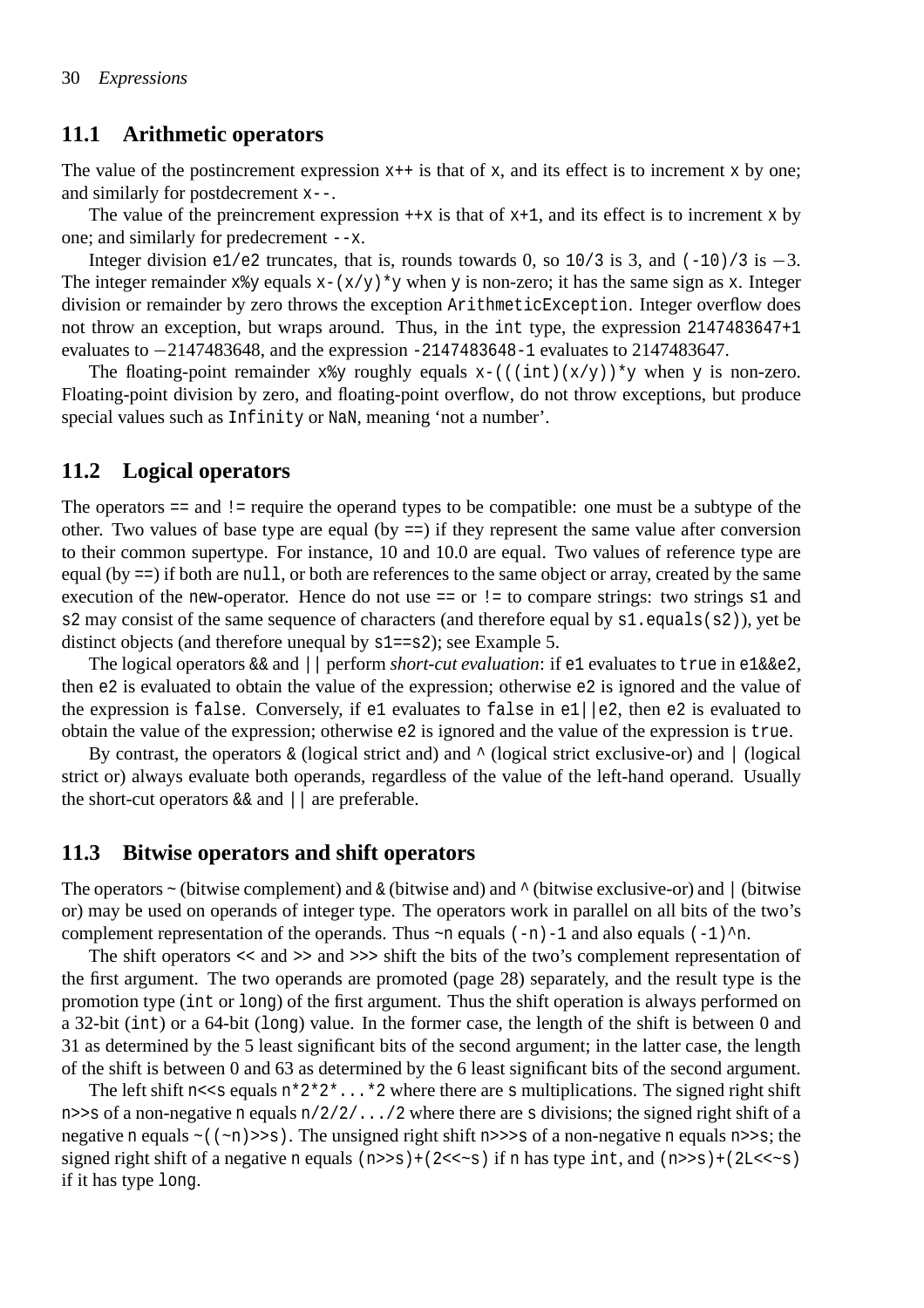## 11.1 Arithmetic operators

The value of the postincrement expression `x++` is that of `x`, and its effect is to increment `x` by one; and similarly for postdecrement `x--`.

The value of the preincrement expression `++x` is that of `x+1`, and its effect is to increment `x` by one; and similarly for predecrement `--x`.

Integer division `e1/e2` truncates, that is, rounds towards 0, so `10/3` is 3, and `(-10)/3` is $-3$. The integer remainder `x%y` equals `x-(x/y)*y` when `y` is non-zero; it has the same sign as `x`. Integer division or remainder by zero throws the exception `ArithmeticException`. Integer overflow does not throw an exception, but wraps around. Thus, in the `int` type, the expression `2147483647+1` evaluates to $-2147483648$, and the expression `-2147483648-1` evaluates to 2147483647.

The floating-point remainder `x%y` roughly equals `x-(((int)(x/y))*y` when `y` is non-zero. Floating-point division by zero, and floating-point overflow, do not throw exceptions, but produce special values such as `Infinity` or `NaN`, meaning 'not a number'.

## 11.2 Logical operators

The operators `==` and `!=` require the operand types to be compatible: one must be a subtype of the other. Two values of base type are equal (by `==`) if they represent the same value after conversion to their common supertype. For instance, 10 and 10.0 are equal. Two values of reference type are equal (by `==`) if both are `null`, or both are references to the same object or array, created by the same execution of the `new`-operator. Hence do not use `==` or `!=` to compare strings: two strings `s1` and `s2` may consist of the same sequence of characters (and therefore equal by `s1.equals(s2)`), yet be distinct objects (and therefore unequal by `s1==s2`); see Example 5.

The logical operators `&&` and `||` perform *short-cut evaluation*: if `e1` evaluates to `true` in `e1&&e2`, then `e2` is evaluated to obtain the value of the expression; otherwise `e2` is ignored and the value of the expression is `false`. Conversely, if `e1` evaluates to `false` in `e1||e2`, then `e2` is evaluated to obtain the value of the expression; otherwise `e2` is ignored and the value of the expression is `true`.

By contrast, the operators `&` (logical strict and) and `^` (logical strict exclusive-or) and `|` (logical strict or) always evaluate both operands, regardless of the value of the left-hand operand. Usually the short-cut operators `&&` and `||` are preferable.

## 11.3 Bitwise operators and shift operators

The operators `~` (bitwise complement) and `&` (bitwise and) and `^` (bitwise exclusive-or) and `|` (bitwise or) may be used on operands of integer type. The operators work in parallel on all bits of the two's complement representation of the operands. Thus `~n` equals `(-n)-1` and also equals `(-1)^n`.

The shift operators `<<` and `>>` and `>>>` shift the bits of the two's complement representation of the first argument. The two operands are promoted (page 28) separately, and the result type is the promotion type (`int` or `long`) of the first argument. Thus the shift operation is always performed on a 32-bit (`int`) or a 64-bit (`long`) value. In the former case, the length of the shift is between 0 and 31 as determined by the 5 least significant bits of the second argument; in the latter case, the length of the shift is between 0 and 63 as determined by the 6 least significant bits of the second argument.

The left shift `n<<s` equals `n*2*2*...*2` where there are `s` multiplications. The signed right shift `n>>s` of a non-negative `n` equals `n/2/2/.../2` where there are `s` divisions; the signed right shift of a negative `n` equals `~((~n)>>s)`. The unsigned right shift `n>>>s` of a non-negative `n` equals `n>>s`; the signed right shift of a negative `n` equals `(n>>s)+(2<<~s)` if `n` has type `int`, and `(n>>s)+(2L<<~s)` if it has type `long`.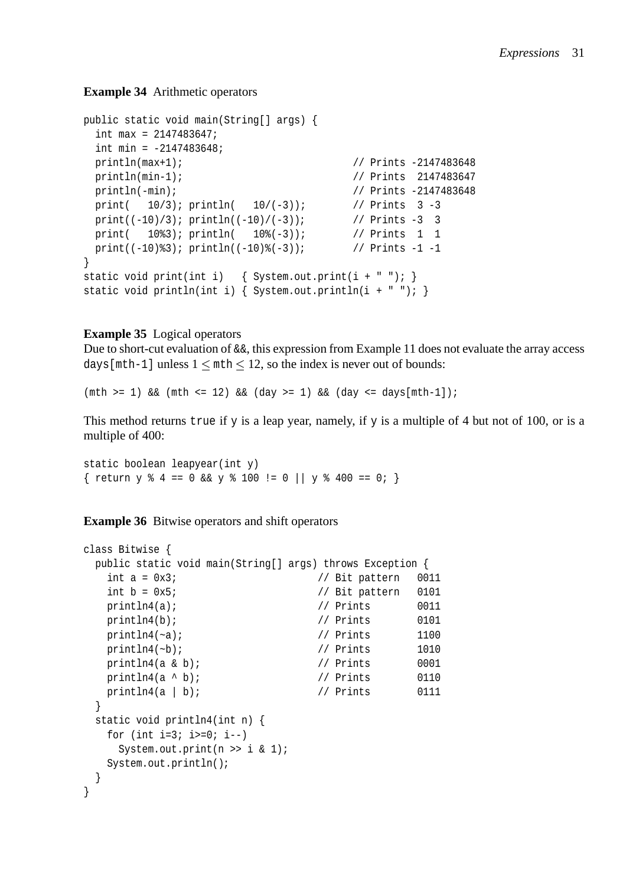**Example 34** Arithmetic operators

```
public static void main(String[] args) {
  int max = 2147483647;
  int min = -2147483648;
  println(max+1);                              // Prints -2147483648
  println(min-1);                              // Prints  2147483647
  println(-min);                               // Prints -2147483648
  print(   10/3); println(   10/(-3));         // Prints  3 -3
  print((-10)/3); println((-10)/(-3));         // Prints -3  3
  print(   10%3); println(   10%(-3));         // Prints  1  1
  print((-10)%3); println((-10)%(-3));         // Prints -1 -1
}
static void print(int i)   { System.out.print(i + " "); }
static void println(int i) { System.out.println(i + " "); }
```

**Example 35** Logical operators

Due to short-cut evaluation of `&&`, this expression from Example 11 does not evaluate the array access `days[mth-1]` unless $1 \leq$ `mth` $\leq 12$, so the index is never out of bounds:

```
(mth >= 1) && (mth <= 12) && (day >= 1) && (day <= days[mth-1]);
```

This method returns `true` if `y` is a leap year, namely, if `y` is a multiple of 4 but not of 100, or is a multiple of 400:

```
static boolean leapyear(int y)
{ return y % 4 == 0 && y % 100 != 0 || y % 400 == 0; }
```

**Example 36** Bitwise operators and shift operators

```
class Bitwise {
  public static void main(String[] args) throws Exception {
    int a = 0x3;                        // Bit pattern   0011
    int b = 0x5;                        // Bit pattern   0101
    println4(a);                        // Prints        0011
    println4(b);                        // Prints        0101
    println4(~a);                       // Prints        1100
    println4(~b);                       // Prints        1010
    println4(a & b);                    // Prints        0001
    println4(a ^ b);                    // Prints        0110
    println4(a | b);                    // Prints        0111
  }
  static void println4(int n) {
    for (int i=3; i>=0; i--)
      System.out.print(n >> i & 1);
    System.out.println();
  }
}
```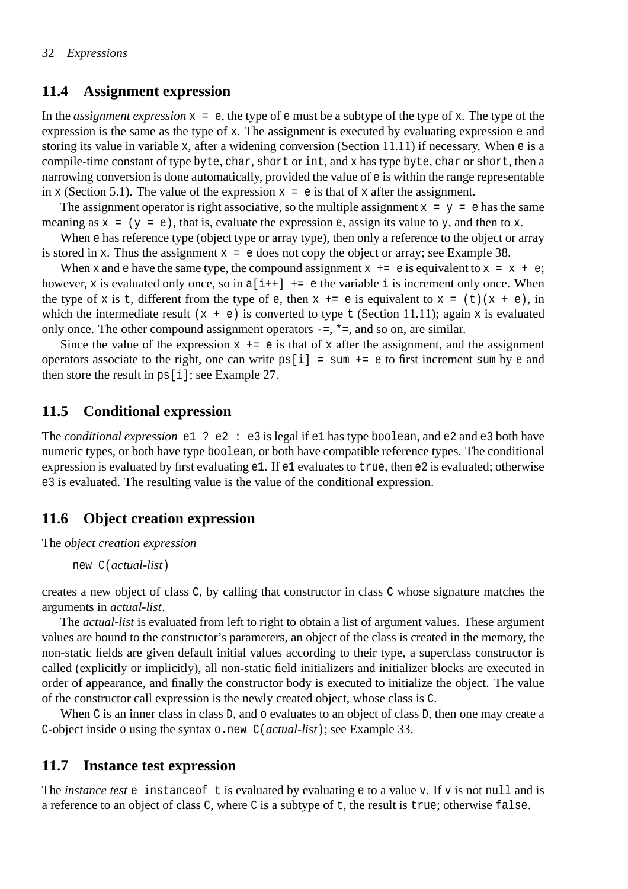## 11.4 Assignment expression

In the *assignment expression* `x = e`, the type of `e` must be a subtype of the type of `x`. The type of the expression is the same as the type of `x`. The assignment is executed by evaluating expression `e` and storing its value in variable `x`, after a widening conversion (Section 11.11) if necessary. When `e` is a compile-time constant of type `byte`, `char`, `short` or `int`, and `x` has type `byte`, `char` or `short`, then a narrowing conversion is done automatically, provided the value of `e` is within the range representable in `x` (Section 5.1). The value of the expression `x = e` is that of `x` after the assignment.

The assignment operator is right associative, so the multiple assignment `x = y = e` has the same meaning as `x = (y = e)`, that is, evaluate the expression `e`, assign its value to `y`, and then to `x`.

When `e` has reference type (object type or array type), then only a reference to the object or array is stored in `x`. Thus the assignment `x = e` does not copy the object or array; see Example 38.

When `x` and `e` have the same type, the compound assignment `x += e` is equivalent to `x = x + e`; however, `x` is evaluated only once, so in `a[i++] += e` the variable `i` is increment only once. When the type of `x` is `t`, different from the type of `e`, then `x += e` is equivalent to `x = (t)(x + e)`, in which the intermediate result `(x + e)` is converted to type `t` (Section 11.11); again `x` is evaluated only once. The other compound assignment operators `-=`, `*=`, and so on, are similar.

Since the value of the expression `x += e` is that of `x` after the assignment, and the assignment operators associate to the right, one can write `ps[i] = sum += e` to first increment `sum` by `e` and then store the result in `ps[i]`; see Example 27.

## 11.5 Conditional expression

The *conditional expression* `e1 ? e2 : e3` is legal if `e1` has type `boolean`, and `e2` and `e3` both have numeric types, or both have type `boolean`, or both have compatible reference types. The conditional expression is evaluated by first evaluating `e1`. If `e1` evaluates to `true`, then `e2` is evaluated; otherwise `e3` is evaluated. The resulting value is the value of the conditional expression.

## 11.6 Object creation expression

The *object creation expression*

`new C(`*actual-list*`)`

creates a new object of class `C`, by calling that constructor in class `C` whose signature matches the arguments in *actual-list*.

The *actual-list* is evaluated from left to right to obtain a list of argument values. These argument values are bound to the constructor's parameters, an object of the class is created in the memory, the non-static fields are given default initial values according to their type, a superclass constructor is called (explicitly or implicitly), all non-static field initializers and initializer blocks are executed in order of appearance, and finally the constructor body is executed to initialize the object. The value of the constructor call expression is the newly created object, whose class is `C`.

When `C` is an inner class in class `D`, and `o` evaluates to an object of class `D`, then one may create a `C`-object inside `o` using the syntax `o.new C(`*actual-list*`)`; see Example 33.

## 11.7 Instance test expression

The *instance test* `e instanceof t` is evaluated by evaluating `e` to a value `v`. If `v` is not `null` and is a reference to an object of class `C`, where `C` is a subtype of `t`, the result is `true`; otherwise `false`.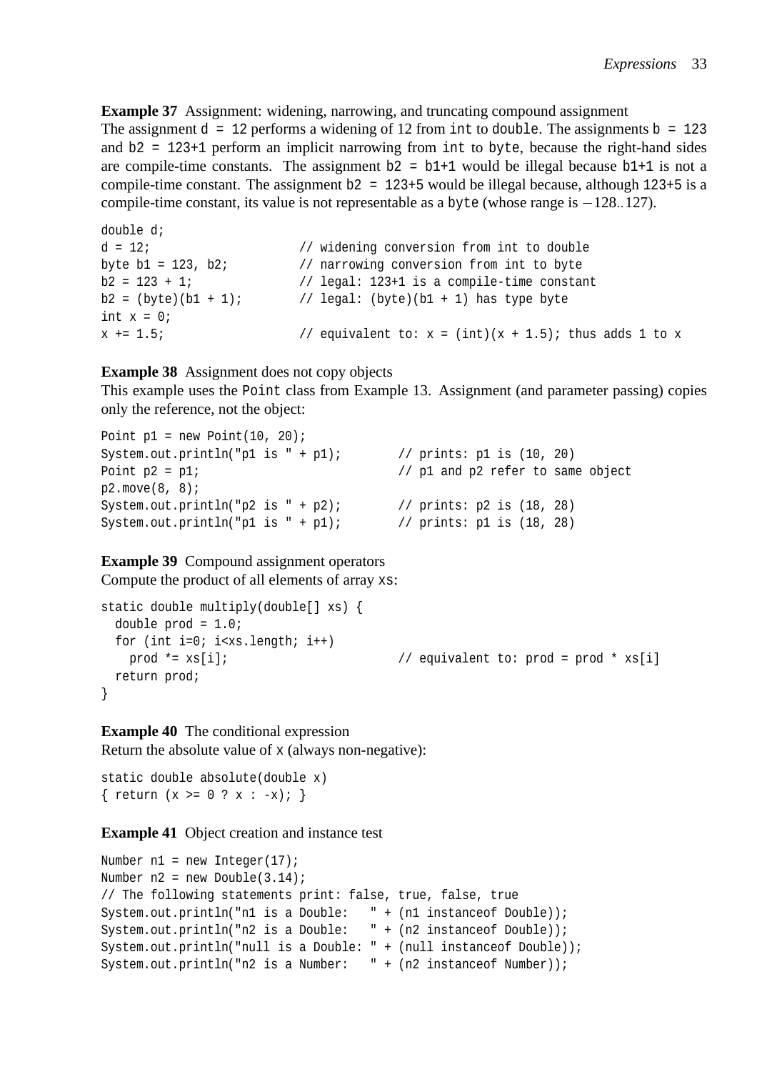**Example 37** Assignment: widening, narrowing, and truncating compound assignment

The assignment `d = 12` performs a widening of 12 from `int` to `double`. The assignments `b = 123` and `b2 = 123+1` perform an implicit narrowing from `int` to `byte`, because the right-hand sides are compile-time constants. The assignment `b2 = b1+1` would be illegal because `b1+1` is not a compile-time constant. The assignment `b2 = 123+5` would be illegal because, although `123+5` is a compile-time constant, its value is not representable as a `byte` (whose range is $-128..127$).

```
double d;
d = 12;                     // widening conversion from int to double
byte b1 = 123, b2;          // narrowing conversion from int to byte
b2 = 123 + 1;               // legal: 123+1 is a compile-time constant
b2 = (byte)(b1 + 1);        // legal: (byte)(b1 + 1) has type byte
int x = 0;
x += 1.5;                   // equivalent to: x = (int)(x + 1.5); thus adds 1 to x
```

**Example 38** Assignment does not copy objects

This example uses the `Point` class from Example 13. Assignment (and parameter passing) copies only the reference, not the object:

```
Point p1 = new Point(10, 20);
System.out.println("p1 is " + p1);        // prints: p1 is (10, 20)
Point p2 = p1;                            // p1 and p2 refer to same object
p2.move(8, 8);
System.out.println("p2 is " + p2);        // prints: p2 is (18, 28)
System.out.println("p1 is " + p1);        // prints: p1 is (18, 28)
```

**Example 39** Compound assignment operators

Compute the product of all elements of array `xs`:

```
static double multiply(double[] xs) {
  double prod = 1.0;
  for (int i=0; i<xs.length; i++)
    prod *= xs[i];                        // equivalent to: prod = prod * xs[i]
  return prod;
}
```

**Example 40** The conditional expression

Return the absolute value of `x` (always non-negative):

```
static double absolute(double x)
{ return (x >= 0 ? x : -x); }
```

**Example 41** Object creation and instance test

```
Number n1 = new Integer(17);
Number n2 = new Double(3.14);
// The following statements print: false, true, false, true
System.out.println("n1 is a Double:   " + (n1 instanceof Double));
System.out.println("n2 is a Double:   " + (n2 instanceof Double));
System.out.println("null is a Double: " + (null instanceof Double));
System.out.println("n2 is a Number:   " + (n2 instanceof Number));
```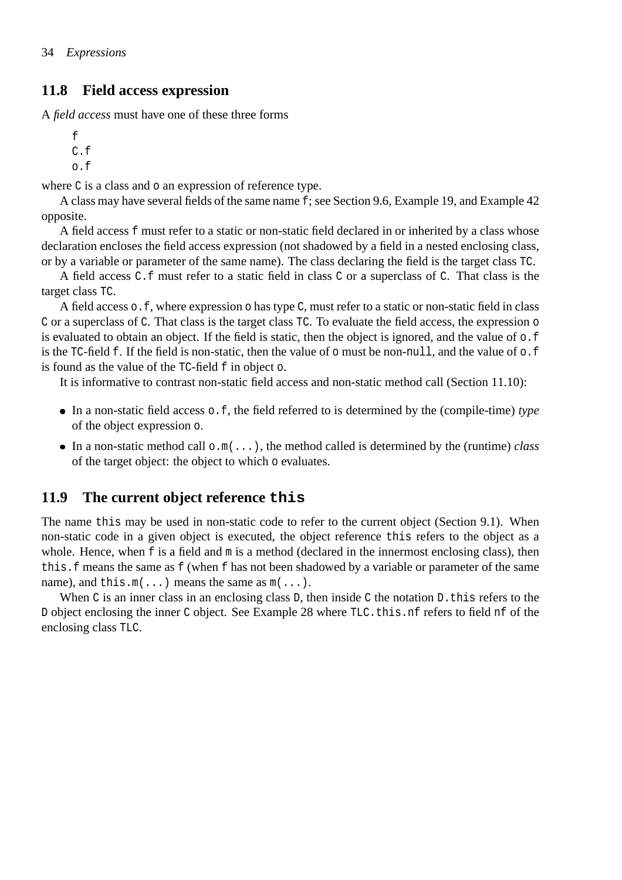## 11.8 Field access expression

A *field access* must have one of these three forms

```
f
C.f
o.f
```

where `C` is a class and `o` an expression of reference type.

A class may have several fields of the same name `f`; see Section 9.6, Example 19, and Example 42 opposite.

A field access `f` must refer to a static or non-static field declared in or inherited by a class whose declaration encloses the field access expression (not shadowed by a field in a nested enclosing class, or by a variable or parameter of the same name). The class declaring the field is the target class `TC`.

A field access `C.f` must refer to a static field in class `C` or a superclass of `C`. That class is the target class `TC`.

A field access `o.f`, where expression `o` has type `C`, must refer to a static or non-static field in class `C` or a superclass of `C`. That class is the target class `TC`. To evaluate the field access, the expression `o` is evaluated to obtain an object. If the field is static, then the object is ignored, and the value of `o.f` is the `TC`-field `f`. If the field is non-static, then the value of `o` must be non-`null`, and the value of `o.f` is found as the value of the `TC`-field `f` in object `o`.

It is informative to contrast non-static field access and non-static method call (Section 11.10):

- In a non-static field access `o.f`, the field referred to is determined by the (compile-time) *type* of the object expression `o`.
- In a non-static method call `o.m(...)`, the method called is determined by the (runtime) *class* of the target object: the object to which `o` evaluates.

## 11.9 The current object reference `this`

The name `this` may be used in non-static code to refer to the current object (Section 9.1). When non-static code in a given object is executed, the object reference `this` refers to the object as a whole. Hence, when `f` is a field and `m` is a method (declared in the innermost enclosing class), then `this.f` means the same as `f` (when `f` has not been shadowed by a variable or parameter of the same name), and `this.m(...)` means the same as `m(...)`.

When `C` is an inner class in an enclosing class `D`, then inside `C` the notation `D.this` refers to the `D` object enclosing the inner `C` object. See Example 28 where `TLC.this.nf` refers to field `nf` of the enclosing class `TLC`.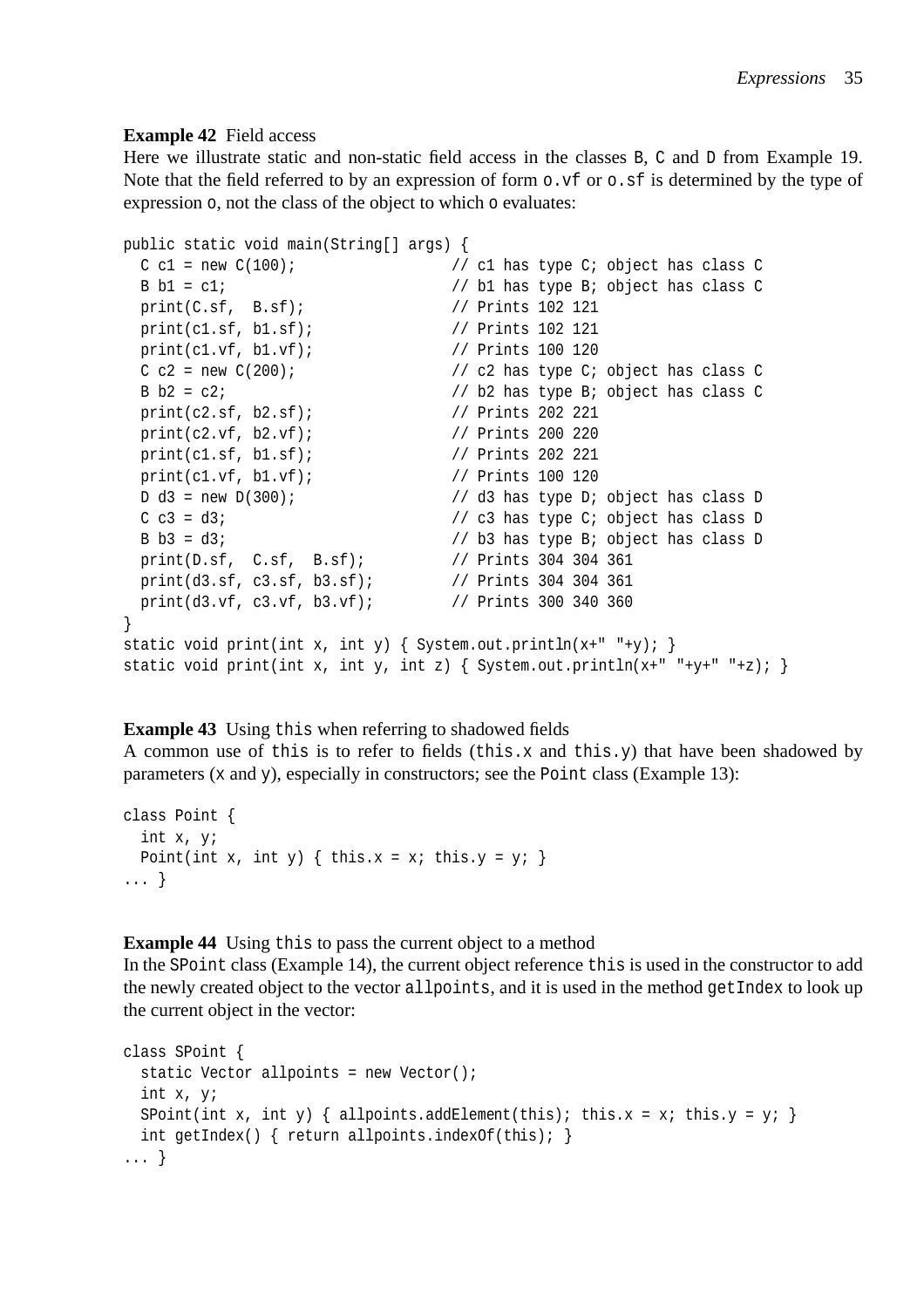**Example 42** Field access

Here we illustrate static and non-static field access in the classes `B`, `C` and `D` from Example 19. Note that the field referred to by an expression of form `o.vf` or `o.sf` is determined by the type of expression `o`, not the class of the object to which `o` evaluates:

```
public static void main(String[] args) {
  C c1 = new C(100);                 // c1 has type C; object has class C
  B b1 = c1;                         // b1 has type B; object has class C
  print(C.sf,  B.sf);                // Prints 102 121
  print(c1.sf, b1.sf);               // Prints 102 121
  print(c1.vf, b1.vf);               // Prints 100 120
  C c2 = new C(200);                 // c2 has type C; object has class C
  B b2 = c2;                         // b2 has type B; object has class C
  print(c2.sf, b2.sf);               // Prints 202 221
  print(c2.vf, b2.vf);               // Prints 200 220
  print(c1.sf, b1.sf);               // Prints 202 221
  print(c1.vf, b1.vf);               // Prints 100 120
  D d3 = new D(300);                 // d3 has type D; object has class D
  C c3 = d3;                         // c3 has type C; object has class D
  B b3 = d3;                         // b3 has type B; object has class D
  print(D.sf,  C.sf,  B.sf);         // Prints 304 304 361
  print(d3.sf, c3.sf, b3.sf);        // Prints 304 304 361
  print(d3.vf, c3.vf, b3.vf);        // Prints 300 340 360
}
static void print(int x, int y) { System.out.println(x+" "+y); }
static void print(int x, int y, int z) { System.out.println(x+" "+y+" "+z); }
```

**Example 43** Using `this` when referring to shadowed fields

A common use of `this` is to refer to fields (`this.x` and `this.y`) that have been shadowed by parameters (`x` and `y`), especially in constructors; see the `Point` class (Example 13):

```
class Point {
  int x, y;
  Point(int x, int y) { this.x = x; this.y = y; }
... }
```

**Example 44** Using `this` to pass the current object to a method

In the `SPoint` class (Example 14), the current object reference `this` is used in the constructor to add the newly created object to the vector `allpoints`, and it is used in the method `getIndex` to look up the current object in the vector:

```
class SPoint {
  static Vector allpoints = new Vector();
  int x, y;
  SPoint(int x, int y) { allpoints.addElement(this); this.x = x; this.y = y; }
  int getIndex() { return allpoints.indexOf(this); }
... }
```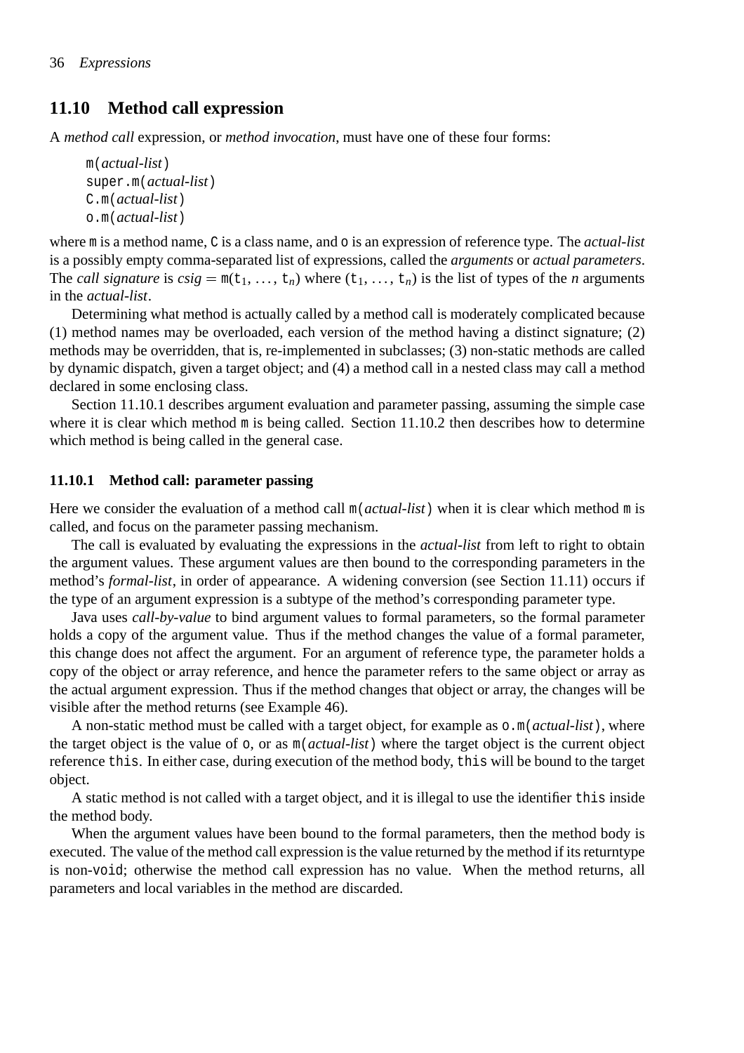## 11.10 Method call expression

A *method call* expression, or *method invocation*, must have one of these four forms:

```
m(actual-list)
super.m(actual-list)
C.m(actual-list)
o.m(actual-list)
```

where `m` is a method name, `C` is a class name, and `o` is an expression of reference type. The *actual-list* is a possibly empty comma-separated list of expressions, called the *arguments* or *actual parameters*. The *call signature* is $csig = \texttt{m}(\texttt{t}_1, \ldots, \texttt{t}_n)$ where $(\texttt{t}_1, \ldots, \texttt{t}_n)$ is the list of types of the $n$ arguments in the *actual-list*.

Determining what method is actually called by a method call is moderately complicated because (1) method names may be overloaded, each version of the method having a distinct signature; (2) methods may be overridden, that is, re-implemented in subclasses; (3) non-static methods are called by dynamic dispatch, given a target object; and (4) a method call in a nested class may call a method declared in some enclosing class.

Section 11.10.1 describes argument evaluation and parameter passing, assuming the simple case where it is clear which method `m` is being called. Section 11.10.2 then describes how to determine which method is being called in the general case.

### 11.10.1 Method call: parameter passing

Here we consider the evaluation of a method call `m(`*actual-list*`)` when it is clear which method `m` is called, and focus on the parameter passing mechanism.

The call is evaluated by evaluating the expressions in the *actual-list* from left to right to obtain the argument values. These argument values are then bound to the corresponding parameters in the method's *formal-list*, in order of appearance. A widening conversion (see Section 11.11) occurs if the type of an argument expression is a subtype of the method's corresponding parameter type.

Java uses *call-by-value* to bind argument values to formal parameters, so the formal parameter holds a copy of the argument value. Thus if the method changes the value of a formal parameter, this change does not affect the argument. For an argument of reference type, the parameter holds a copy of the object or array reference, and hence the parameter refers to the same object or array as the actual argument expression. Thus if the method changes that object or array, the changes will be visible after the method returns (see Example 46).

A non-static method must be called with a target object, for example as `o.m(`*actual-list*`)`, where the target object is the value of `o`, or as `m(`*actual-list*`)` where the target object is the current object reference `this`. In either case, during execution of the method body, `this` will be bound to the target object.

A static method is not called with a target object, and it is illegal to use the identifier `this` inside the method body.

When the argument values have been bound to the formal parameters, then the method body is executed. The value of the method call expression is the value returned by the method if its returntype is non-`void`; otherwise the method call expression has no value. When the method returns, all parameters and local variables in the method are discarded.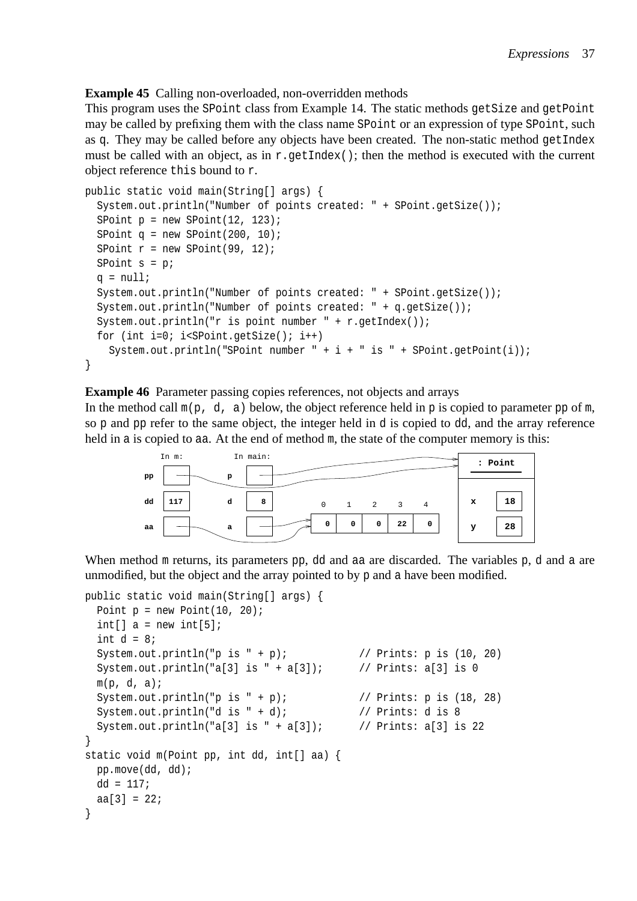**Example 45** Calling non-overloaded, non-overridden methods

This program uses the `SPoint` class from Example 14. The static methods `getSize` and `getPoint` may be called by prefixing them with the class name `SPoint` or an expression of type `SPoint`, such as `q`. They may be called before any objects have been created. The non-static method `getIndex` must be called with an object, as in `r.getIndex()`; then the method is executed with the current object reference `this` bound to `r`.

```
public static void main(String[] args) {
  System.out.println("Number of points created: " + SPoint.getSize());
  SPoint p = new SPoint(12, 123);
  SPoint q = new SPoint(200, 10);
  SPoint r = new SPoint(99, 12);
  SPoint s = p;
  q = null;
  System.out.println("Number of points created: " + SPoint.getSize());
  System.out.println("Number of points created: " + q.getSize());
  System.out.println("r is point number " + r.getIndex());
  for (int i=0; i<SPoint.getSize(); i++)
    System.out.println("SPoint number " + i + " is " + SPoint.getPoint(i));
}
```

**Example 46** Parameter passing copies references, not objects and arrays

In the method call `m(p, d, a)` below, the object reference held in `p` is copied to parameter `pp` of `m`, so `p` and `pp` refer to the same object, the integer held in `d` is copied to `dd`, and the array reference held in `a` is copied to `aa`. At the end of method `m`, the state of the computer memory is this:

```
     In m:        In main:                                        : Point
pp   [ --]   p    [ --]   ----------------------------------->   
dd   [117]   d    [ 8 ]      0    1    2    3    4            x   [18]
aa   [ --]   a    [ --] --> [ 0 | 0 | 0 | 22 | 0 ]            y   [28]
```

When method `m` returns, its parameters `pp`, `dd` and `aa` are discarded. The variables `p`, `d` and `a` are unmodified, but the object and the array pointed to by `p` and `a` have been modified.

```
public static void main(String[] args) {
  Point p = new Point(10, 20);
  int[] a = new int[5];
  int d = 8;
  System.out.println("p is " + p);            // Prints: p is (10, 20)
  System.out.println("a[3] is " + a[3]);      // Prints: a[3] is 0
  m(p, d, a);
  System.out.println("p is " + p);            // Prints: p is (18, 28)
  System.out.println("d is " + d);            // Prints: d is 8
  System.out.println("a[3] is " + a[3]);      // Prints: a[3] is 22
}
static void m(Point pp, int dd, int[] aa) {
  pp.move(dd, dd);
  dd = 117;
  aa[3] = 22;
}
```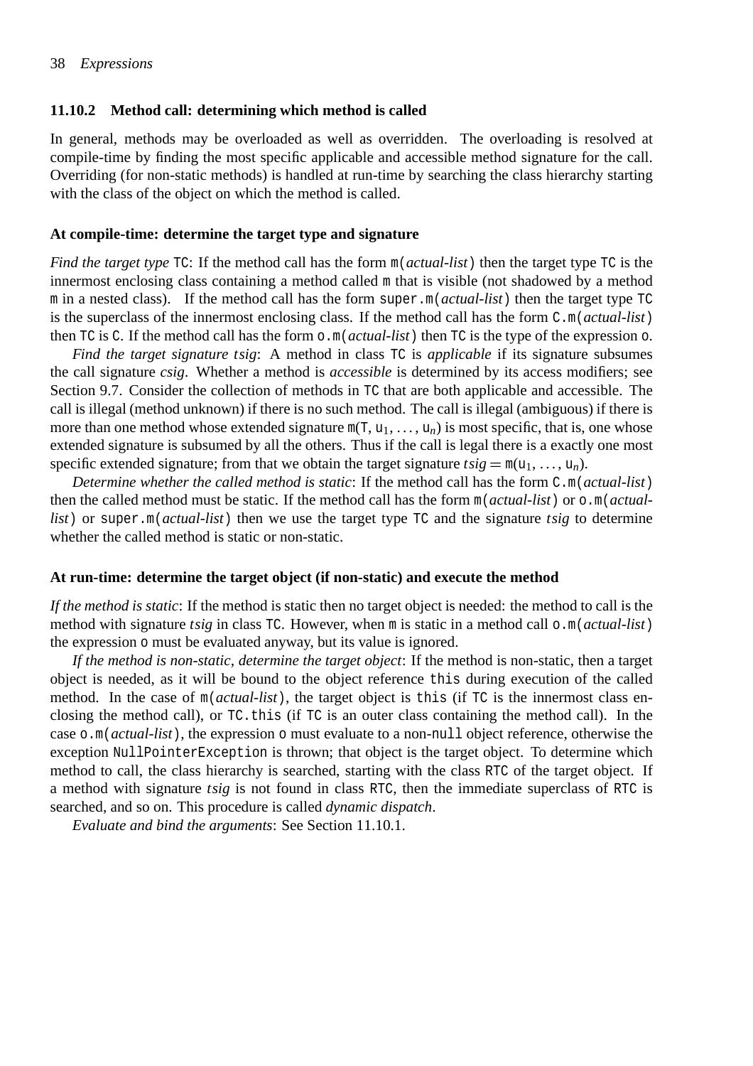### 11.10.2 Method call: determining which method is called

In general, methods may be overloaded as well as overridden. The overloading is resolved at compile-time by finding the most specific applicable and accessible method signature for the call. Overriding (for non-static methods) is handled at run-time by searching the class hierarchy starting with the class of the object on which the method is called.

#### At compile-time: determine the target type and signature

*Find the target type* `TC`: If the method call has the form `m(`*actual-list*`)` then the target type `TC` is the innermost enclosing class containing a method called `m` that is visible (not shadowed by a method `m` in a nested class). If the method call has the form `super.m(`*actual-list*`)` then the target type `TC` is the superclass of the innermost enclosing class. If the method call has the form `C.m(`*actual-list*`)` then `TC` is `C`. If the method call has the form `o.m(`*actual-list*`)` then `TC` is the type of the expression `o`.

*Find the target signature tsig*: A method in class `TC` is *applicable* if its signature subsumes the call signature *csig*. Whether a method is *accessible* is determined by its access modifiers; see Section 9.7. Consider the collection of methods in `TC` that are both applicable and accessible. The call is illegal (method unknown) if there is no such method. The call is illegal (ambiguous) if there is more than one method whose extended signature $\mathtt{m}(\mathtt{T}, \mathtt{u}_1, \ldots, \mathtt{u}_n)$ is most specific, that is, one whose extended signature is subsumed by all the others. Thus if the call is legal there is a exactly one most specific extended signature; from that we obtain the target signature $tsig = \mathtt{m}(\mathtt{u}_1, \ldots, \mathtt{u}_n)$.

*Determine whether the called method is static*: If the method call has the form `C.m(`*actual-list*`)` then the called method must be static. If the method call has the form `m(`*actual-list*`)` or `o.m(`*actual-list*`)` or `super.m(`*actual-list*`)` then we use the target type `TC` and the signature *tsig* to determine whether the called method is static or non-static.

#### At run-time: determine the target object (if non-static) and execute the method

*If the method is static*: If the method is static then no target object is needed: the method to call is the method with signature *tsig* in class `TC`. However, when `m` is static in a method call `o.m(`*actual-list*`)` the expression `o` must be evaluated anyway, but its value is ignored.

*If the method is non-static, determine the target object*: If the method is non-static, then a target object is needed, as it will be bound to the object reference `this` during execution of the called method. In the case of `m(`*actual-list*`)`, the target object is `this` (if `TC` is the innermost class enclosing the method call), or `TC.this` (if `TC` is an outer class containing the method call). In the case `o.m(`*actual-list*`)`, the expression `o` must evaluate to a non-`null` object reference, otherwise the exception `NullPointerException` is thrown; that object is the target object. To determine which method to call, the class hierarchy is searched, starting with the class `RTC` of the target object. If a method with signature *tsig* is not found in class `RTC`, then the immediate superclass of `RTC` is searched, and so on. This procedure is called *dynamic dispatch*.

*Evaluate and bind the arguments*: See Section 11.10.1.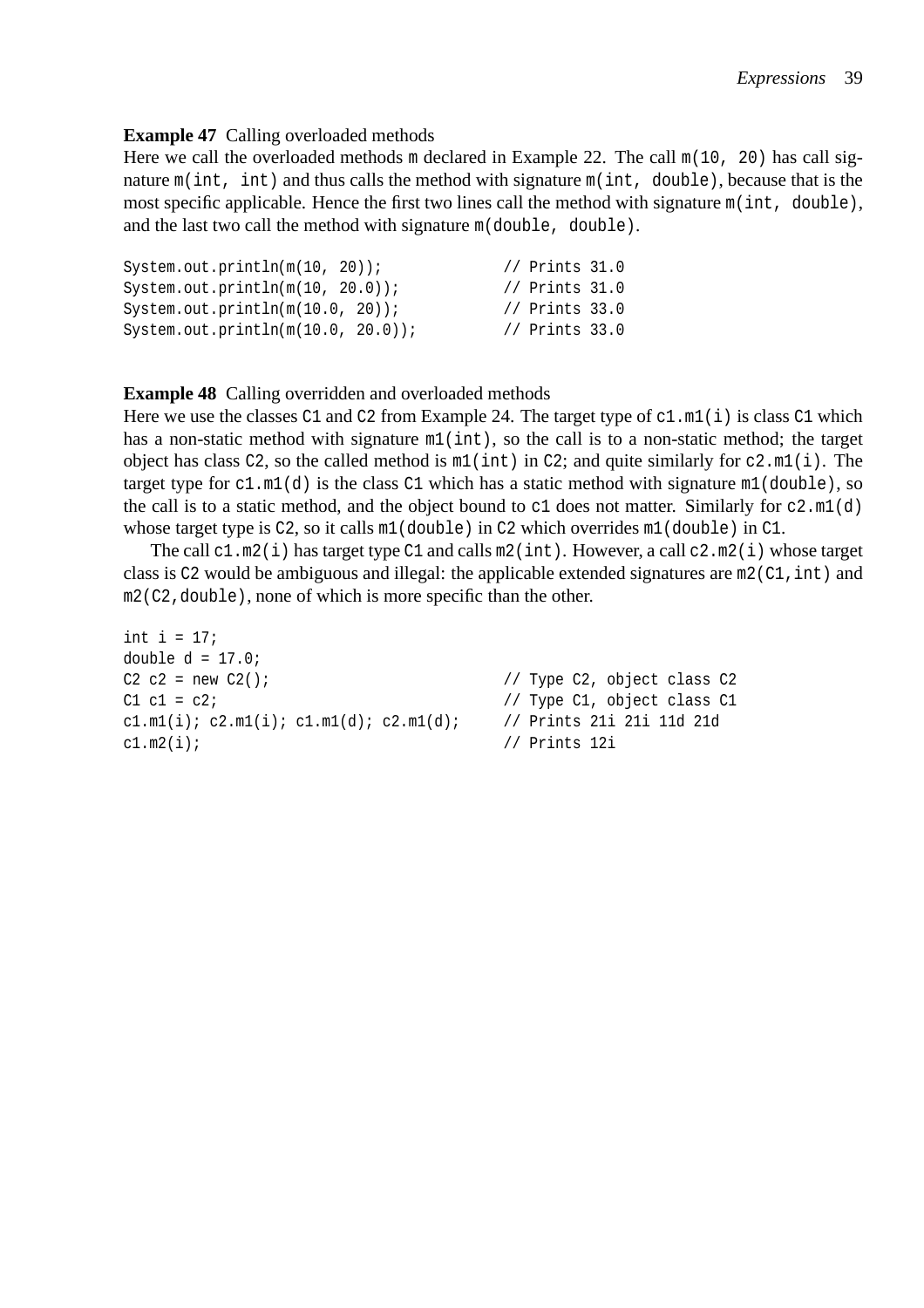**Example 47** Calling overloaded methods

Here we call the overloaded methods `m` declared in Example 22. The call `m(10, 20)` has call signature `m(int, int)` and thus calls the method with signature `m(int, double)`, because that is the most specific applicable. Hence the first two lines call the method with signature `m(int, double)`, and the last two call the method with signature `m(double, double)`.

```
System.out.println(m(10, 20));              // Prints 31.0
System.out.println(m(10, 20.0));            // Prints 31.0
System.out.println(m(10.0, 20));            // Prints 33.0
System.out.println(m(10.0, 20.0));          // Prints 33.0
```

**Example 48** Calling overridden and overloaded methods

Here we use the classes `C1` and `C2` from Example 24. The target type of `c1.m1(i)` is class `C1` which has a non-static method with signature `m1(int)`, so the call is to a non-static method; the target object has class `C2`, so the called method is `m1(int)` in `C2`; and quite similarly for `c2.m1(i)`. The target type for `c1.m1(d)` is the class `C1` which has a static method with signature `m1(double)`, so the call is to a static method, and the object bound to `c1` does not matter. Similarly for `c2.m1(d)` whose target type is `C2`, so it calls `m1(double)` in `C2` which overrides `m1(double)` in `C1`.

The call `c1.m2(i)` has target type `C1` and calls `m2(int)`. However, a call `c2.m2(i)` whose target class is `C2` would be ambiguous and illegal: the applicable extended signatures are `m2(C1,int)` and `m2(C2,double)`, none of which is more specific than the other.

```
int i = 17;
double d = 17.0;
C2 c2 = new C2();                           // Type C2, object class C2
C1 c1 = c2;                                 // Type C1, object class C1
c1.m1(i); c2.m1(i); c1.m1(d); c2.m1(d);     // Prints 21i 21i 11d 21d
c1.m2(i);                                   // Prints 12i
```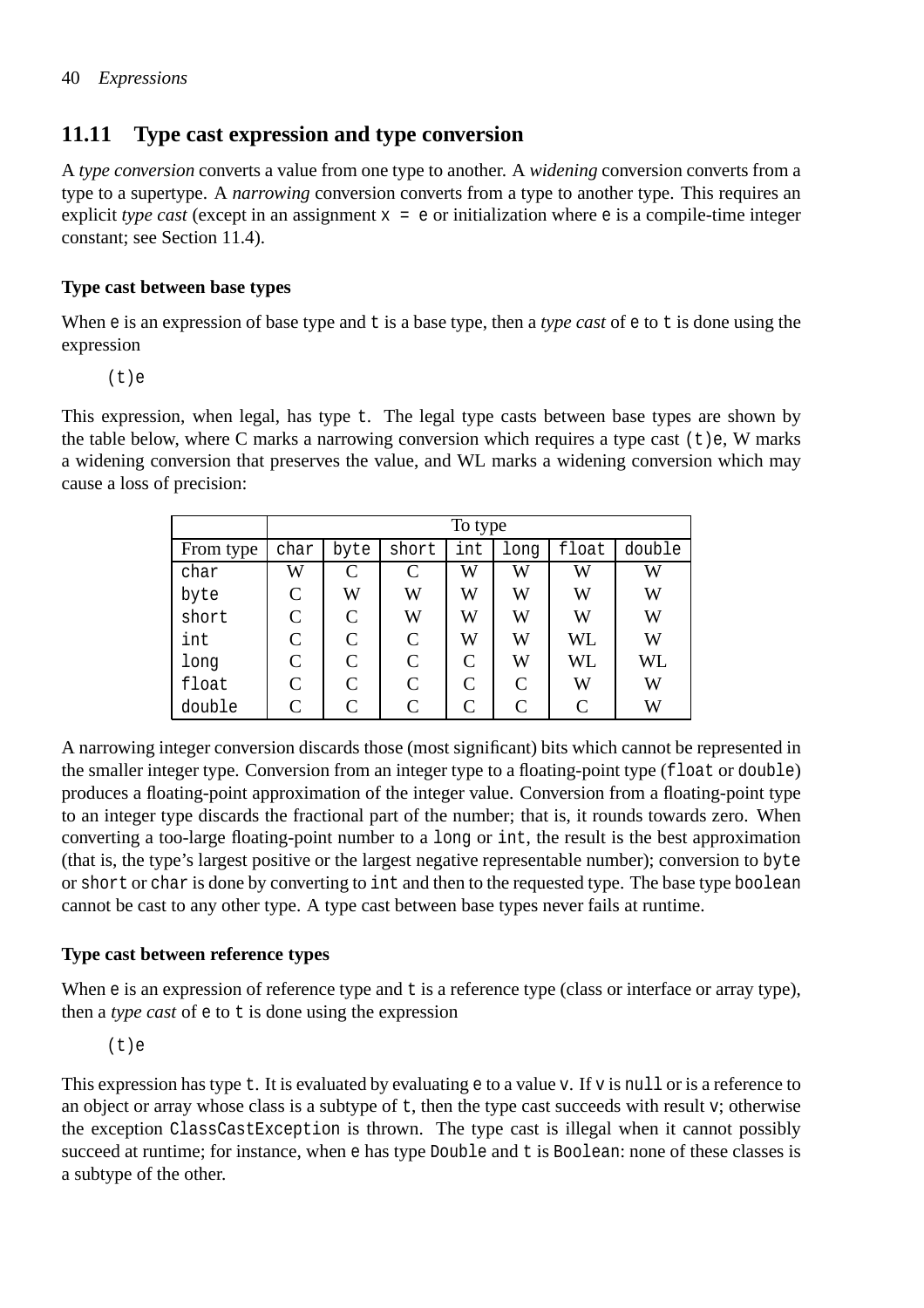## 11.11 Type cast expression and type conversion

A *type conversion* converts a value from one type to another. A *widening* conversion converts from a type to a supertype. A *narrowing* conversion converts from a type to another type. This requires an explicit *type cast* (except in an assignment `x = e` or initialization where `e` is a compile-time integer constant; see Section 11.4).

### Type cast between base types

When `e` is an expression of base type and `t` is a base type, then a *type cast* of `e` to `t` is done using the expression

```
(t)e
```

This expression, when legal, has type `t`. The legal type casts between base types are shown by the table below, where C marks a narrowing conversion which requires a type cast `(t)e`, W marks a widening conversion that preserves the value, and WL marks a widening conversion which may cause a loss of precision:

| | To type | | | | | | |
|---|---|---|---|---|---|---|---|
| From type | `char` | `byte` | `short` | `int` | `long` | `float` | `double` |
| `char` | W | C | C | W | W | W | W |
| `byte` | C | W | W | W | W | W | W |
| `short` | C | C | W | W | W | W | W |
| `int` | C | C | C | W | W | WL | W |
| `long` | C | C | C | C | W | WL | WL |
| `float` | C | C | C | C | C | W | W |
| `double` | C | C | C | C | C | C | W |

A narrowing integer conversion discards those (most significant) bits which cannot be represented in the smaller integer type. Conversion from an integer type to a floating-point type (`float` or `double`) produces a floating-point approximation of the integer value. Conversion from a floating-point type to an integer type discards the fractional part of the number; that is, it rounds towards zero. When converting a too-large floating-point number to a `long` or `int`, the result is the best approximation (that is, the type's largest positive or the largest negative representable number); conversion to `byte` or `short` or `char` is done by converting to `int` and then to the requested type. The base type `boolean` cannot be cast to any other type. A type cast between base types never fails at runtime.

### Type cast between reference types

When `e` is an expression of reference type and `t` is a reference type (class or interface or array type), then a *type cast* of `e` to `t` is done using the expression

```
(t)e
```

This expression has type `t`. It is evaluated by evaluating `e` to a value `v`. If `v` is `null` or is a reference to an object or array whose class is a subtype of `t`, then the type cast succeeds with result `v`; otherwise the exception `ClassCastException` is thrown. The type cast is illegal when it cannot possibly succeed at runtime; for instance, when `e` has type `Double` and `t` is `Boolean`: none of these classes is a subtype of the other.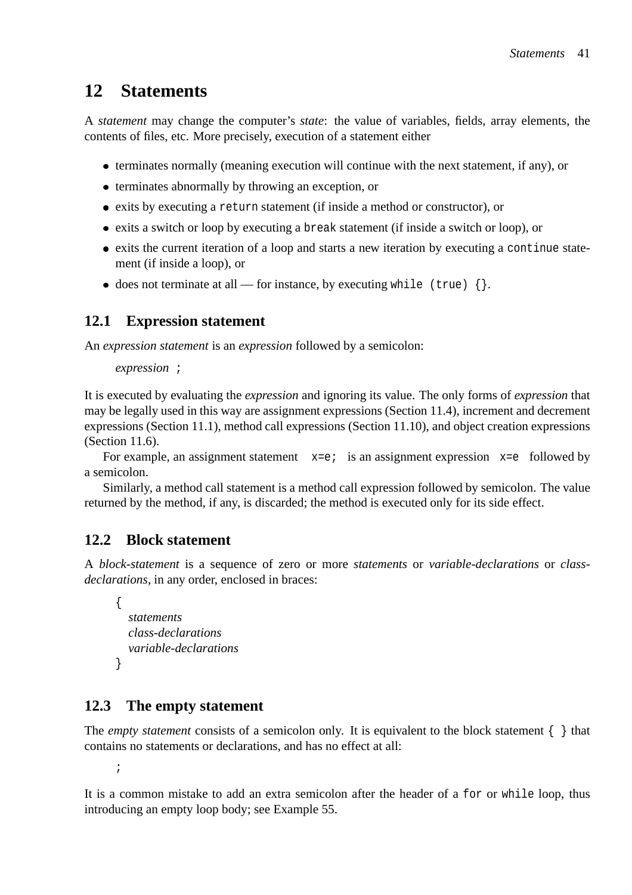# 12 Statements

A *statement* may change the computer's *state*: the value of variables, fields, array elements, the contents of files, etc. More precisely, execution of a statement either

- terminates normally (meaning execution will continue with the next statement, if any), or
- terminates abnormally by throwing an exception, or
- exits by executing a `return` statement (if inside a method or constructor), or
- exits a switch or loop by executing a `break` statement (if inside a switch or loop), or
- exits the current iteration of a loop and starts a new iteration by executing a `continue` statement (if inside a loop), or
- does not terminate at all — for instance, by executing `while (true) {}`.

## 12.1 Expression statement

An *expression statement* is an *expression* followed by a semicolon:

*expression* `;`

It is executed by evaluating the *expression* and ignoring its value. The only forms of *expression* that may be legally used in this way are assignment expressions (Section 11.4), increment and decrement expressions (Section 11.1), method call expressions (Section 11.10), and object creation expressions (Section 11.6).

For example, an assignment statement `x=e;` is an assignment expression `x=e` followed by a semicolon.

Similarly, a method call statement is a method call expression followed by semicolon. The value returned by the method, if any, is discarded; the method is executed only for its side effect.

## 12.2 Block statement

A *block-statement* is a sequence of zero or more *statements* or *variable-declarations* or *class-declarations*, in any order, enclosed in braces:

```
{
  statements
  class-declarations
  variable-declarations
}
```

## 12.3 The empty statement

The *empty statement* consists of a semicolon only. It is equivalent to the block statement `{ }` that contains no statements or declarations, and has no effect at all:

```
;
```

It is a common mistake to add an extra semicolon after the header of a `for` or `while` loop, thus introducing an empty loop body; see Example 55.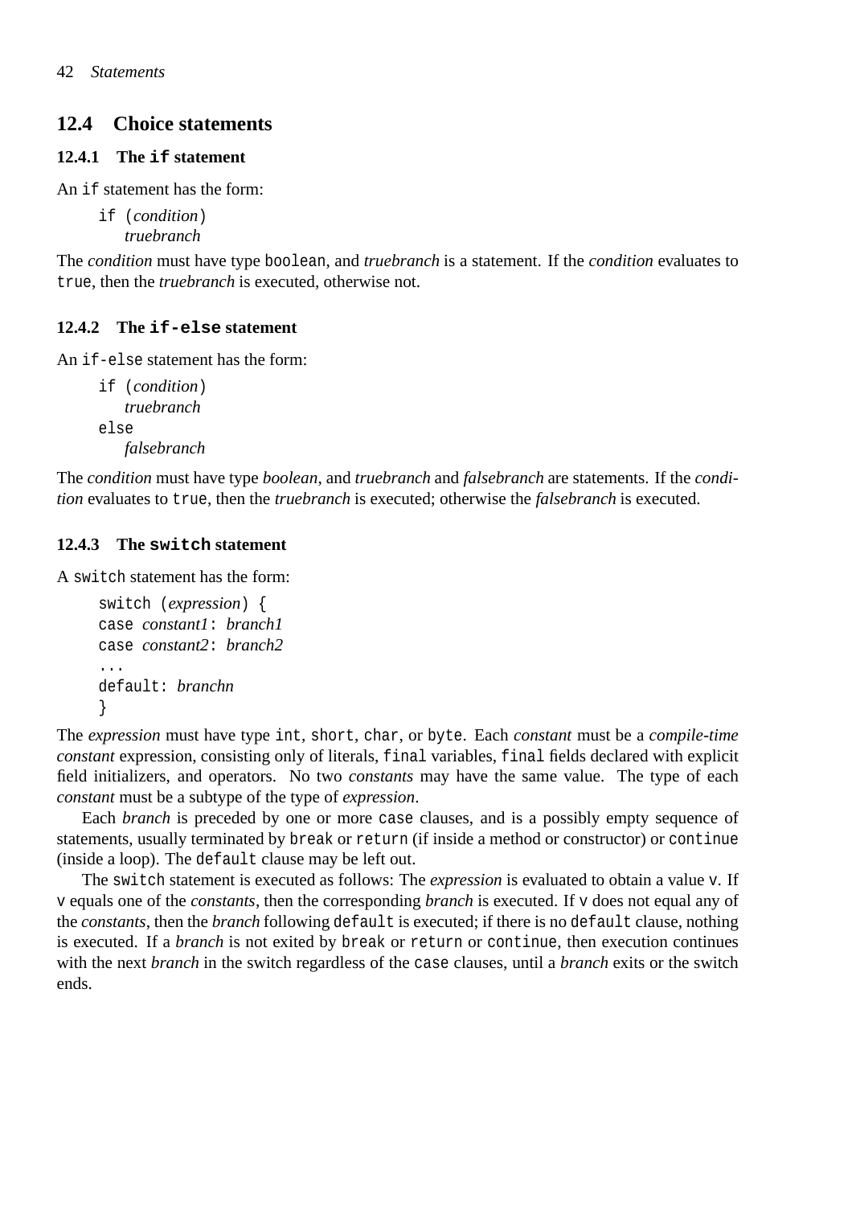## 12.4 Choice statements

### 12.4.1 The `if` statement

An `if` statement has the form:

```
if (condition)
    truebranch
```

The *condition* must have type `boolean`, and *truebranch* is a statement. If the *condition* evaluates to `true`, then the *truebranch* is executed, otherwise not.

### 12.4.2 The `if-else` statement

An `if-else` statement has the form:

```
if (condition)
    truebranch
else
    falsebranch
```

The *condition* must have type *boolean*, and *truebranch* and *falsebranch* are statements. If the *condition* evaluates to `true`, then the *truebranch* is executed; otherwise the *falsebranch* is executed.

### 12.4.3 The `switch` statement

A `switch` statement has the form:

```
switch (expression) {
case constant1: branch1
case constant2: branch2
...
default: branchn
}
```

The *expression* must have type `int`, `short`, `char`, or `byte`. Each *constant* must be a *compile-time constant* expression, consisting only of literals, `final` variables, `final` fields declared with explicit field initializers, and operators. No two *constants* may have the same value. The type of each *constant* must be a subtype of the type of *expression*.

Each *branch* is preceded by one or more `case` clauses, and is a possibly empty sequence of statements, usually terminated by `break` or `return` (if inside a method or constructor) or `continue` (inside a loop). The `default` clause may be left out.

The `switch` statement is executed as follows: The *expression* is evaluated to obtain a value `v`. If `v` equals one of the *constants*, then the corresponding *branch* is executed. If `v` does not equal any of the *constants*, then the *branch* following `default` is executed; if there is no `default` clause, nothing is executed. If a *branch* is not exited by `break` or `return` or `continue`, then execution continues with the next *branch* in the switch regardless of the `case` clauses, until a *branch* exits or the switch ends.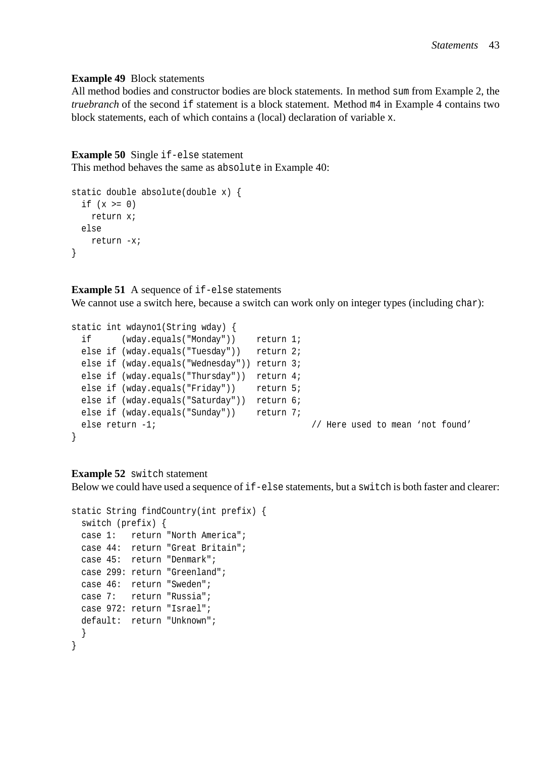**Example 49** Block statements
All method bodies and constructor bodies are block statements. In method `sum` from Example 2, the *truebranch* of the second `if` statement is a block statement. Method `m4` in Example 4 contains two block statements, each of which contains a (local) declaration of variable `x`.

**Example 50** Single `if-else` statement
This method behaves the same as `absolute` in Example 40:

```
static double absolute(double x) {
  if (x >= 0)
    return x;
  else
    return -x;
}
```

**Example 51** A sequence of `if-else` statements
We cannot use a switch here, because a switch can work only on integer types (including `char`):

```
static int wdayno1(String wday) {
  if      (wday.equals("Monday"))    return 1;
  else if (wday.equals("Tuesday"))   return 2;
  else if (wday.equals("Wednesday")) return 3;
  else if (wday.equals("Thursday"))  return 4;
  else if (wday.equals("Friday"))    return 5;
  else if (wday.equals("Saturday"))  return 6;
  else if (wday.equals("Sunday"))    return 7;
  else return -1;                               // Here used to mean 'not found'
}
```

**Example 52** `switch` statement
Below we could have used a sequence of `if-else` statements, but a `switch` is both faster and clearer:

```
static String findCountry(int prefix) {
  switch (prefix) {
  case 1:   return "North America";
  case 44:  return "Great Britain";
  case 45:  return "Denmark";
  case 299: return "Greenland";
  case 46:  return "Sweden";
  case 7:   return "Russia";
  case 972: return "Israel";
  default:  return "Unknown";
  }
}
```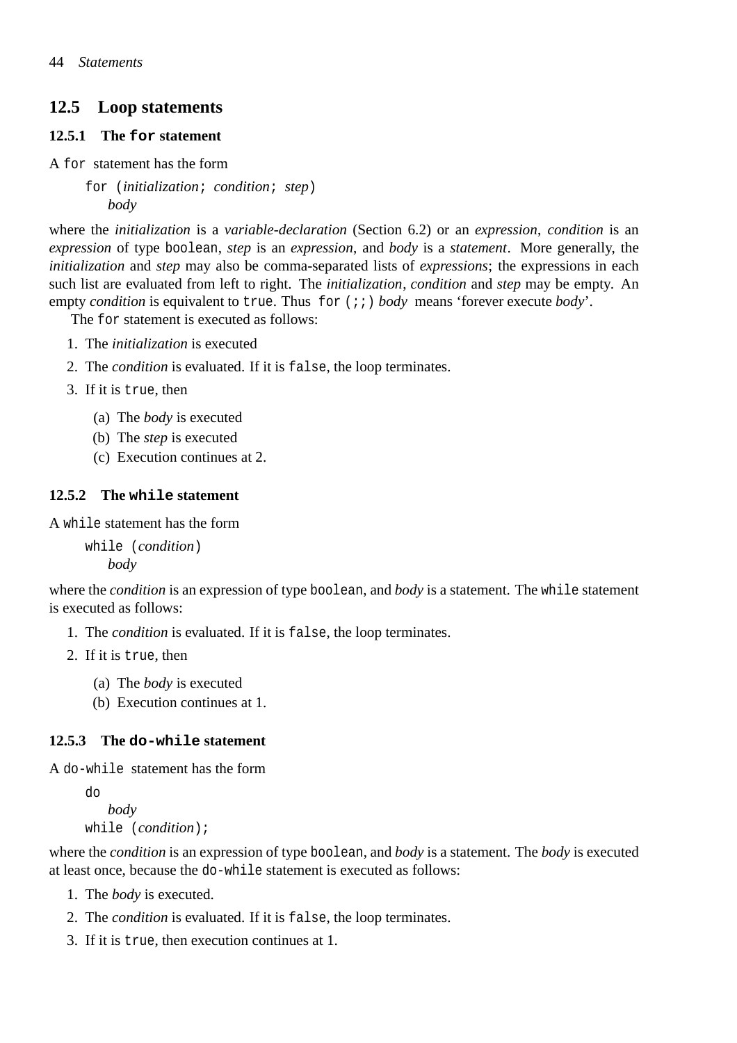## 12.5 Loop statements

### 12.5.1 The `for` statement

A `for` statement has the form

> `for (`*initialization*`;` *condition*`;` *step*`)`
> &nbsp;&nbsp;&nbsp;&nbsp;*body*

where the *initialization* is a *variable-declaration* (Section 6.2) or an *expression*, *condition* is an *expression* of type `boolean`, *step* is an *expression*, and *body* is a *statement*. More generally, the *initialization* and *step* may also be comma-separated lists of *expressions*; the expressions in each such list are evaluated from left to right. The *initialization*, *condition* and *step* may be empty. An empty *condition* is equivalent to `true`. Thus `for (;;)` *body* means 'forever execute *body*'.

The `for` statement is executed as follows:

1. The *initialization* is executed
2. The *condition* is evaluated. If it is `false`, the loop terminates.
3. If it is `true`, then
   (a) The *body* is executed
   (b) The *step* is executed
   (c) Execution continues at 2.

### 12.5.2 The `while` statement

A `while` statement has the form

> `while (`*condition*`)`
> &nbsp;&nbsp;&nbsp;&nbsp;*body*

where the *condition* is an expression of type `boolean`, and *body* is a statement. The `while` statement is executed as follows:

1. The *condition* is evaluated. If it is `false`, the loop terminates.
2. If it is `true`, then
   (a) The *body* is executed
   (b) Execution continues at 1.

### 12.5.3 The `do-while` statement

A `do-while` statement has the form

> `do`
> &nbsp;&nbsp;&nbsp;&nbsp;*body*
> `while (`*condition*`);`

where the *condition* is an expression of type `boolean`, and *body* is a statement. The *body* is executed at least once, because the `do-while` statement is executed as follows:

1. The *body* is executed.
2. The *condition* is evaluated. If it is `false`, the loop terminates.
3. If it is `true`, then execution continues at 1.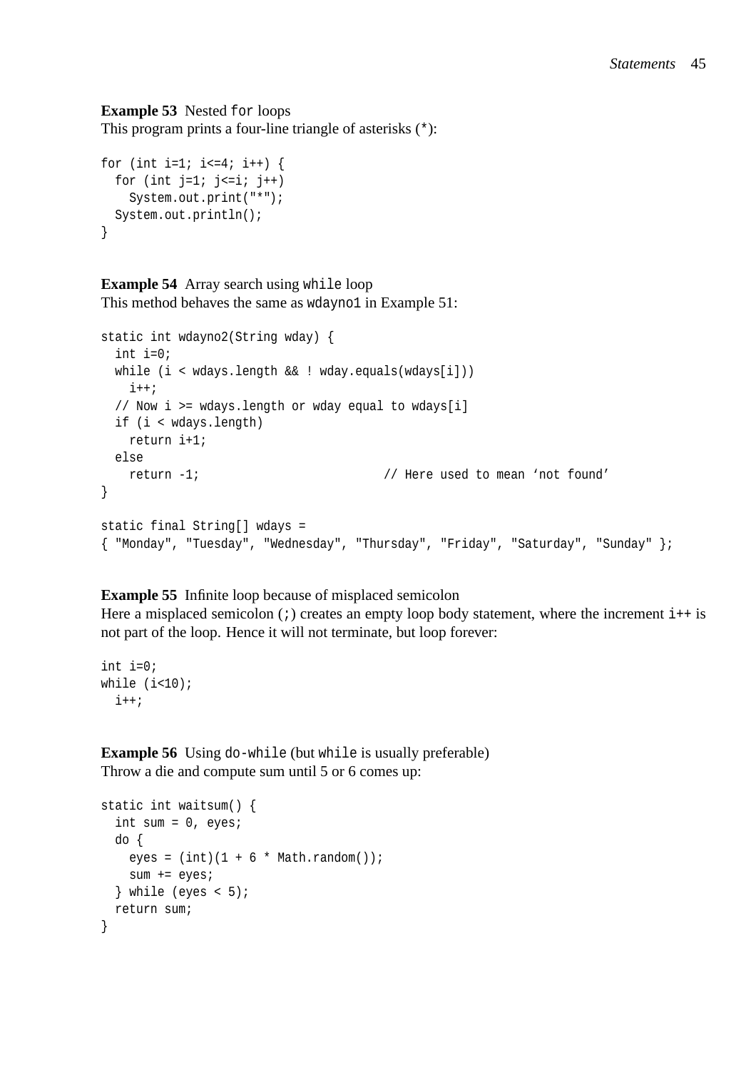**Example 53** Nested `for` loops
This program prints a four-line triangle of asterisks (`*`):

```
for (int i=1; i<=4; i++) {
  for (int j=1; j<=i; j++)
    System.out.print("*");
  System.out.println();
}
```

**Example 54** Array search using `while` loop
This method behaves the same as `wdayno1` in Example 51:

```
static int wdayno2(String wday) {
  int i=0;
  while (i < wdays.length && ! wday.equals(wdays[i]))
    i++;
  // Now i >= wdays.length or wday equal to wdays[i]
  if (i < wdays.length)
    return i+1;
  else
    return -1;                          // Here used to mean 'not found'
}

static final String[] wdays =
{ "Monday", "Tuesday", "Wednesday", "Thursday", "Friday", "Saturday", "Sunday" };
```

**Example 55** Infinite loop because of misplaced semicolon
Here a misplaced semicolon (`;`) creates an empty loop body statement, where the increment `i++` is not part of the loop. Hence it will not terminate, but loop forever:

```
int i=0;
while (i<10);
  i++;
```

**Example 56** Using `do-while` (but `while` is usually preferable)
Throw a die and compute sum until 5 or 6 comes up:

```
static int waitsum() {
  int sum = 0, eyes;
  do {
    eyes = (int)(1 + 6 * Math.random());
    sum += eyes;
  } while (eyes < 5);
  return sum;
}
```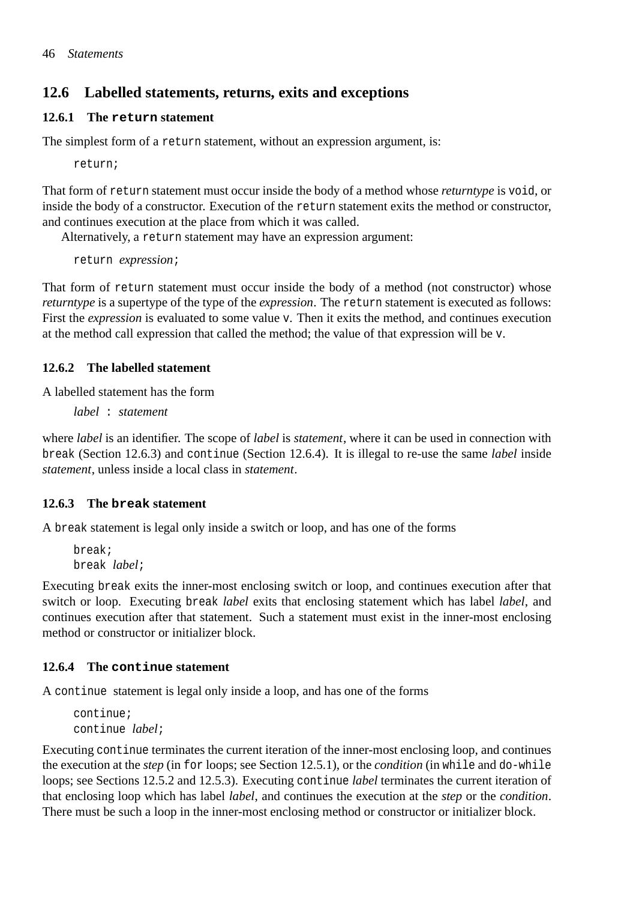## 12.6 Labelled statements, returns, exits and exceptions

### 12.6.1 The `return` statement

The simplest form of a `return` statement, without an expression argument, is:

```
return;
```

That form of `return` statement must occur inside the body of a method whose *returntype* is `void`, or inside the body of a constructor. Execution of the `return` statement exits the method or constructor, and continues execution at the place from which it was called.

Alternatively, a `return` statement may have an expression argument:

```
return expression;
```

That form of `return` statement must occur inside the body of a method (not constructor) whose *returntype* is a supertype of the type of the *expression*. The `return` statement is executed as follows: First the *expression* is evaluated to some value `v`. Then it exits the method, and continues execution at the method call expression that called the method; the value of that expression will be `v`.

### 12.6.2 The labelled statement

A labelled statement has the form

```
label : statement
```

where *label* is an identifier. The scope of *label* is *statement*, where it can be used in connection with `break` (Section 12.6.3) and `continue` (Section 12.6.4). It is illegal to re-use the same *label* inside *statement*, unless inside a local class in *statement*.

### 12.6.3 The `break` statement

A `break` statement is legal only inside a switch or loop, and has one of the forms

```
break;
break label;
```

Executing `break` exits the inner-most enclosing switch or loop, and continues execution after that switch or loop. Executing `break` *label* exits that enclosing statement which has label *label*, and continues execution after that statement. Such a statement must exist in the inner-most enclosing method or constructor or initializer block.

### 12.6.4 The `continue` statement

A `continue` statement is legal only inside a loop, and has one of the forms

```
continue;
continue label;
```

Executing `continue` terminates the current iteration of the inner-most enclosing loop, and continues the execution at the *step* (in `for` loops; see Section 12.5.1), or the *condition* (in `while` and `do-while` loops; see Sections 12.5.2 and 12.5.3). Executing `continue` *label* terminates the current iteration of that enclosing loop which has label *label*, and continues the execution at the *step* or the *condition*. There must be such a loop in the inner-most enclosing method or constructor or initializer block.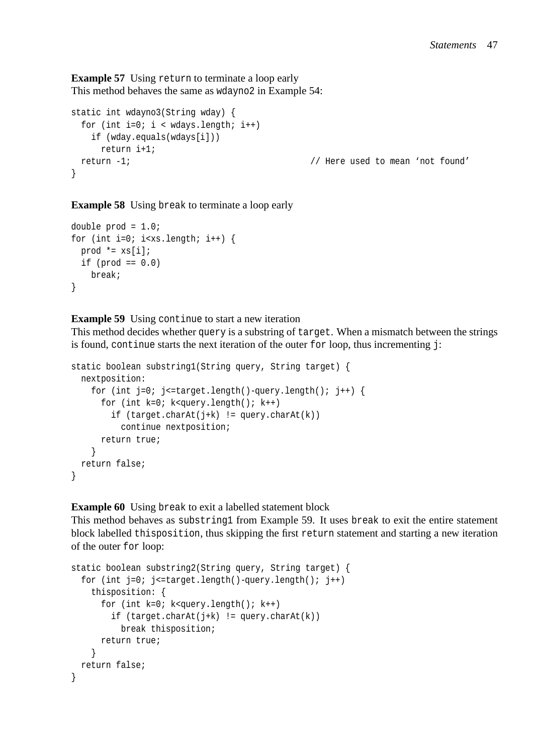**Example 57** Using `return` to terminate a loop early
This method behaves the same as `wdayno2` in Example 54:

```
static int wdayno3(String wday) {
  for (int i=0; i < wdays.length; i++)
    if (wday.equals(wdays[i]))
      return i+1;
  return -1;                                    // Here used to mean 'not found'
}
```

**Example 58** Using `break` to terminate a loop early

```
double prod = 1.0;
for (int i=0; i<xs.length; i++) {
  prod *= xs[i];
  if (prod == 0.0)
    break;
}
```

**Example 59** Using `continue` to start a new iteration
This method decides whether `query` is a substring of `target`. When a mismatch between the strings is found, `continue` starts the next iteration of the outer `for` loop, thus incrementing `j`:

```
static boolean substring1(String query, String target) {
  nextposition:
    for (int j=0; j<=target.length()-query.length(); j++) {
      for (int k=0; k<query.length(); k++)
        if (target.charAt(j+k) != query.charAt(k))
          continue nextposition;
      return true;
    }
  return false;
}
```

**Example 60** Using `break` to exit a labelled statement block
This method behaves as `substring1` from Example 59. It uses `break` to exit the entire statement block labelled `thisposition`, thus skipping the first `return` statement and starting a new iteration of the outer `for` loop:

```
static boolean substring2(String query, String target) {
  for (int j=0; j<=target.length()-query.length(); j++)
    thisposition: {
      for (int k=0; k<query.length(); k++)
        if (target.charAt(j+k) != query.charAt(k))
          break thisposition;
      return true;
    }
  return false;
}
```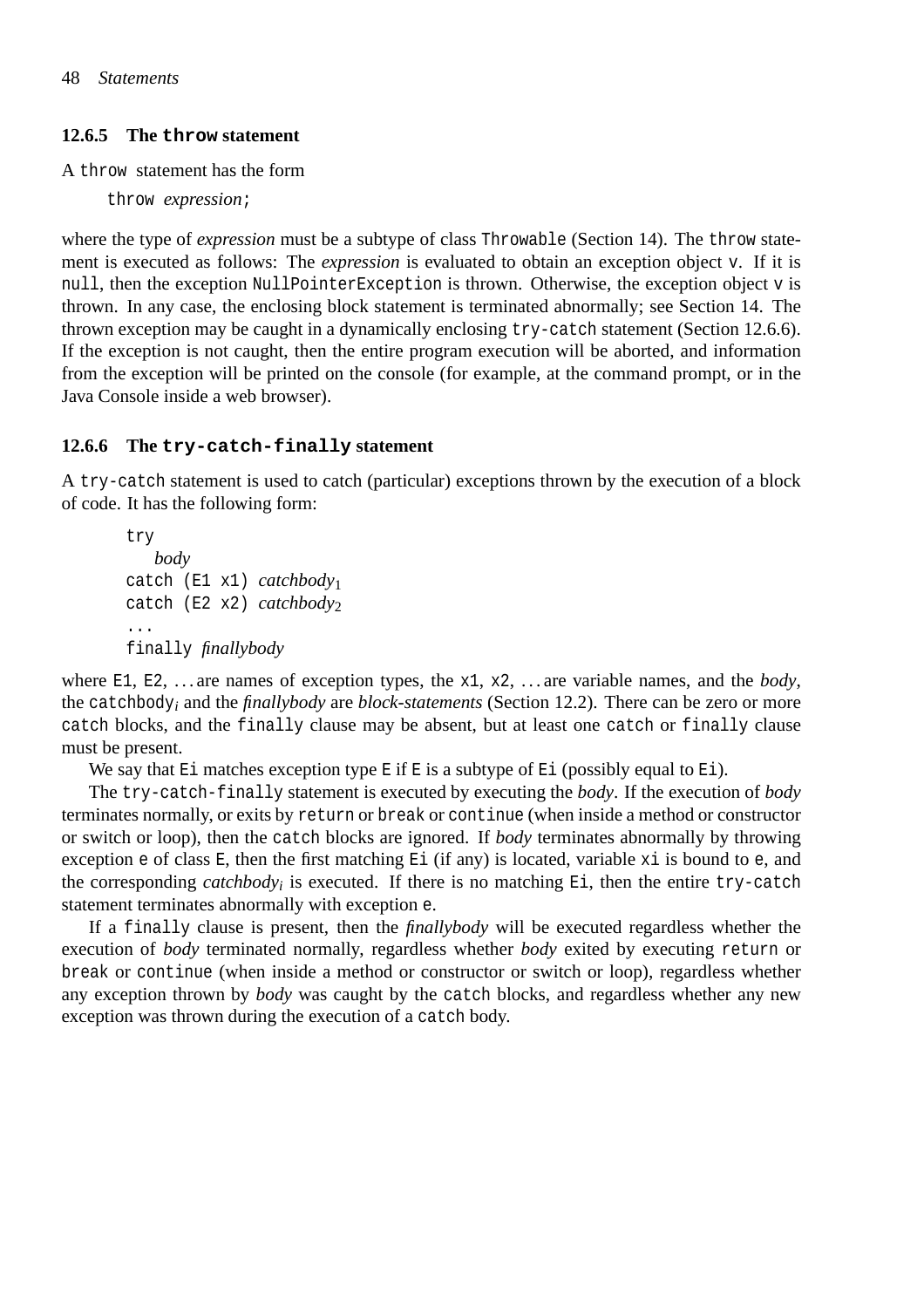### 12.6.5 The `throw` statement

A `throw` statement has the form

```
throw expression;
```

where the type of *expression* must be a subtype of class `Throwable` (Section 14). The `throw` statement is executed as follows: The *expression* is evaluated to obtain an exception object `v`. If it is `null`, then the exception `NullPointerException` is thrown. Otherwise, the exception object `v` is thrown. In any case, the enclosing block statement is terminated abnormally; see Section 14. The thrown exception may be caught in a dynamically enclosing `try-catch` statement (Section 12.6.6). If the exception is not caught, then the entire program execution will be aborted, and information from the exception will be printed on the console (for example, at the command prompt, or in the Java Console inside a web browser).

### 12.6.6 The `try-catch-finally` statement

A `try-catch` statement is used to catch (particular) exceptions thrown by the execution of a block of code. It has the following form:

```
try
    body
catch (E1 x1) catchbody1
catch (E2 x2) catchbody2
...
finally finallybody
```

where `E1`, `E2`, ... are names of exception types, the `x1`, `x2`, ... are variable names, and the *body*, the `catchbody`$_i$ and the *finallybody* are *block-statements* (Section 12.2). There can be zero or more `catch` blocks, and the `finally` clause may be absent, but at least one `catch` or `finally` clause must be present.

We say that `Ei` matches exception type `E` if `E` is a subtype of `Ei` (possibly equal to `Ei`).

The `try-catch-finally` statement is executed by executing the *body*. If the execution of *body* terminates normally, or exits by `return` or `break` or `continue` (when inside a method or constructor or switch or loop), then the `catch` blocks are ignored. If *body* terminates abnormally by throwing exception `e` of class `E`, then the first matching `Ei` (if any) is located, variable `xi` is bound to `e`, and the corresponding *catchbody*$_i$ is executed. If there is no matching `Ei`, then the entire `try-catch` statement terminates abnormally with exception `e`.

If a `finally` clause is present, then the *finallybody* will be executed regardless whether the execution of *body* terminated normally, regardless whether *body* exited by executing `return` or `break` or `continue` (when inside a method or constructor or switch or loop), regardless whether any exception thrown by *body* was caught by the `catch` blocks, and regardless whether any new exception was thrown during the execution of a `catch` body.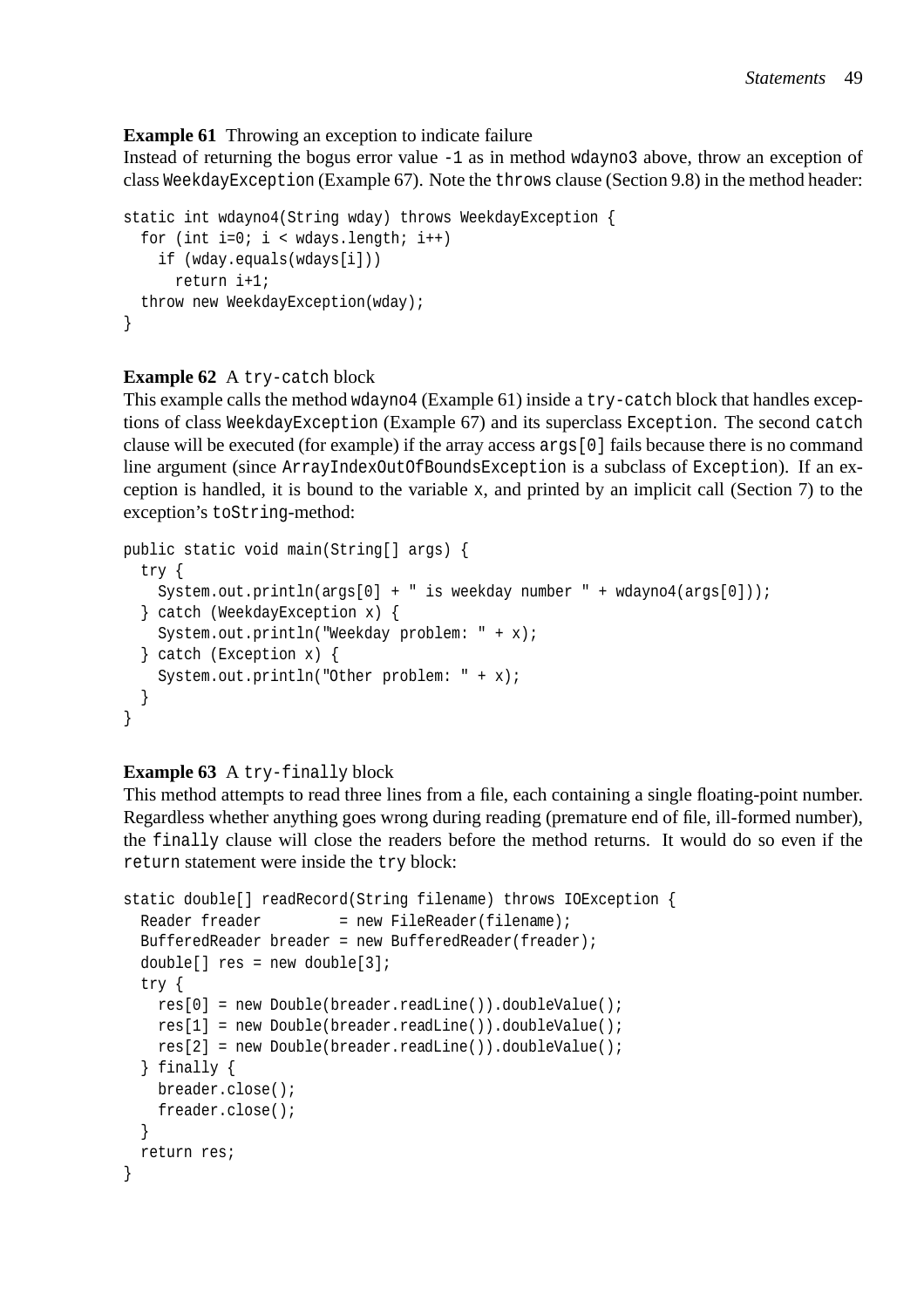**Example 61** Throwing an exception to indicate failure
Instead of returning the bogus error value `-1` as in method `wdayno3` above, throw an exception of class `WeekdayException` (Example 67). Note the `throws` clause (Section 9.8) in the method header:

```
static int wdayno4(String wday) throws WeekdayException {
  for (int i=0; i < wdays.length; i++)
    if (wday.equals(wdays[i]))
      return i+1;
  throw new WeekdayException(wday);
}
```

**Example 62** A `try-catch` block
This example calls the method `wdayno4` (Example 61) inside a `try-catch` block that handles exceptions of class `WeekdayException` (Example 67) and its superclass `Exception`. The second `catch` clause will be executed (for example) if the array access `args[0]` fails because there is no command line argument (since `ArrayIndexOutOfBoundsException` is a subclass of `Exception`). If an exception is handled, it is bound to the variable `x`, and printed by an implicit call (Section 7) to the exception's `toString`-method:

```
public static void main(String[] args) {
  try {
    System.out.println(args[0] + " is weekday number " + wdayno4(args[0]));
  } catch (WeekdayException x) {
    System.out.println("Weekday problem: " + x);
  } catch (Exception x) {
    System.out.println("Other problem: " + x);
  }
}
```

**Example 63** A `try-finally` block
This method attempts to read three lines from a file, each containing a single floating-point number. Regardless whether anything goes wrong during reading (premature end of file, ill-formed number), the `finally` clause will close the readers before the method returns. It would do so even if the `return` statement were inside the `try` block:

```
static double[] readRecord(String filename) throws IOException {
  Reader freader         = new FileReader(filename);
  BufferedReader breader = new BufferedReader(freader);
  double[] res = new double[3];
  try {
    res[0] = new Double(breader.readLine()).doubleValue();
    res[1] = new Double(breader.readLine()).doubleValue();
    res[2] = new Double(breader.readLine()).doubleValue();
  } finally {
    breader.close();
    freader.close();
  }
  return res;
}
```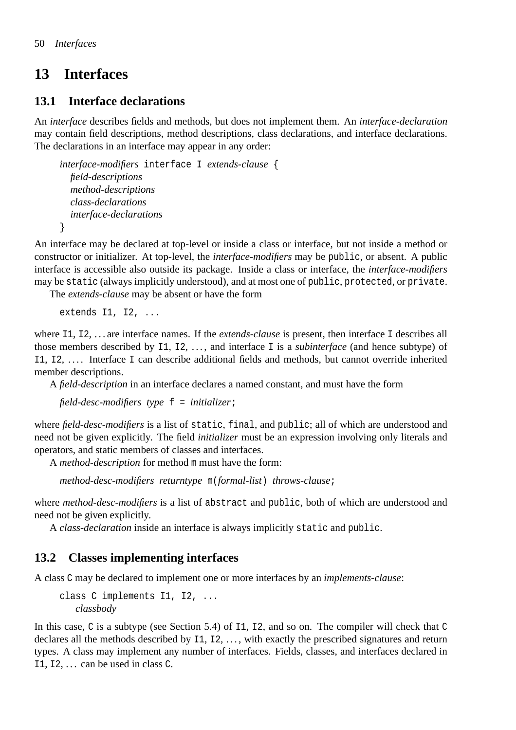// 13 Interfaces

## 13.1 Interface declarations

An *interface* describes fields and methods, but does not implement them. An *interface-declaration* may contain field descriptions, method descriptions, class declarations, and interface declarations. The declarations in an interface may appear in any order:

```
interface-modifiers interface I extends-clause {
  field-descriptions
  method-descriptions
  class-declarations
  interface-declarations
}
```

An interface may be declared at top-level or inside a class or interface, but not inside a method or constructor or initializer. At top-level, the *interface-modifiers* may be `public`, or absent. A public interface is accessible also outside its package. Inside a class or interface, the *interface-modifiers* may be `static` (always implicitly understood), and at most one of `public`, `protected`, or `private`.

The *extends-clause* may be absent or have the form

```
extends I1, I2, ...
```

where `I1`, `I2`, ... are interface names. If the *extends-clause* is present, then interface `I` describes all those members described by `I1`, `I2`, ..., and interface `I` is a *subinterface* (and hence subtype) of `I1`, `I2`, .... Interface `I` can describe additional fields and methods, but cannot override inherited member descriptions.

A *field-description* in an interface declares a named constant, and must have the form

```
field-desc-modifiers type f = initializer;
```

where *field-desc-modifiers* is a list of `static`, `final`, and `public`; all of which are understood and need not be given explicitly. The field *initializer* must be an expression involving only literals and operators, and static members of classes and interfaces.

A *method-description* for method `m` must have the form:

```
method-desc-modifiers returntype m(formal-list) throws-clause;
```

where *method-desc-modifiers* is a list of `abstract` and `public`, both of which are understood and need not be given explicitly.

A *class-declaration* inside an interface is always implicitly `static` and `public`.

## 13.2 Classes implementing interfaces

A class `C` may be declared to implement one or more interfaces by an *implements-clause*:

```
class C implements I1, I2, ...
  classbody
```

In this case, `C` is a subtype (see Section 5.4) of `I1`, `I2`, and so on. The compiler will check that `C` declares all the methods described by `I1`, `I2`, ..., with exactly the prescribed signatures and return types. A class may implement any number of interfaces. Fields, classes, and interfaces declared in `I1`, `I2`, ... can be used in class `C`.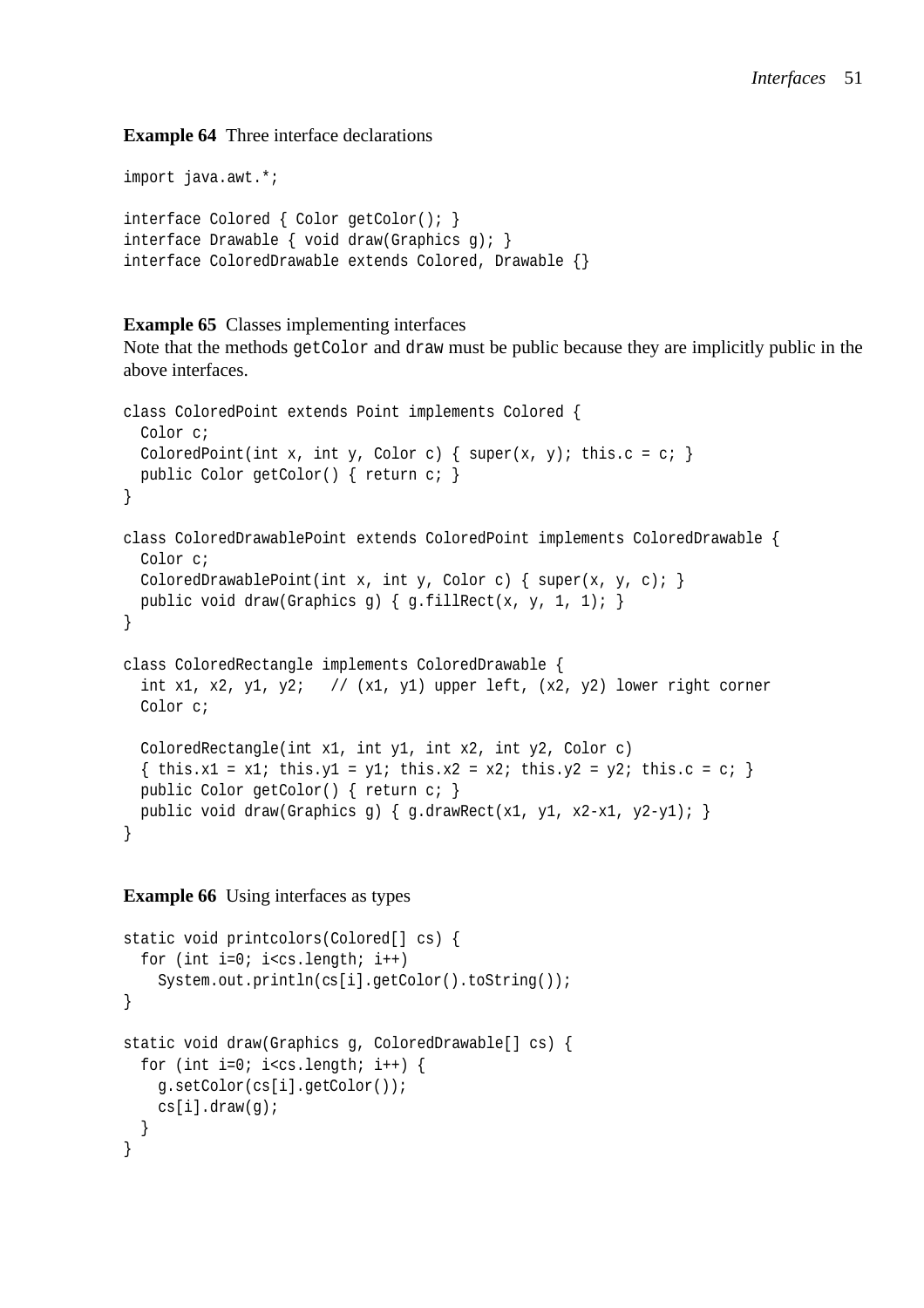**Example 64** Three interface declarations

```
import java.awt.*;

interface Colored { Color getColor(); }
interface Drawable { void draw(Graphics g); }
interface ColoredDrawable extends Colored, Drawable {}
```

**Example 65** Classes implementing interfaces
Note that the methods `getColor` and `draw` must be public because they are implicitly public in the above interfaces.

```
class ColoredPoint extends Point implements Colored {
  Color c;
  ColoredPoint(int x, int y, Color c) { super(x, y); this.c = c; }
  public Color getColor() { return c; }
}

class ColoredDrawablePoint extends ColoredPoint implements ColoredDrawable {
  Color c;
  ColoredDrawablePoint(int x, int y, Color c) { super(x, y, c); }
  public void draw(Graphics g) { g.fillRect(x, y, 1, 1); }
}

class ColoredRectangle implements ColoredDrawable {
  int x1, x2, y1, y2;   // (x1, y1) upper left, (x2, y2) lower right corner
  Color c;

  ColoredRectangle(int x1, int y1, int x2, int y2, Color c)
  { this.x1 = x1; this.y1 = y1; this.x2 = x2; this.y2 = y2; this.c = c; }
  public Color getColor() { return c; }
  public void draw(Graphics g) { g.drawRect(x1, y1, x2-x1, y2-y1); }
}
```

**Example 66** Using interfaces as types

```
static void printcolors(Colored[] cs) {
  for (int i=0; i<cs.length; i++)
    System.out.println(cs[i].getColor().toString());
}

static void draw(Graphics g, ColoredDrawable[] cs) {
  for (int i=0; i<cs.length; i++) {
    g.setColor(cs[i].getColor());
    cs[i].draw(g);
  }
}
```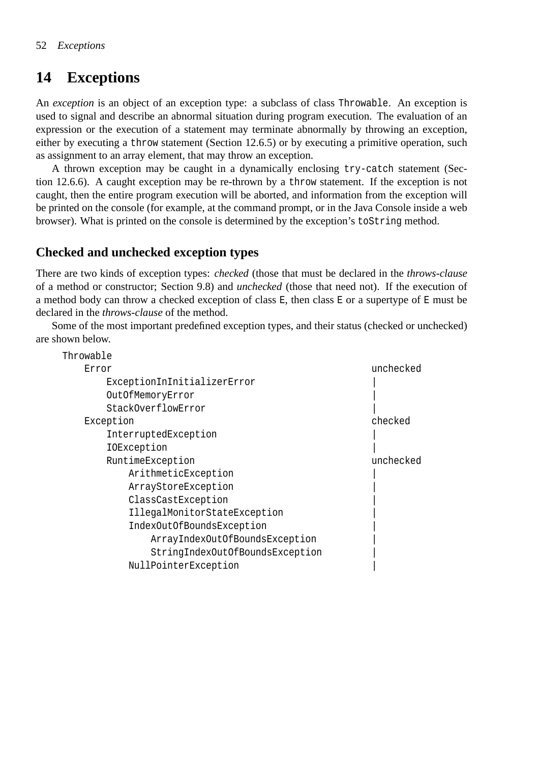# 14 Exceptions

An *exception* is an object of an exception type: a subclass of class `Throwable`. An exception is used to signal and describe an abnormal situation during program execution. The evaluation of an expression or the execution of a statement may terminate abnormally by throwing an exception, either by executing a `throw` statement (Section 12.6.5) or by executing a primitive operation, such as assignment to an array element, that may throw an exception.

A thrown exception may be caught in a dynamically enclosing `try-catch` statement (Section 12.6.6). A caught exception may be re-thrown by a `throw` statement. If the exception is not caught, then the entire program execution will be aborted, and information from the exception will be printed on the console (for example, at the command prompt, or in the Java Console inside a web browser). What is printed on the console is determined by the exception's `toString` method.

## Checked and unchecked exception types

There are two kinds of exception types: *checked* (those that must be declared in the *throws-clause* of a method or constructor; Section 9.8) and *unchecked* (those that need not). If the execution of a method body can throw a checked exception of class `E`, then class `E` or a supertype of `E` must be declared in the *throws-clause* of the method.

Some of the most important predefined exception types, and their status (checked or unchecked) are shown below.

```
Throwable
    Error                                               unchecked
        ExceptionInInitializerError                     |
        OutOfMemoryError                                |
        StackOverflowError                              |
    Exception                                           checked
        InterruptedException                            |
        IOException                                     |
        RuntimeException                                unchecked
            ArithmeticException                         |
            ArrayStoreException                         |
            ClassCastException                          |
            IllegalMonitorStateException                |
            IndexOutOfBoundsException                   |
                ArrayIndexOutOfBoundsException          |
                StringIndexOutOfBoundsException         |
            NullPointerException                        |
```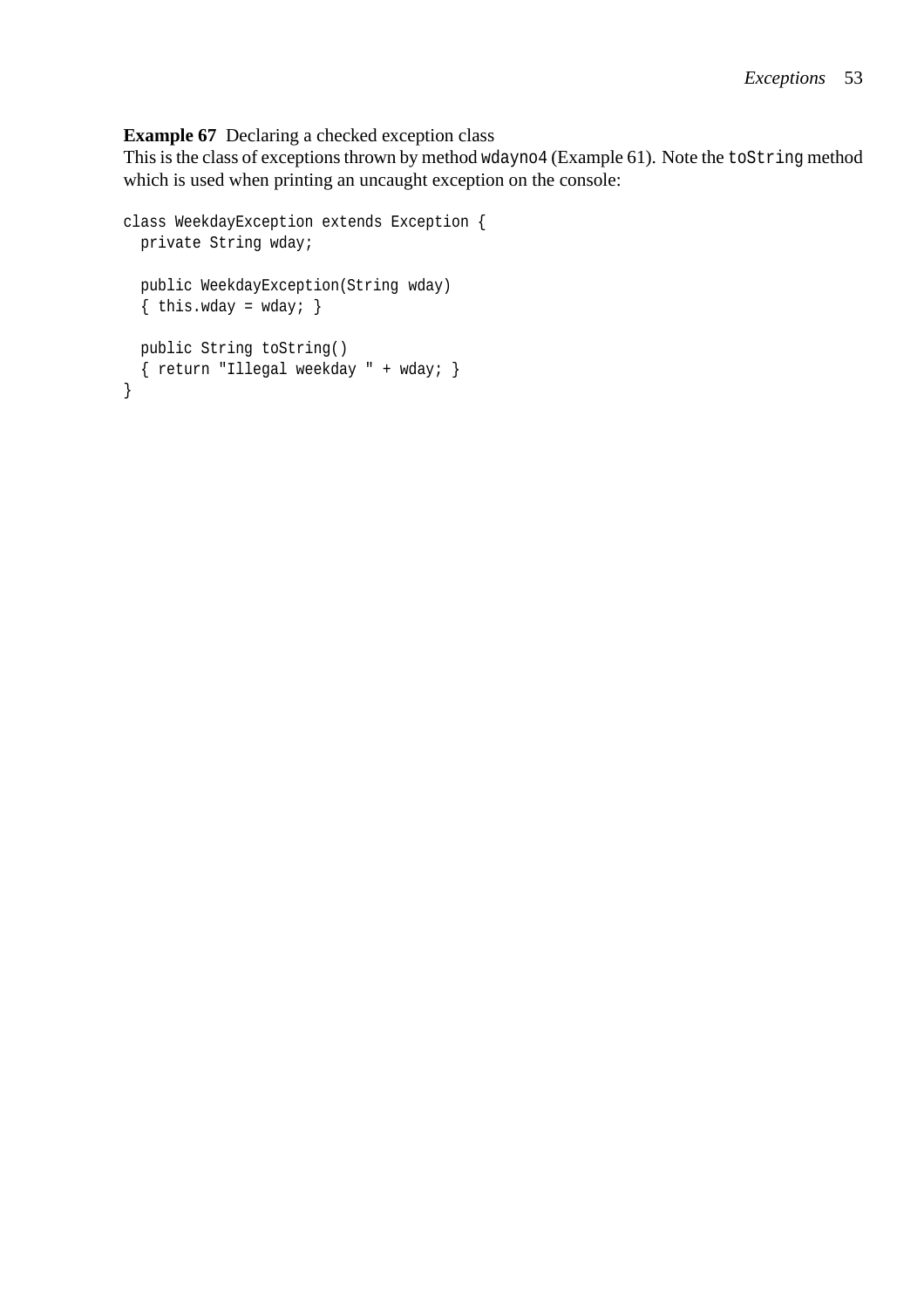**Example 67** Declaring a checked exception class

This is the class of exceptions thrown by method `wdayno4` (Example 61). Note the `toString` method which is used when printing an uncaught exception on the console:

```
class WeekdayException extends Exception {
  private String wday;

  public WeekdayException(String wday)
  { this.wday = wday; }

  public String toString()
  { return "Illegal weekday " + wday; }
}
```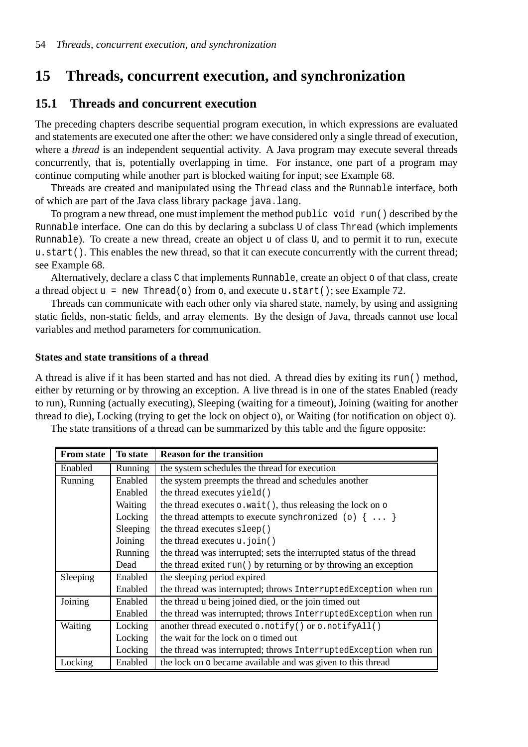# 15 Threads, concurrent execution, and synchronization

## 15.1 Threads and concurrent execution

The preceding chapters describe sequential program execution, in which expressions are evaluated and statements are executed one after the other: we have considered only a single thread of execution, where a *thread* is an independent sequential activity. A Java program may execute several threads concurrently, that is, potentially overlapping in time. For instance, one part of a program may continue computing while another part is blocked waiting for input; see Example 68.

Threads are created and manipulated using the `Thread` class and the `Runnable` interface, both of which are part of the Java class library package `java.lang`.

To program a new thread, one must implement the method `public void run()` described by the `Runnable` interface. One can do this by declaring a subclass `U` of class `Thread` (which implements `Runnable`). To create a new thread, create an object `u` of class `U`, and to permit it to run, execute `u.start()`. This enables the new thread, so that it can execute concurrently with the current thread; see Example 68.

Alternatively, declare a class `C` that implements `Runnable`, create an object `o` of that class, create a thread object `u = new Thread(o)` from `o`, and execute `u.start()`; see Example 72.

Threads can communicate with each other only via shared state, namely, by using and assigning static fields, non-static fields, and array elements. By the design of Java, threads cannot use local variables and method parameters for communication.

#### States and state transitions of a thread

A thread is alive if it has been started and has not died. A thread dies by exiting its `run()` method, either by returning or by throwing an exception. A live thread is in one of the states Enabled (ready to run), Running (actually executing), Sleeping (waiting for a timeout), Joining (waiting for another thread to die), Locking (trying to get the lock on object `o`), or Waiting (for notification on object `o`).

The state transitions of a thread can be summarized by this table and the figure opposite:

| From state | To state | Reason for the transition |
|---|---|---|
| Enabled | Running | the system schedules the thread for execution |
| Running | Enabled | the system preempts the thread and schedules another |
| | Enabled | the thread executes `yield()` |
| | Waiting | the thread executes `o.wait()`, thus releasing the lock on `o` |
| | Locking | the thread attempts to execute `synchronized (o) { ... }` |
| | Sleeping | the thread executes `sleep()` |
| | Joining | the thread executes `u.join()` |
| | Running | the thread was interrupted; sets the interrupted status of the thread |
| | Dead | the thread exited `run()` by returning or by throwing an exception |
| Sleeping | Enabled | the sleeping period expired |
| | Enabled | the thread was interrupted; throws `InterruptedException` when run |
| Joining | Enabled | the thread u being joined died, or the join timed out |
| | Enabled | the thread was interrupted; throws `InterruptedException` when run |
| Waiting | Locking | another thread executed `o.notify()` or `o.notifyAll()` |
| | Locking | the wait for the lock on `o` timed out |
| | Locking | the thread was interrupted; throws `InterruptedException` when run |
| Locking | Enabled | the lock on `o` became available and was given to this thread |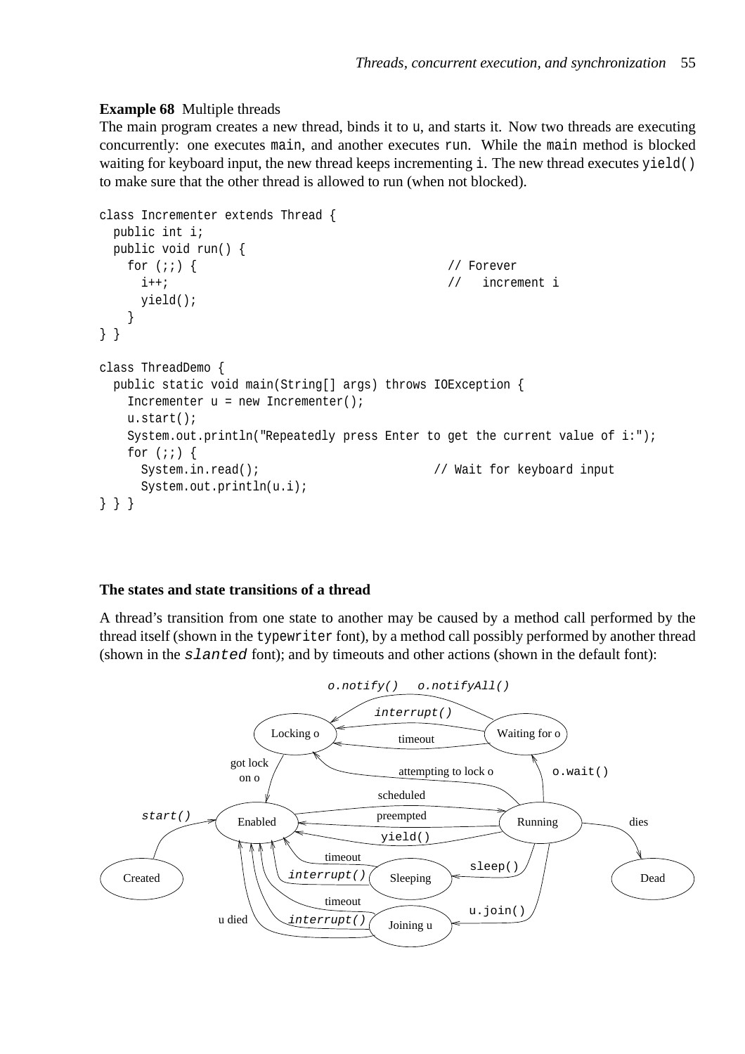**Example 68** Multiple threads

The main program creates a new thread, binds it to `u`, and starts it. Now two threads are executing concurrently: one executes `main`, and another executes `run`. While the `main` method is blocked waiting for keyboard input, the new thread keeps incrementing `i`. The new thread executes `yield()` to make sure that the other thread is allowed to run (when not blocked).

```
class Incrementer extends Thread {
  public int i;
  public void run() {
    for (;;) {                                    // Forever
      i++;                                        //   increment i
      yield();
    }
} }

class ThreadDemo {
  public static void main(String[] args) throws IOException {
    Incrementer u = new Incrementer();
    u.start();
    System.out.println("Repeatedly press Enter to get the current value of i:");
    for (;;) {
      System.in.read();                         // Wait for keyboard input
      System.out.println(u.i);
} } }
```

### The states and state transitions of a thread

A thread's transition from one state to another may be caused by a method call performed by the thread itself (shown in the `typewriter` font), by a method call possibly performed by another thread (shown in the *slanted* font); and by timeouts and other actions (shown in the default font):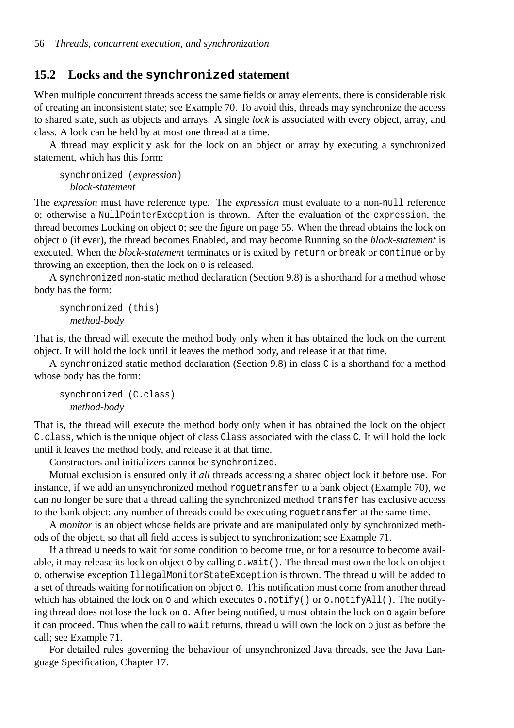## 15.2 Locks and the `synchronized` statement

When multiple concurrent threads access the same fields or array elements, there is considerable risk of creating an inconsistent state; see Example 70. To avoid this, threads may synchronize the access to shared state, such as objects and arrays. A single *lock* is associated with every object, array, and class. A lock can be held by at most one thread at a time.

A thread may explicitly ask for the lock on an object or array by executing a synchronized statement, which has this form:

```
synchronized (expression)
  block-statement
```

The *expression* must have reference type. The *expression* must evaluate to a non-`null` reference `o`; otherwise a `NullPointerException` is thrown. After the evaluation of the `expression`, the thread becomes Locking on object `o`; see the figure on page 55. When the thread obtains the lock on object `o` (if ever), the thread becomes Enabled, and may become Running so the *block-statement* is executed. When the *block-statement* terminates or is exited by `return` or `break` or `continue` or by throwing an exception, then the lock on `o` is released.

A `synchronized` non-static method declaration (Section 9.8) is a shorthand for a method whose body has the form:

```
synchronized (this)
  method-body
```

That is, the thread will execute the method body only when it has obtained the lock on the current object. It will hold the lock until it leaves the method body, and release it at that time.

A `synchronized` static method declaration (Section 9.8) in class `C` is a shorthand for a method whose body has the form:

```
synchronized (C.class)
  method-body
```

That is, the thread will execute the method body only when it has obtained the lock on the object `C.class`, which is the unique object of class `Class` associated with the class `C`. It will hold the lock until it leaves the method body, and release it at that time.

Constructors and initializers cannot be `synchronized`.

Mutual exclusion is ensured only if *all* threads accessing a shared object lock it before use. For instance, if we add an unsynchronized method `roguetransfer` to a bank object (Example 70), we can no longer be sure that a thread calling the synchronized method `transfer` has exclusive access to the bank object: any number of threads could be executing `roguetransfer` at the same time.

A *monitor* is an object whose fields are private and are manipulated only by synchronized methods of the object, so that all field access is subject to synchronization; see Example 71.

If a thread `u` needs to wait for some condition to become true, or for a resource to become available, it may release its lock on object `o` by calling `o.wait()`. The thread must own the lock on object `o`, otherwise exception `IllegalMonitorStateException` is thrown. The thread `u` will be added to a set of threads waiting for notification on object `o`. This notification must come from another thread which has obtained the lock on `o` and which executes `o.notify()` or `o.notifyAll()`. The notifying thread does not lose the lock on `o`. After being notified, `u` must obtain the lock on `o` again before it can proceed. Thus when the call to `wait` returns, thread `u` will own the lock on `o` just as before the call; see Example 71.

For detailed rules governing the behaviour of unsynchronized Java threads, see the Java Language Specification, Chapter 17.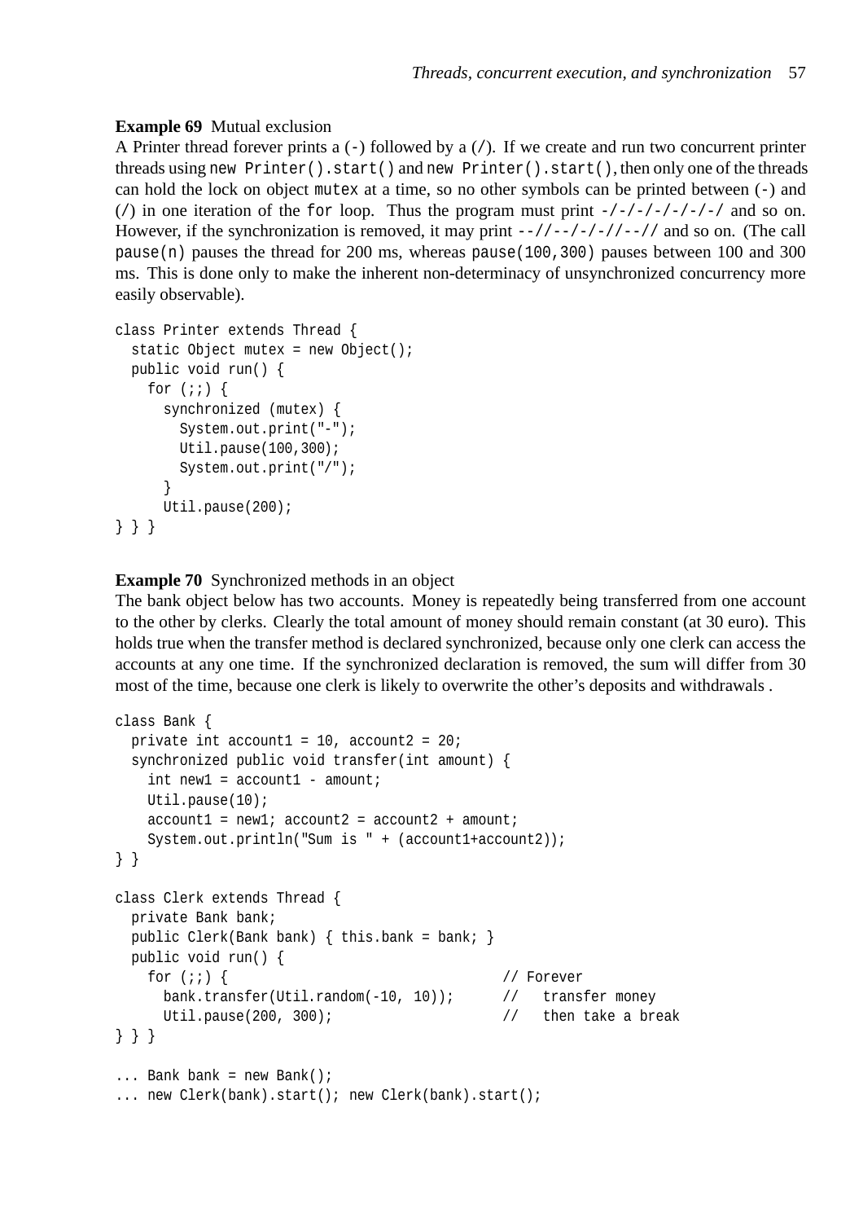**Example 69** Mutual exclusion

A Printer thread forever prints a (`-`) followed by a (`/`). If we create and run two concurrent printer threads using `new Printer().start()` and `new Printer().start()`, then only one of the threads can hold the lock on object `mutex` at a time, so no other symbols can be printed between (`-`) and (`/`) in one iteration of the `for` loop. Thus the program must print `-/-/-/-/-/-/` and so on. However, if the synchronization is removed, it may print `--//--/-/-//--//` and so on. (The call `pause(n)` pauses the thread for 200 ms, whereas `pause(100,300)` pauses between 100 and 300 ms. This is done only to make the inherent non-determinacy of unsynchronized concurrency more easily observable).

```
class Printer extends Thread {
  static Object mutex = new Object();
  public void run() {
    for (;;) {
      synchronized (mutex) {
        System.out.print("-");
        Util.pause(100,300);
        System.out.print("/");
      }
      Util.pause(200);
} } }
```

**Example 70** Synchronized methods in an object

The bank object below has two accounts. Money is repeatedly being transferred from one account to the other by clerks. Clearly the total amount of money should remain constant (at 30 euro). This holds true when the transfer method is declared synchronized, because only one clerk can access the accounts at any one time. If the synchronized declaration is removed, the sum will differ from 30 most of the time, because one clerk is likely to overwrite the other's deposits and withdrawals .

```
class Bank {
  private int account1 = 10, account2 = 20;
  synchronized public void transfer(int amount) {
    int new1 = account1 - amount;
    Util.pause(10);
    account1 = new1; account2 = account2 + amount;
    System.out.println("Sum is " + (account1+account2));
} }

class Clerk extends Thread {
  private Bank bank;
  public Clerk(Bank bank) { this.bank = bank; }
  public void run() {
    for (;;) {                                  // Forever
      bank.transfer(Util.random(-10, 10));      //   transfer money
      Util.pause(200, 300);                     //   then take a break
} } }

... Bank bank = new Bank();
... new Clerk(bank).start(); new Clerk(bank).start();
```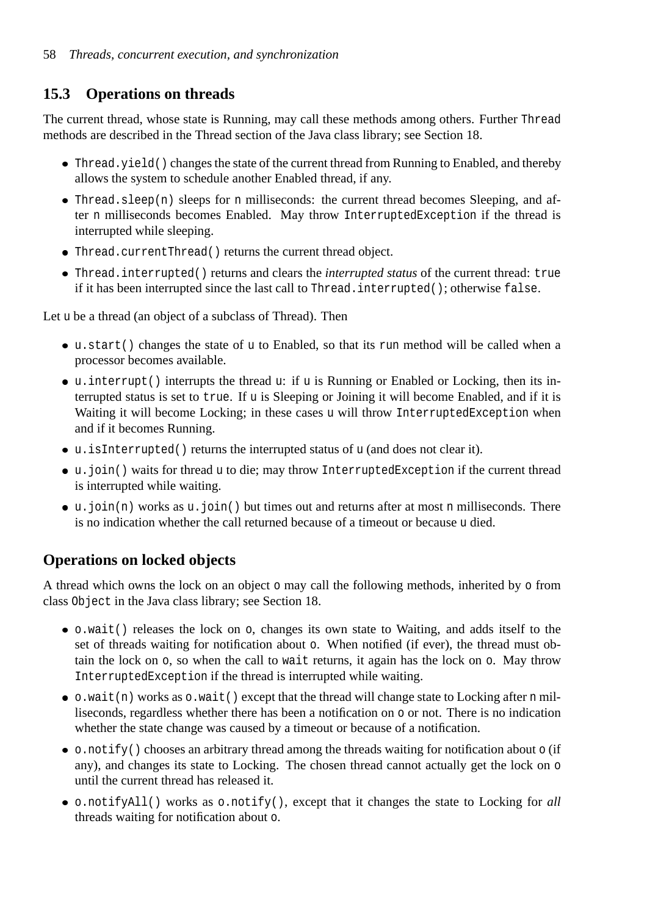## 15.3 Operations on threads

The current thread, whose state is Running, may call these methods among others. Further `Thread` methods are described in the Thread section of the Java class library; see Section 18.

- `Thread.yield()` changes the state of the current thread from Running to Enabled, and thereby allows the system to schedule another Enabled thread, if any.
- `Thread.sleep(n)` sleeps for `n` milliseconds: the current thread becomes Sleeping, and after `n` milliseconds becomes Enabled. May throw `InterruptedException` if the thread is interrupted while sleeping.
- `Thread.currentThread()` returns the current thread object.
- `Thread.interrupted()` returns and clears the *interrupted status* of the current thread: `true` if it has been interrupted since the last call to `Thread.interrupted()`; otherwise `false`.

Let `u` be a thread (an object of a subclass of Thread). Then

- `u.start()` changes the state of `u` to Enabled, so that its `run` method will be called when a processor becomes available.
- `u.interrupt()` interrupts the thread `u`: if `u` is Running or Enabled or Locking, then its interrupted status is set to `true`. If `u` is Sleeping or Joining it will become Enabled, and if it is Waiting it will become Locking; in these cases `u` will throw `InterruptedException` when and if it becomes Running.
- `u.isInterrupted()` returns the interrupted status of `u` (and does not clear it).
- `u.join()` waits for thread `u` to die; may throw `InterruptedException` if the current thread is interrupted while waiting.
- `u.join(n)` works as `u.join()` but times out and returns after at most `n` milliseconds. There is no indication whether the call returned because of a timeout or because `u` died.

## Operations on locked objects

A thread which owns the lock on an object `o` may call the following methods, inherited by `o` from class `Object` in the Java class library; see Section 18.

- `o.wait()` releases the lock on `o`, changes its own state to Waiting, and adds itself to the set of threads waiting for notification about `o`. When notified (if ever), the thread must obtain the lock on `o`, so when the call to `wait` returns, it again has the lock on `o`. May throw `InterruptedException` if the thread is interrupted while waiting.
- `o.wait(n)` works as `o.wait()` except that the thread will change state to Locking after `n` milliseconds, regardless whether there has been a notification on `o` or not. There is no indication whether the state change was caused by a timeout or because of a notification.
- `o.notify()` chooses an arbitrary thread among the threads waiting for notification about `o` (if any), and changes its state to Locking. The chosen thread cannot actually get the lock on `o` until the current thread has released it.
- `o.notifyAll()` works as `o.notify()`, except that it changes the state to Locking for *all* threads waiting for notification about `o`.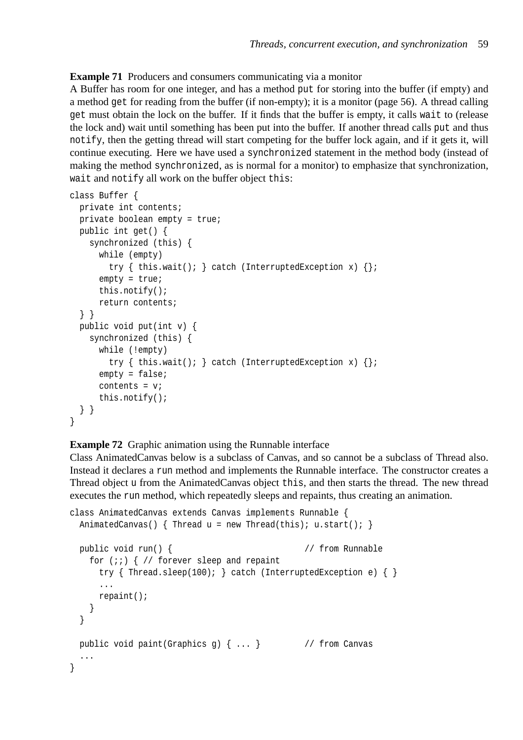**Example 71** Producers and consumers communicating via a monitor

A Buffer has room for one integer, and has a method `put` for storing into the buffer (if empty) and a method `get` for reading from the buffer (if non-empty); it is a monitor (page 56). A thread calling `get` must obtain the lock on the buffer. If it finds that the buffer is empty, it calls `wait` to (release the lock and) wait until something has been put into the buffer. If another thread calls `put` and thus `notify`, then the getting thread will start competing for the buffer lock again, and if it gets it, will continue executing. Here we have used a `synchronized` statement in the method body (instead of making the method `synchronized`, as is normal for a monitor) to emphasize that synchronization, `wait` and `notify` all work on the buffer object `this`:

```
class Buffer {
  private int contents;
  private boolean empty = true;
  public int get() {
    synchronized (this) {
      while (empty)
        try { this.wait(); } catch (InterruptedException x) {};
      empty = true;
      this.notify();
      return contents;
  } }
  public void put(int v) {
    synchronized (this) {
      while (!empty)
        try { this.wait(); } catch (InterruptedException x) {};
      empty = false;
      contents = v;
      this.notify();
  } }
}
```

**Example 72** Graphic animation using the Runnable interface

Class AnimatedCanvas below is a subclass of Canvas, and so cannot be a subclass of Thread also. Instead it declares a `run` method and implements the Runnable interface. The constructor creates a Thread object `u` from the AnimatedCanvas object `this`, and then starts the thread. The new thread executes the `run` method, which repeatedly sleeps and repaints, thus creating an animation.

```
class AnimatedCanvas extends Canvas implements Runnable {
  AnimatedCanvas() { Thread u = new Thread(this); u.start(); }

  public void run() {                          // from Runnable
    for (;;) { // forever sleep and repaint
      try { Thread.sleep(100); } catch (InterruptedException e) { }
      ...
      repaint();
    }
  }

  public void paint(Graphics g) { ... }        // from Canvas
  ...
}
```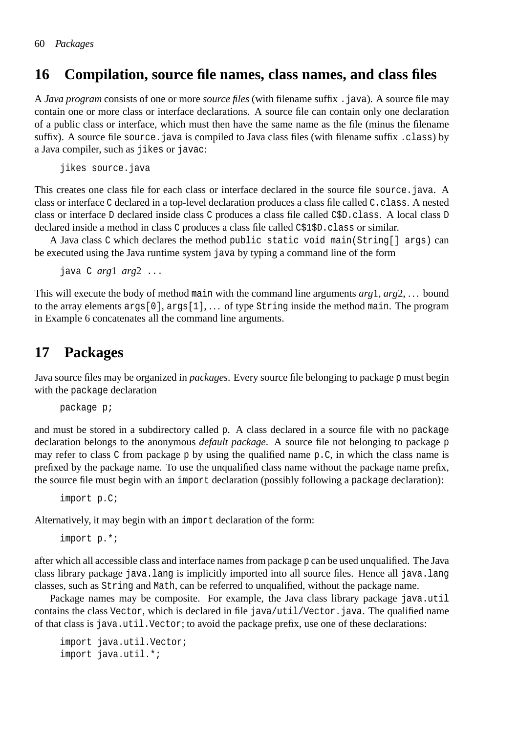## 16 Compilation, source file names, class names, and class files

A *Java program* consists of one or more *source files* (with filename suffix `.java`). A source file may contain one or more class or interface declarations. A source file can contain only one declaration of a public class or interface, which must then have the same name as the file (minus the filename suffix). A source file `source.java` is compiled to Java class files (with filename suffix `.class`) by a Java compiler, such as `jikes` or `javac`:

```
jikes source.java
```

This creates one class file for each class or interface declared in the source file `source.java`. A class or interface `C` declared in a top-level declaration produces a class file called `C.class`. A nested class or interface `D` declared inside class `C` produces a class file called `C$D.class`. A local class `D` declared inside a method in class `C` produces a class file called `C$1$D.class` or similar.

A Java class `C` which declares the method `public static void main(String[] args)` can be executed using the Java runtime system `java` by typing a command line of the form

```
java C arg1 arg2 ...
```

This will execute the body of method `main` with the command line arguments *arg*1, *arg*2, ... bound to the array elements `args[0]`, `args[1]`, ... of type `String` inside the method `main`. The program in Example 6 concatenates all the command line arguments.

## 17 Packages

Java source files may be organized in *packages*. Every source file belonging to package `p` must begin with the `package` declaration

```
package p;
```

and must be stored in a subdirectory called `p`. A class declared in a source file with no `package` declaration belongs to the anonymous *default package*. A source file not belonging to package `p` may refer to class `C` from package `p` by using the qualified name `p.C`, in which the class name is prefixed by the package name. To use the unqualified class name without the package name prefix, the source file must begin with an `import` declaration (possibly following a `package` declaration):

```
import p.C;
```

Alternatively, it may begin with an `import` declaration of the form:

```
import p.*;
```

after which all accessible class and interface names from package `p` can be used unqualified. The Java class library package `java.lang` is implicitly imported into all source files. Hence all `java.lang` classes, such as `String` and `Math`, can be referred to unqualified, without the package name.

Package names may be composite. For example, the Java class library package `java.util` contains the class `Vector`, which is declared in file `java/util/Vector.java`. The qualified name of that class is `java.util.Vector`; to avoid the package prefix, use one of these declarations:

```
import java.util.Vector;
import java.util.*;
```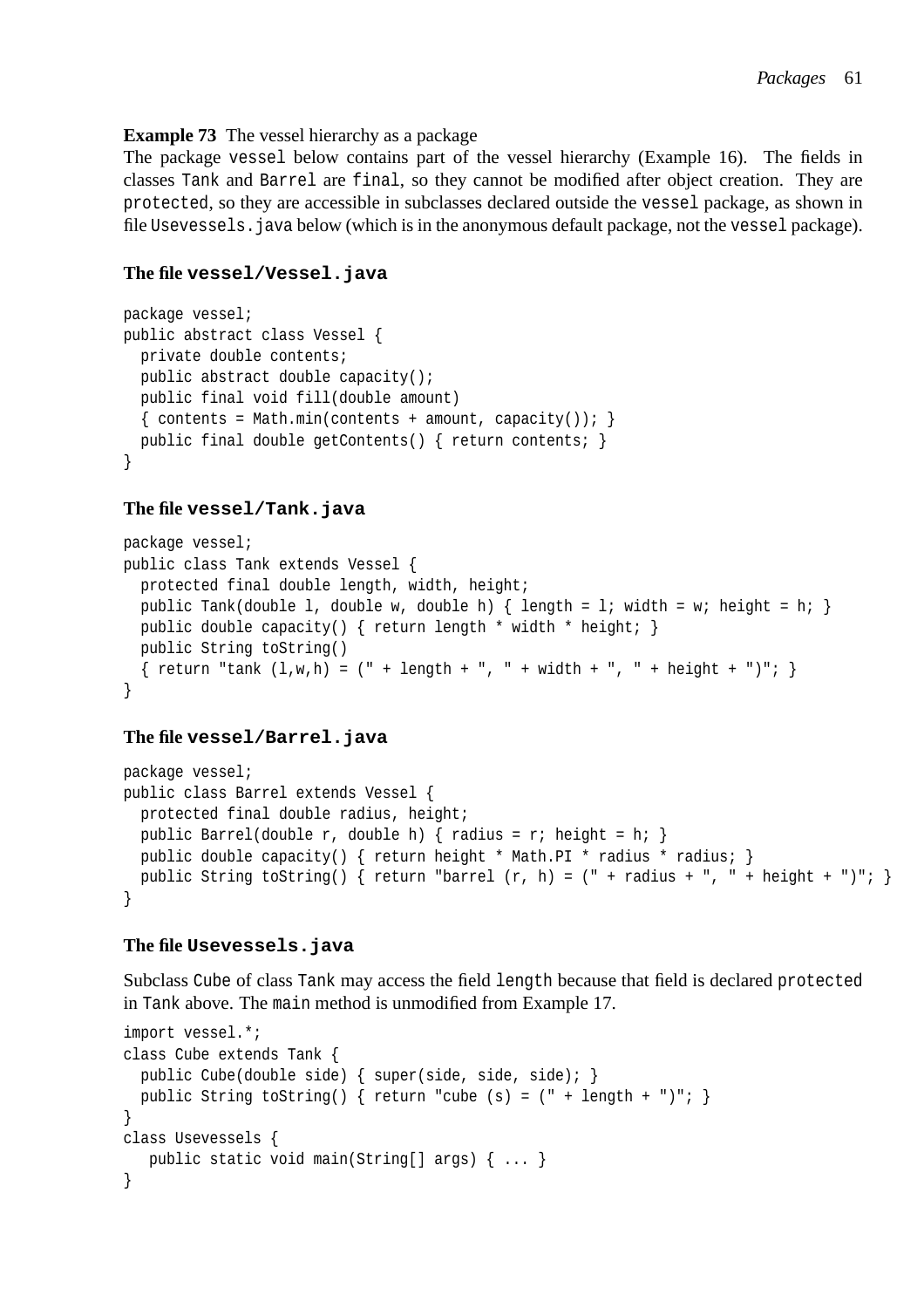**Example 73** The vessel hierarchy as a package

The package `vessel` below contains part of the vessel hierarchy (Example 16). The fields in classes `Tank` and `Barrel` are `final`, so they cannot be modified after object creation. They are `protected`, so they are accessible in subclasses declared outside the `vessel` package, as shown in file `Usevessels.java` below (which is in the anonymous default package, not the `vessel` package).

### The file `vessel/Vessel.java`

```
package vessel;
public abstract class Vessel {
  private double contents;
  public abstract double capacity();
  public final void fill(double amount)
  { contents = Math.min(contents + amount, capacity()); }
  public final double getContents() { return contents; }
}
```

### The file `vessel/Tank.java`

```
package vessel;
public class Tank extends Vessel {
  protected final double length, width, height;
  public Tank(double l, double w, double h) { length = l; width = w; height = h; }
  public double capacity() { return length * width * height; }
  public String toString()
  { return "tank (l,w,h) = (" + length + ", " + width + ", " + height + ")"; }
}
```

### The file `vessel/Barrel.java`

```
package vessel;
public class Barrel extends Vessel {
  protected final double radius, height;
  public Barrel(double r, double h) { radius = r; height = h; }
  public double capacity() { return height * Math.PI * radius * radius; }
  public String toString() { return "barrel (r, h) = (" + radius + ", " + height + ")"; }
}
```

### The file `Usevessels.java`

Subclass `Cube` of class `Tank` may access the field `length` because that field is declared `protected` in `Tank` above. The `main` method is unmodified from Example 17.

```
import vessel.*;
class Cube extends Tank {
  public Cube(double side) { super(side, side, side); }
  public String toString() { return "cube (s) = (" + length + ")"; }
}
class Usevessels {
   public static void main(String[] args) { ... }
}
```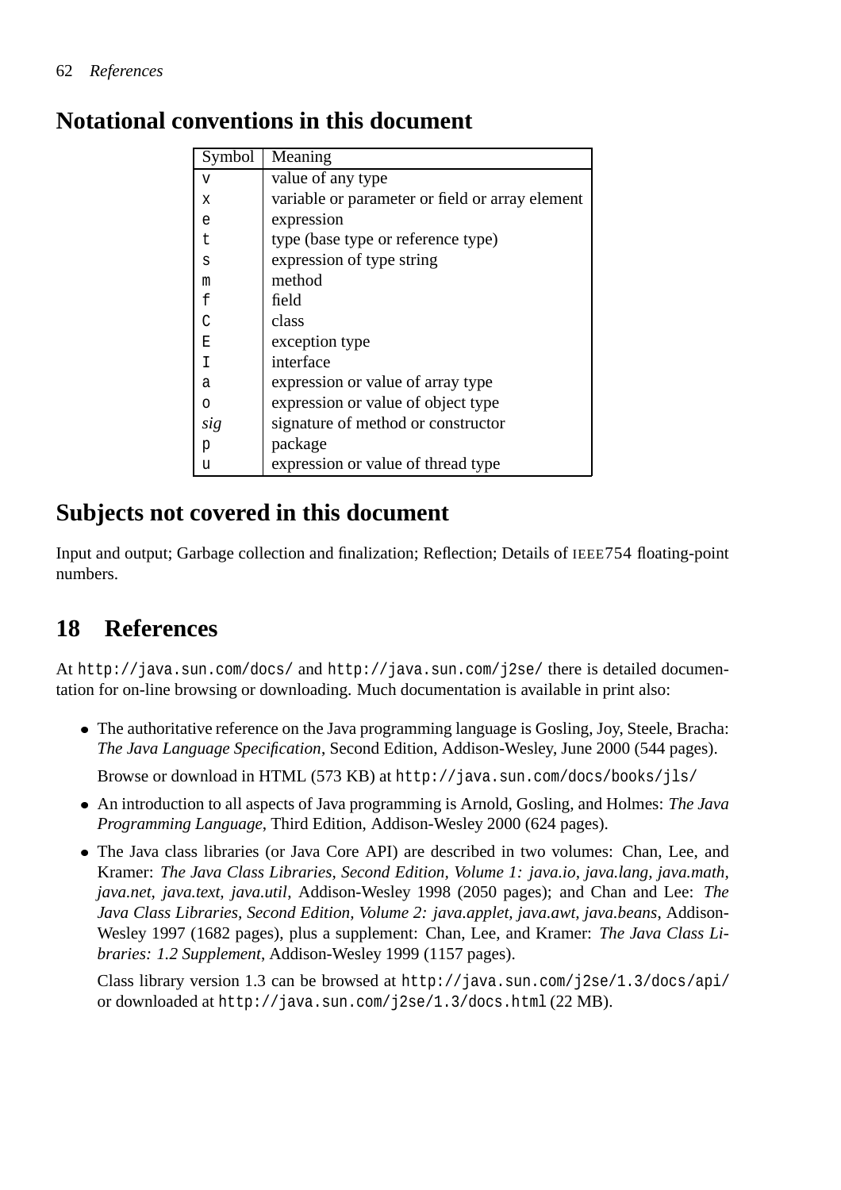## Notational conventions in this document

| Symbol | Meaning |
|---|---|
| `v` | value of any type |
| `x` | variable or parameter or field or array element |
| `e` | expression |
| `t` | type (base type or reference type) |
| `s` | expression of type string |
| `m` | method |
| `f` | field |
| `C` | class |
| `E` | exception type |
| `I` | interface |
| `a` | expression or value of array type |
| `o` | expression or value of object type |
| *sig* | signature of method or constructor |
| `p` | package |
| `u` | expression or value of thread type |

## Subjects not covered in this document

Input and output; Garbage collection and finalization; Reflection; Details of IEEE754 floating-point numbers.

## 18 References

At `http://java.sun.com/docs/` and `http://java.sun.com/j2se/` there is detailed documentation for on-line browsing or downloading. Much documentation is available in print also:

- The authoritative reference on the Java programming language is Gosling, Joy, Steele, Bracha: *The Java Language Specification*, Second Edition, Addison-Wesley, June 2000 (544 pages).

  Browse or download in HTML (573 KB) at `http://java.sun.com/docs/books/jls/`

- An introduction to all aspects of Java programming is Arnold, Gosling, and Holmes: *The Java Programming Language*, Third Edition, Addison-Wesley 2000 (624 pages).

- The Java class libraries (or Java Core API) are described in two volumes: Chan, Lee, and Kramer: *The Java Class Libraries, Second Edition, Volume 1: java.io, java.lang, java.math, java.net, java.text, java.util*, Addison-Wesley 1998 (2050 pages); and Chan and Lee: *The Java Class Libraries, Second Edition, Volume 2: java.applet, java.awt, java.beans*, Addison-Wesley 1997 (1682 pages), plus a supplement: Chan, Lee, and Kramer: *The Java Class Libraries: 1.2 Supplement*, Addison-Wesley 1999 (1157 pages).

  Class library version 1.3 can be browsed at `http://java.sun.com/j2se/1.3/docs/api/` or downloaded at `http://java.sun.com/j2se/1.3/docs.html` (22 MB).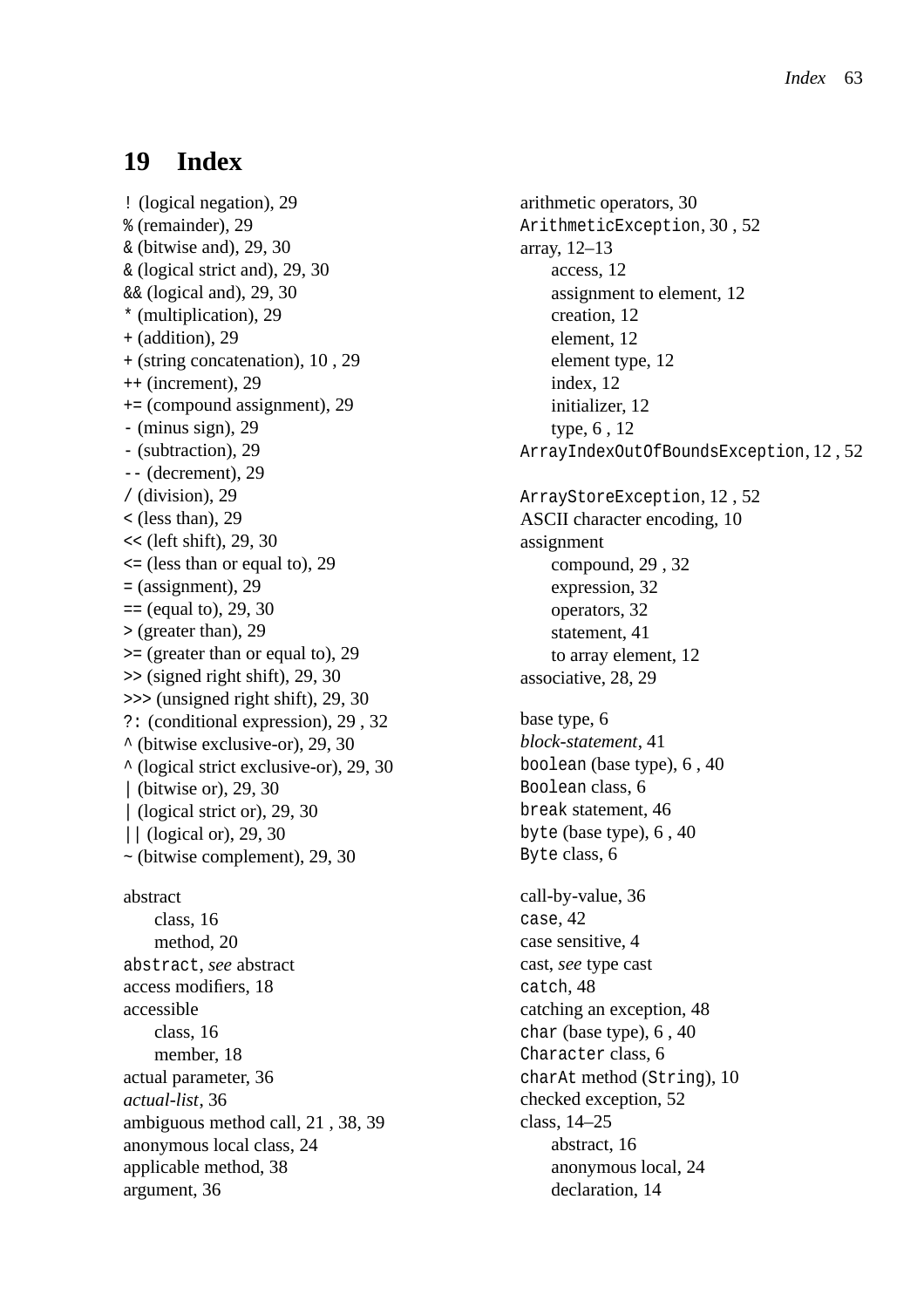## 19 Index

`!` (logical negation), 29
`%` (remainder), 29
`&` (bitwise and), 29, 30
`&` (logical strict and), 29, 30
`&&` (logical and), 29, 30
`*` (multiplication), 29
`+` (addition), 29
`+` (string concatenation), 10 , 29
`++` (increment), 29
`+=` (compound assignment), 29
`-` (minus sign), 29
`-` (subtraction), 29
`--` (decrement), 29
`/` (division), 29
`<` (less than), 29
`<<` (left shift), 29, 30
`<=` (less than or equal to), 29
`=` (assignment), 29
`==` (equal to), 29, 30
`>` (greater than), 29
`>=` (greater than or equal to), 29
`>>` (signed right shift), 29, 30
`>>>` (unsigned right shift), 29, 30
`?:` (conditional expression), 29 , 32
`^` (bitwise exclusive-or), 29, 30
`^` (logical strict exclusive-or), 29, 30
`|` (bitwise or), 29, 30
`|` (logical strict or), 29, 30
`||` (logical or), 29, 30
`~` (bitwise complement), 29, 30

abstract
  class, 16
  method, 20
`abstract`, *see* abstract
access modifiers, 18
accessible
  class, 16
  member, 18
actual parameter, 36
*actual-list*, 36
ambiguous method call, 21 , 38, 39
anonymous local class, 24
applicable method, 38
argument, 36
arithmetic operators, 30
`ArithmeticException`, 30 , 52
array, 12–13
  access, 12
  assignment to element, 12
  creation, 12
  element, 12
  element type, 12
  index, 12
  initializer, 12
  type, 6 , 12
`ArrayIndexOutOfBoundsException`, 12 , 52
`ArrayStoreException`, 12 , 52
ASCII character encoding, 10
assignment
  compound, 29 , 32
  expression, 32
  operators, 32
  statement, 41
  to array element, 12
associative, 28, 29

base type, 6
*block-statement*, 41
`boolean` (base type), 6 , 40
`Boolean` class, 6
`break` statement, 46
`byte` (base type), 6 , 40
`Byte` class, 6

call-by-value, 36
`case`, 42
case sensitive, 4
cast, *see* type cast
`catch`, 48
catching an exception, 48
`char` (base type), 6 , 40
`Character` class, 6
`charAt` method (`String`), 10
checked exception, 52
class, 14–25
  abstract, 16
  anonymous local, 24
  declaration, 14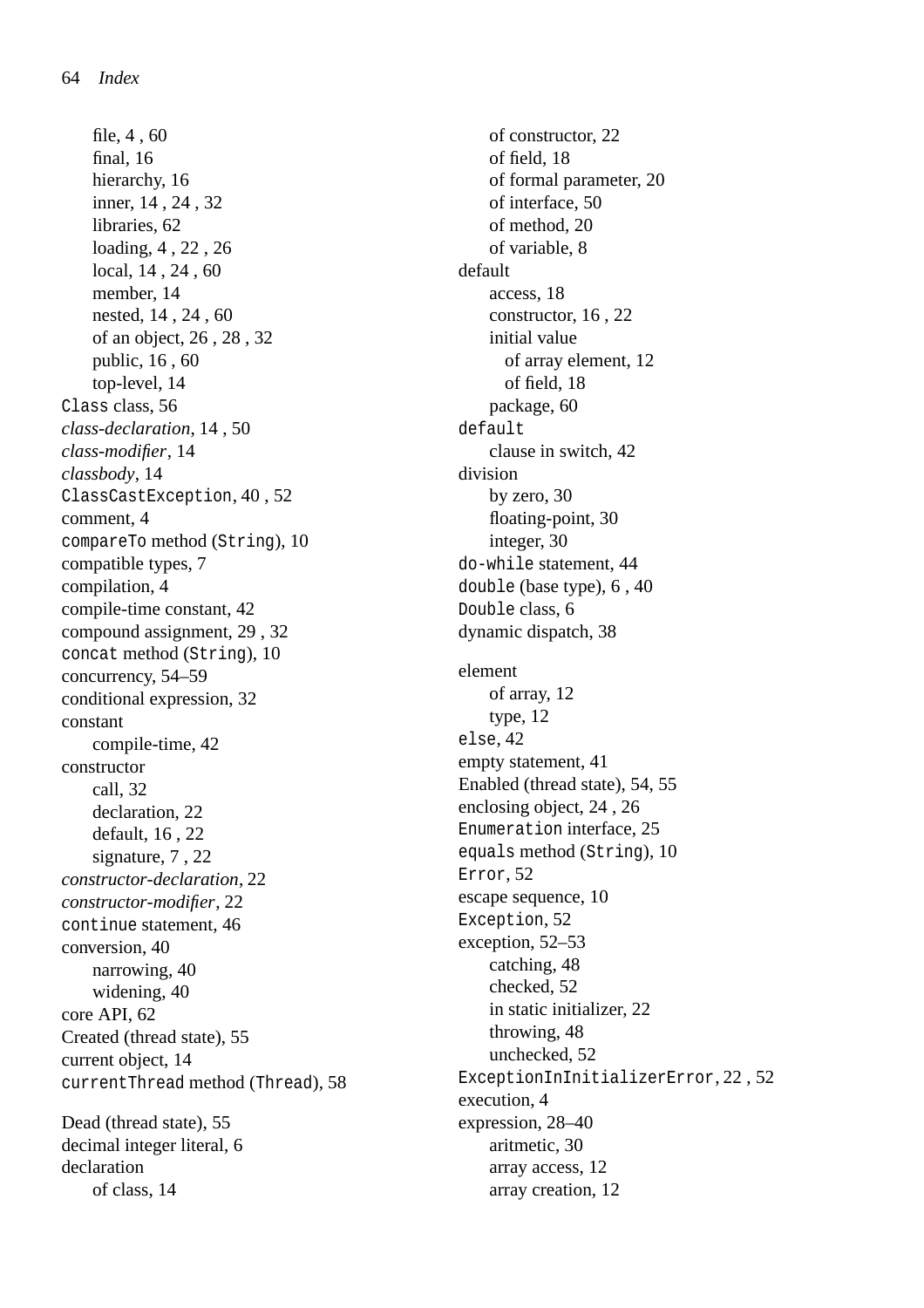- file, 4 , 60
- final, 16
- hierarchy, 16
- inner, 14 , 24 , 32
- libraries, 62
- loading, 4 , 22 , 26
- local, 14 , 24 , 60
- member, 14
- nested, 14 , 24 , 60
- of an object, 26 , 28 , 32
- public, 16 , 60
- top-level, 14

`Class` class, 56
*class-declaration*, 14 , 50
*class-modifier*, 14
*classbody*, 14
`ClassCastException`, 40 , 52
comment, 4
`compareTo` method (`String`), 10
compatible types, 7
compilation, 4
compile-time constant, 42
compound assignment, 29 , 32
`concat` method (`String`), 10
concurrency, 54–59
conditional expression, 32
constant
- compile-time, 42

constructor
- call, 32
- declaration, 22
- default, 16 , 22
- signature, 7 , 22

*constructor-declaration*, 22
*constructor-modifier*, 22
`continue` statement, 46
conversion, 40
- narrowing, 40
- widening, 40

core API, 62
Created (thread state), 55
current object, 14
`currentThread` method (`Thread`), 58

Dead (thread state), 55
decimal integer literal, 6
declaration
- of class, 14
- of constructor, 22
- of field, 18
- of formal parameter, 20
- of interface, 50
- of method, 20
- of variable, 8

default
- access, 18
- constructor, 16 , 22
- initial value
  - of array element, 12
  - of field, 18
- package, 60

`default`
- clause in switch, 42

division
- by zero, 30
- floating-point, 30
- integer, 30

`do-while` statement, 44
`double` (base type), 6 , 40
`Double` class, 6
dynamic dispatch, 38

element
- of array, 12
- type, 12

`else`, 42
empty statement, 41
Enabled (thread state), 54, 55
enclosing object, 24 , 26
`Enumeration` interface, 25
`equals` method (`String`), 10
`Error`, 52
escape sequence, 10
`Exception`, 52
exception, 52–53
- catching, 48
- checked, 52
- in static initializer, 22
- throwing, 48
- unchecked, 52

`ExceptionInInitializerError`, 22 , 52
execution, 4
expression, 28–40
- aritmetic, 30
- array access, 12
- array creation, 12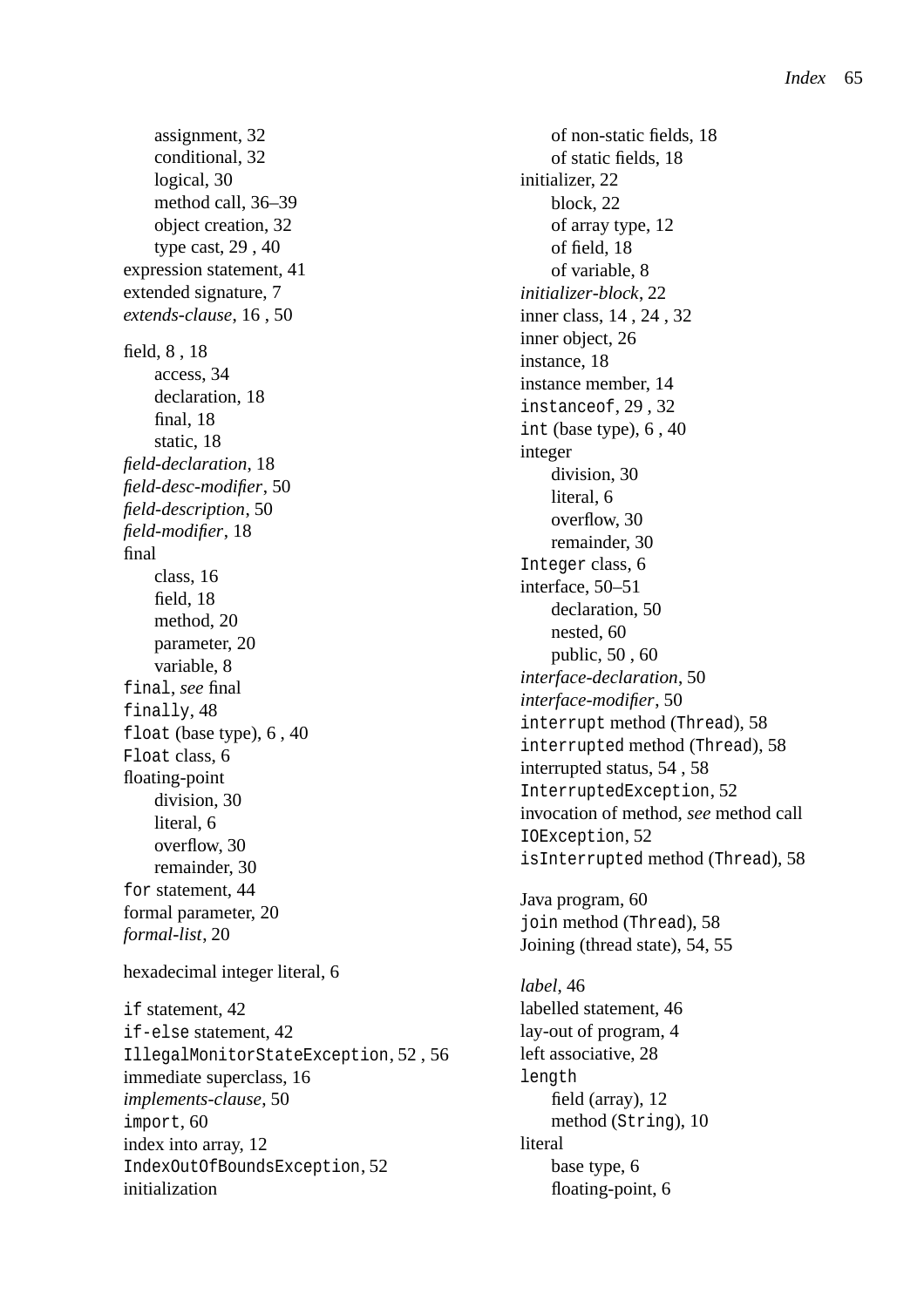- assignment, 32
- conditional, 32
- logical, 30
- method call, 36–39
- object creation, 32
- type cast, 29 , 40

expression statement, 41
extended signature, 7
*extends-clause*, 16 , 50

field, 8 , 18
- access, 34
- declaration, 18
- final, 18
- static, 18

*field-declaration*, 18
*field-desc-modifier*, 50
*field-description*, 50
*field-modifier*, 18
final
- class, 16
- field, 18
- method, 20
- parameter, 20
- variable, 8

`final`, *see* final
`finally`, 48
`float` (base type), 6 , 40
`Float` class, 6
floating-point
- division, 30
- literal, 6
- overflow, 30
- remainder, 30

`for` statement, 44
formal parameter, 20
*formal-list*, 20

hexadecimal integer literal, 6

`if` statement, 42
`if-else` statement, 42
`IllegalMonitorStateException`, 52 , 56
immediate superclass, 16
*implements-clause*, 50
`import`, 60
index into array, 12
`IndexOutOfBoundsException`, 52
initialization
- of non-static fields, 18
- of static fields, 18

initializer, 22
- block, 22
- of array type, 12
- of field, 18
- of variable, 8

*initializer-block*, 22
inner class, 14 , 24 , 32
inner object, 26
instance, 18
instance member, 14
`instanceof`, 29 , 32
`int` (base type), 6 , 40
integer
- division, 30
- literal, 6
- overflow, 30
- remainder, 30

`Integer` class, 6
interface, 50–51
- declaration, 50
- nested, 60
- public, 50 , 60

*interface-declaration*, 50
*interface-modifier*, 50
`interrupt` method (`Thread`), 58
`interrupted` method (`Thread`), 58
interrupted status, 54 , 58
`InterruptedException`, 52
invocation of method, *see* method call
`IOException`, 52
`isInterrupted` method (`Thread`), 58

Java program, 60
`join` method (`Thread`), 58
Joining (thread state), 54, 55

*label*, 46
labelled statement, 46
lay-out of program, 4
left associative, 28
`length`
- field (array), 12
- method (`String`), 10

literal
- base type, 6
- floating-point, 6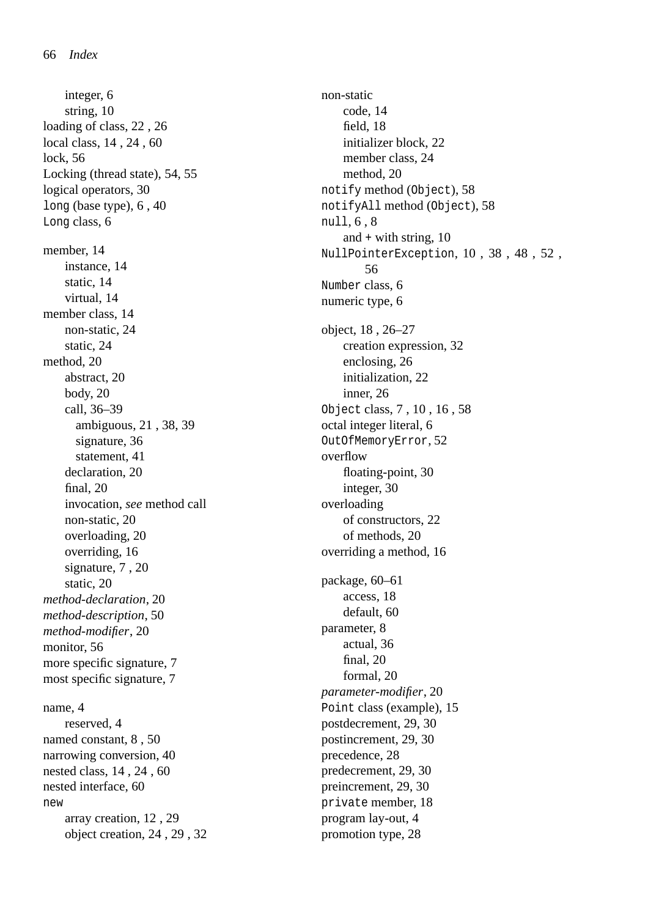integer, 6
string, 10
loading of class, 22 , 26
local class, 14 , 24 , 60
lock, 56
Locking (thread state), 54, 55
logical operators, 30
`long` (base type), 6 , 40
`Long` class, 6

member, 14
instance, 14
static, 14
virtual, 14
member class, 14
non-static, 24
static, 24
method, 20
abstract, 20
body, 20
call, 36–39
ambiguous, 21 , 38, 39
signature, 36
statement, 41
declaration, 20
final, 20
invocation, *see* method call
non-static, 20
overloading, 20
overriding, 16
signature, 7 , 20
static, 20
*method-declaration*, 20
*method-description*, 50
*method-modifier*, 20
monitor, 56
more specific signature, 7
most specific signature, 7

name, 4
reserved, 4
named constant, 8 , 50
narrowing conversion, 40
nested class, 14 , 24 , 60
nested interface, 60
`new`
array creation, 12 , 29
object creation, 24 , 29 , 32

non-static
code, 14
field, 18
initializer block, 22
member class, 24
method, 20
`notify` method (`Object`), 58
`notifyAll` method (`Object`), 58
`null`, 6 , 8
and + with string, 10
`NullPointerException`, 10 , 38 , 48 , 52 , 56
`Number` class, 6
numeric type, 6

object, 18 , 26–27
creation expression, 32
enclosing, 26
initialization, 22
inner, 26
`Object` class, 7 , 10 , 16 , 58
octal integer literal, 6
`OutOfMemoryError`, 52
overflow
floating-point, 30
integer, 30
overloading
of constructors, 22
of methods, 20
overriding a method, 16

package, 60–61
access, 18
default, 60
parameter, 8
actual, 36
final, 20
formal, 20
*parameter-modifier*, 20
`Point` class (example), 15
postdecrement, 29, 30
postincrement, 29, 30
precedence, 28
predecrement, 29, 30
preincrement, 29, 30
`private` member, 18
program lay-out, 4
promotion type, 28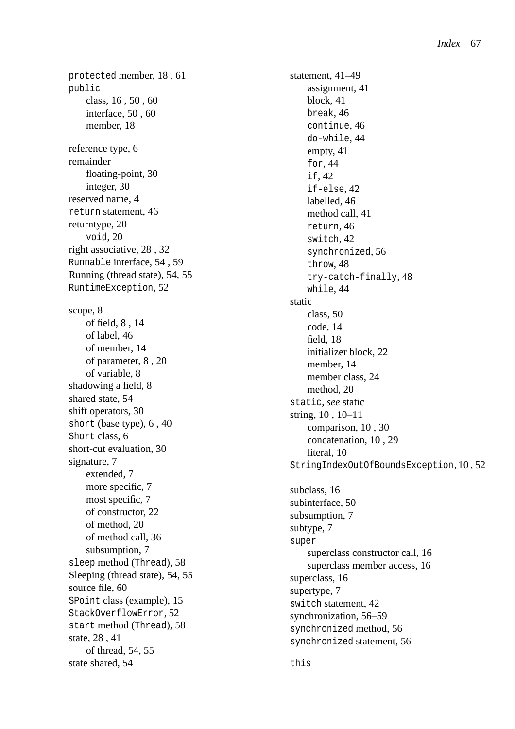`protected` member, 18 , 61
`public`
- class, 16 , 50 , 60
- interface, 50 , 60
- member, 18

reference type, 6
remainder
- floating-point, 30
- integer, 30

reserved name, 4
`return` statement, 46
returntype, 20
- `void`, 20

right associative, 28 , 32
`Runnable` interface, 54 , 59
Running (thread state), 54, 55
`RuntimeException`, 52

scope, 8
- of field, 8 , 14
- of label, 46
- of member, 14
- of parameter, 8 , 20
- of variable, 8

shadowing a field, 8
shared state, 54
shift operators, 30
`short` (base type), 6 , 40
`Short` class, 6
short-cut evaluation, 30
signature, 7
- extended, 7
- more specific, 7
- most specific, 7
- of constructor, 22
- of method, 20
- of method call, 36
- subsumption, 7

`sleep` method (`Thread`), 58
Sleeping (thread state), 54, 55
source file, 60
`SPoint` class (example), 15
`StackOverflowError`, 52
`start` method (`Thread`), 58
state, 28 , 41
- of thread, 54, 55

state shared, 54

statement, 41–49
- assignment, 41
- block, 41
- `break`, 46
- `continue`, 46
- `do-while`, 44
- empty, 41
- `for`, 44
- `if`, 42
- `if-else`, 42
- labelled, 46
- method call, 41
- `return`, 46
- `switch`, 42
- `synchronized`, 56
- `throw`, 48
- `try-catch-finally`, 48
- `while`, 44

static
- class, 50
- code, 14
- field, 18
- initializer block, 22
- member, 14
- member class, 24
- method, 20

`static`, *see* static
string, 10 , 10–11
- comparison, 10 , 30
- concatenation, 10 , 29
- literal, 10

`StringIndexOutOfBoundsException`, 10 , 52

subclass, 16
subinterface, 50
subsumption, 7
subtype, 7
`super`
- superclass constructor call, 16
- superclass member access, 16

superclass, 16
supertype, 7
`switch` statement, 42
synchronization, 56–59
`synchronized` method, 56
`synchronized` statement, 56

`this`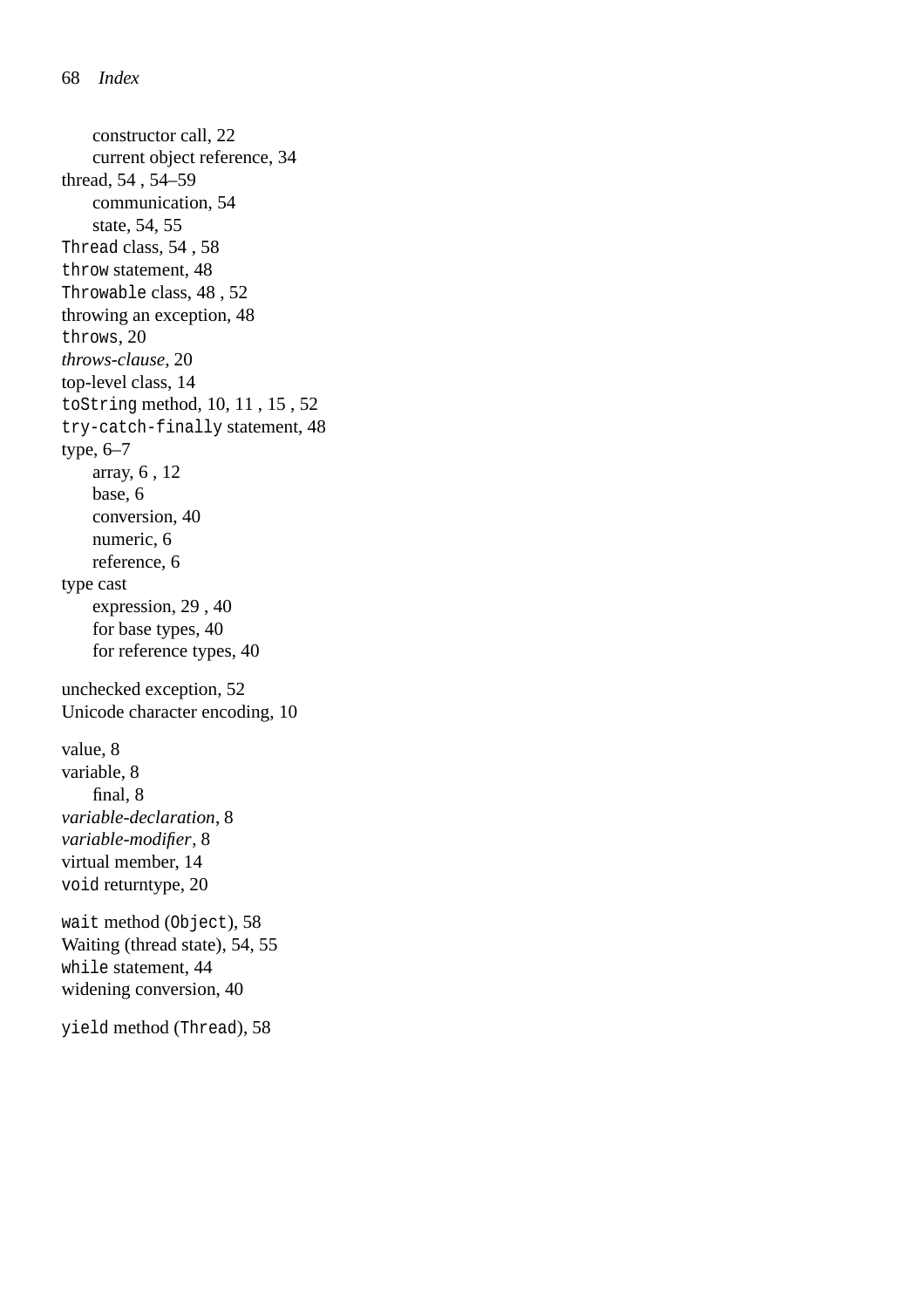constructor call, 22
current object reference, 34

thread, 54 , 54–59
communication, 54
state, 54, 55

`Thread` class, 54 , 58

`throw` statement, 48

`Throwable` class, 48 , 52

throwing an exception, 48

`throws`, 20

*throws-clause*, 20

top-level class, 14

`toString` method, 10, 11 , 15 , 52

`try-catch-finally` statement, 48

type, 6–7
array, 6 , 12
base, 6
conversion, 40
numeric, 6
reference, 6

type cast
expression, 29 , 40
for base types, 40
for reference types, 40

unchecked exception, 52

Unicode character encoding, 10

value, 8

variable, 8
final, 8

*variable-declaration*, 8

*variable-modifier*, 8

virtual member, 14

`void` returntype, 20

`wait` method (`Object`), 58

Waiting (thread state), 54, 55

`while` statement, 44

widening conversion, 40

`yield` method (`Thread`), 58